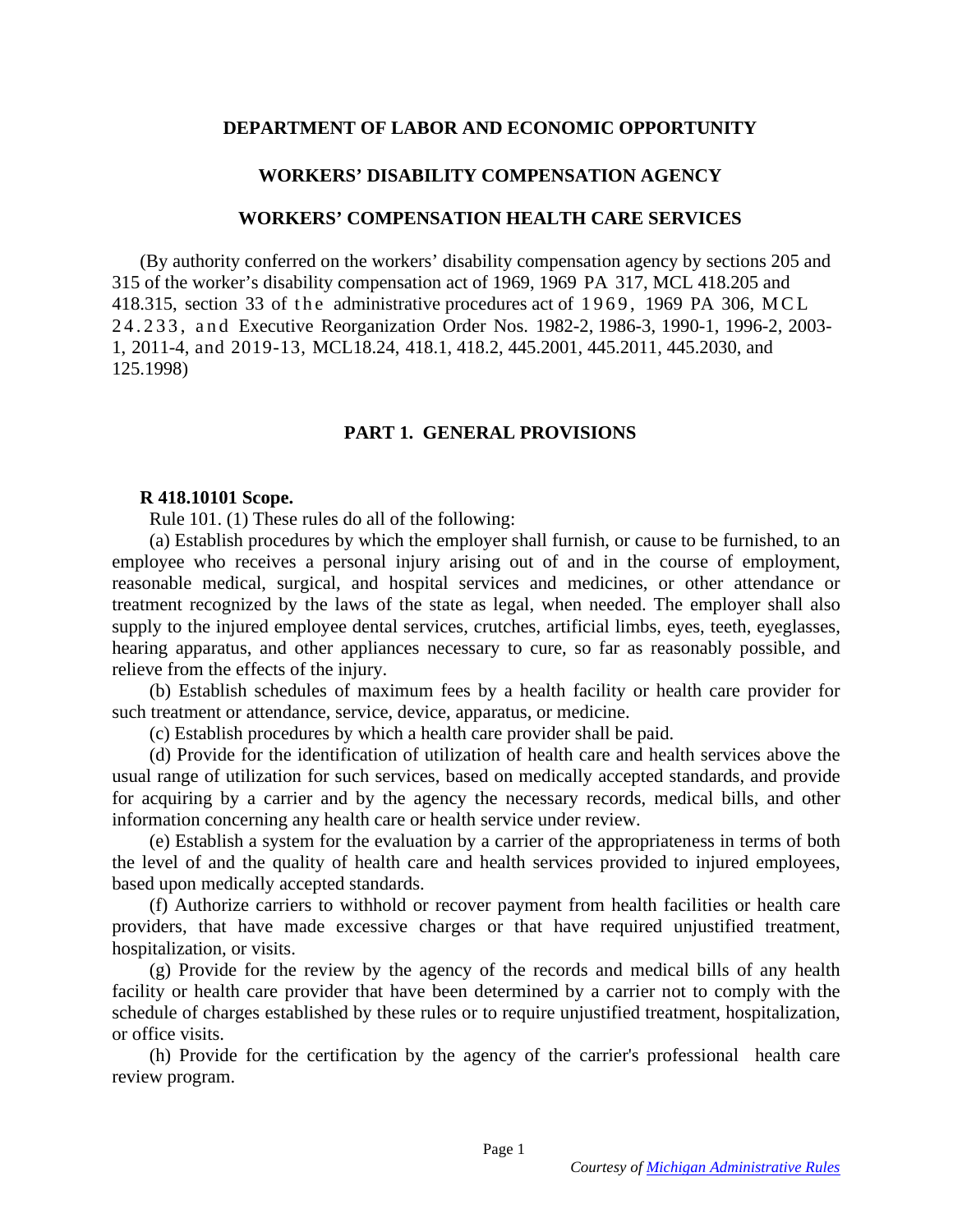# DEPARTMENT OF LABOR AND ECONOMIC OPPORTUNITY

## WORKERS' DISABILITY COMPENSATION AGENCY

## WORKERS' COMPENSATION HEALTH CARE SERVICES

(By authority conferred on the workers' disability compensation agency by sections 205 and 315 of the worker's disability compensation act of 1969, 1969 PA 317, MCL 418.205 and 418.315, section 33 of the administrative procedures act of 1969, 1969 PA 306, MCL 24.233, and Executive Reorganization Order Nos. 1982-2, 1986-3, 1990-1, 1996-2, 2003-1, 2011-4, and 2019-13, MCL18.24, 418.1, 418.2, 445.2001, 445.2011, 445.2030, and 125.1998)

### PART 1. GENERAL PROVISIONS

**R 418.10101 Scope.**

Rule 101. (1) These rules do all of the following:

(a) Establish procedures by which the employer shall furnish, or cause to be furnished, to an employee who receives a personal injury arising out of and in the course of employment, reasonable medical, surgical, and hospital services and medicines, or other attendance or treatment recognized by the laws of the state as legal, when needed. The employer shall also supply to the injured employee dental services, crutches, artificial limbs, eyes, teeth, eyeglasses, hearing apparatus, and other appliances necessary to cure, so far as reasonably possible, and relieve from the effects of the injury.

(b) Establish schedules of maximum fees by a health facility or health care provider for such treatment or attendance, service, device, apparatus, or medicine.

(c) Establish procedures by which a health care provider shall be paid.

(d) Provide for the identification of utilization of health care and health services above the usual range of utilization for such services, based on medically accepted standards, and provide for acquiring by a carrier and by the agency the necessary records, medical bills, and other information concerning any health care or health service under review.

(e) Establish a system for the evaluation by a carrier of the appropriateness in terms of both the level of and the quality of health care and health services provided to injured employees, based upon medically accepted standards.

(f) Authorize carriers to withhold or recover payment from health facilities or health care providers, that have made excessive charges or that have required unjustified treatment, hospitalization, or visits.

(g) Provide for the review by the agency of the records and medical bills of any health facility or health care provider that have been determined by a carrier not to comply with the schedule of charges established by these rules or to require unjustified treatment, hospitalization, or office visits.

(h) Provide for the certification by the agency of the carrier's professional health care review program.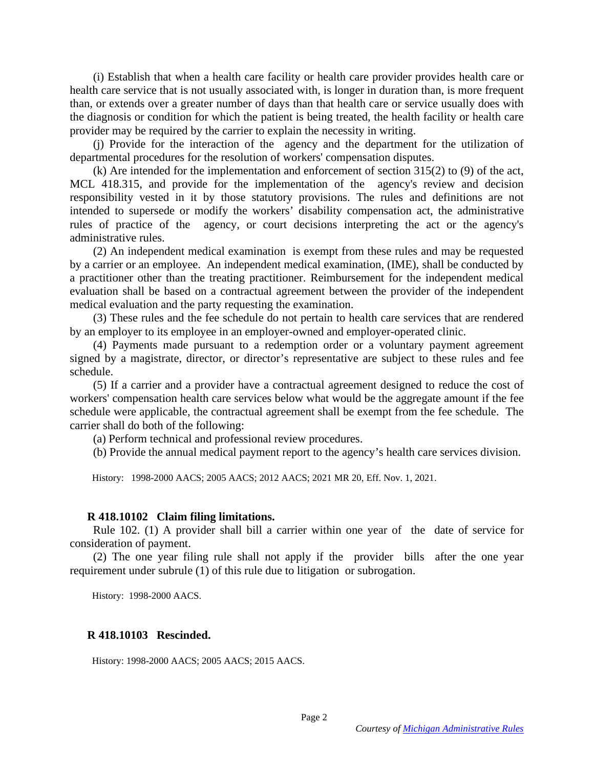(i) Establish that when a health care facility or health care provider provides health care or health care service that is not usually associated with, is longer in duration than, is more frequent than, or extends over a greater number of days than that health care or service usually does with the diagnosis or condition for which the patient is being treated, the health facility or health care provider may be required by the carrier to explain the necessity in writing.

(j) Provide for the interaction of the agency and the department for the utilization of departmental procedures for the resolution of workers' compensation disputes.

(k) Are intended for the implementation and enforcement of section 315(2) to (9) of the act, MCL 418.315, and provide for the implementation of the agency's review and decision responsibility vested in it by those statutory provisions. The rules and definitions are not intended to supersede or modify the workers' disability compensation act, the administrative rules of practice of the agency, or court decisions interpreting the act or the agency's administrative rules.

(2) An independent medical examination is exempt from these rules and may be requested by a carrier or an employee. An independent medical examination, (IME), shall be conducted by a practitioner other than the treating practitioner. Reimbursement for the independent medical evaluation shall be based on a contractual agreement between the provider of the independent medical evaluation and the party requesting the examination.

(3) These rules and the fee schedule do not pertain to health care services that are rendered by an employer to its employee in an employer-owned and employer-operated clinic.

(4) Payments made pursuant to a redemption order or a voluntary payment agreement signed by a magistrate, director, or director's representative are subject to these rules and fee schedule.

(5) If a carrier and a provider have a contractual agreement designed to reduce the cost of workers' compensation health care services below what would be the aggregate amount if the fee schedule were applicable, the contractual agreement shall be exempt from the fee schedule. The carrier shall do both of the following:

(a) Perform technical and professional review procedures.

(b) Provide the annual medical payment report to the agency's health care services division.

History: 1998-2000 AACS; 2005 AACS; 2012 AACS; 2021 MR 20, Eff. Nov. 1, 2021.

**R 418.10102 Claim filing limitations.**

Rule 102. (1) A provider shall bill a carrier within one year of the date of service for consideration of payment.

(2) The one year filing rule shall not apply if the provider bills after the one year requirement under subrule (1) of this rule due to litigation or subrogation.

History: 1998-2000 AACS.

**R 418.10103 Rescinded.**

History: 1998-2000 AACS; 2005 AACS; 2015 AACS.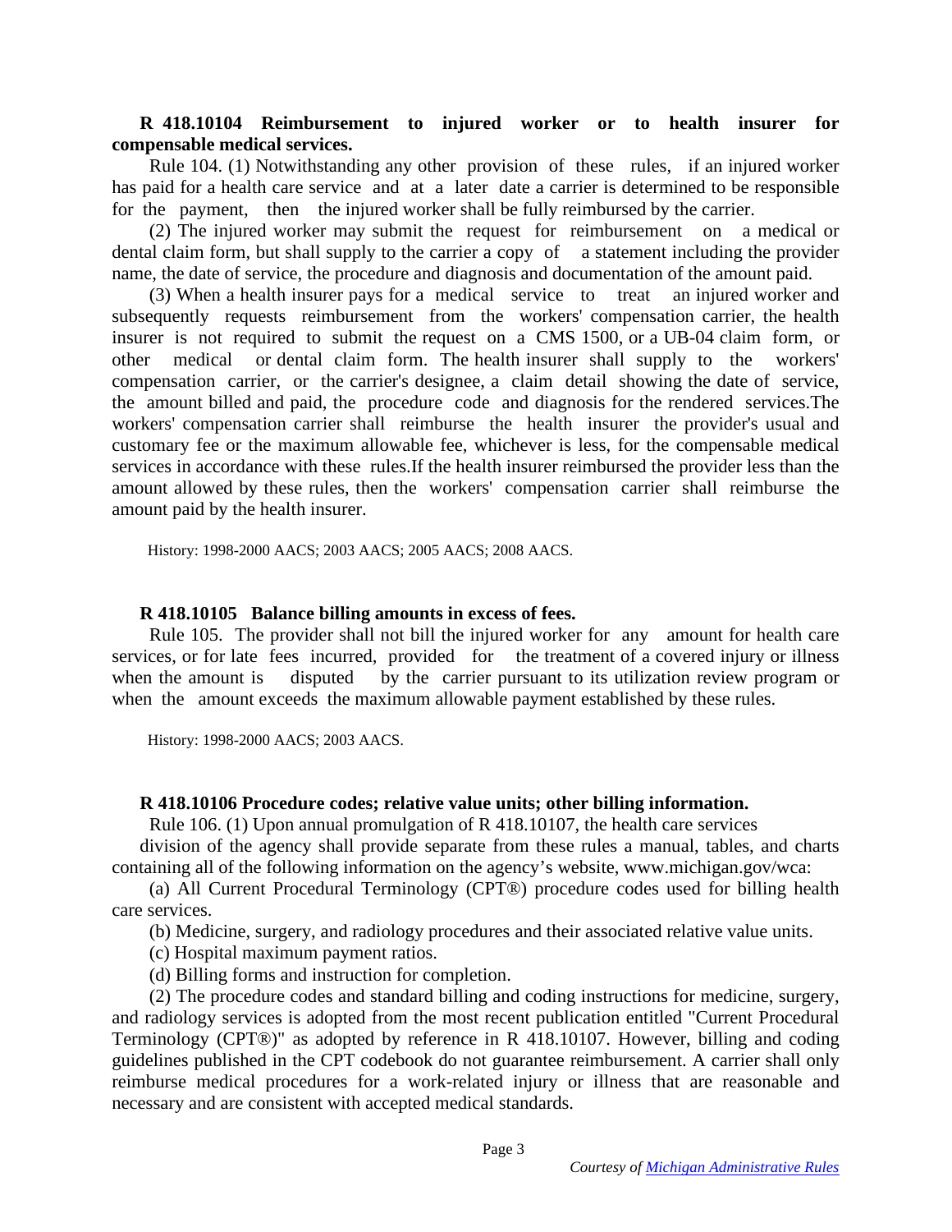**R 418.10104 Reimbursement to injured worker or to health insurer for compensable medical services.**

Rule 104. (1) Notwithstanding any other provision of these rules, if an injured worker has paid for a health care service and at a later date a carrier is determined to be responsible for the payment, then the injured worker shall be fully reimbursed by the carrier.

(2) The injured worker may submit the request for reimbursement on a medical or dental claim form, but shall supply to the carrier a copy of a statement including the provider name, the date of service, the procedure and diagnosis and documentation of the amount paid.

(3) When a health insurer pays for a medical service to treat an injured worker and subsequently requests reimbursement from the workers' compensation carrier, the health insurer is not required to submit the request on a CMS 1500, or a UB-04 claim form, or other medical or dental claim form. The health insurer shall supply to the workers' compensation carrier, or the carrier's designee, a claim detail showing the date of service, the amount billed and paid, the procedure code and diagnosis for the rendered services.The workers' compensation carrier shall reimburse the health insurer the provider's usual and customary fee or the maximum allowable fee, whichever is less, for the compensable medical services in accordance with these rules.If the health insurer reimbursed the provider less than the amount allowed by these rules, then the workers' compensation carrier shall reimburse the amount paid by the health insurer.

History: 1998-2000 AACS; 2003 AACS; 2005 AACS; 2008 AACS.

**R 418.10105 Balance billing amounts in excess of fees.**

Rule 105. The provider shall not bill the injured worker for any amount for health care services, or for late fees incurred, provided for the treatment of a covered injury or illness when the amount is disputed by the carrier pursuant to its utilization review program or when the amount exceeds the maximum allowable payment established by these rules.

History: 1998-2000 AACS; 2003 AACS.

**R 418.10106 Procedure codes; relative value units; other billing information.**

Rule 106. (1) Upon annual promulgation of R 418.10107, the health care services division of the agency shall provide separate from these rules a manual, tables, and charts containing all of the following information on the agency's website, www.michigan.gov/wca:

(a) All Current Procedural Terminology (CPT®) procedure codes used for billing health care services.

(b) Medicine, surgery, and radiology procedures and their associated relative value units.

(c) Hospital maximum payment ratios.

(d) Billing forms and instruction for completion.

(2) The procedure codes and standard billing and coding instructions for medicine, surgery, and radiology services is adopted from the most recent publication entitled "Current Procedural Terminology (CPT®)" as adopted by reference in R 418.10107. However, billing and coding guidelines published in the CPT codebook do not guarantee reimbursement. A carrier shall only reimburse medical procedures for a work-related injury or illness that are reasonable and necessary and are consistent with accepted medical standards.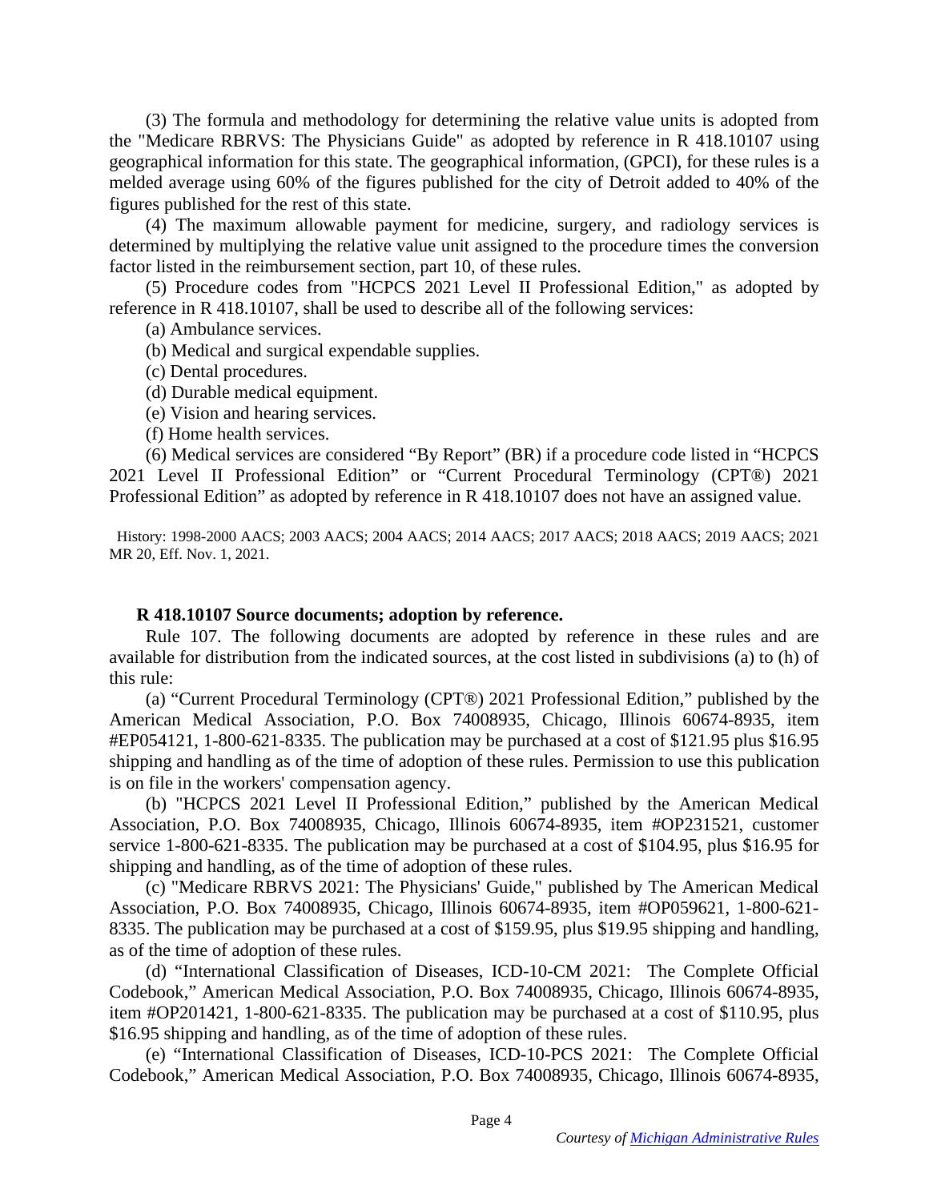(3) The formula and methodology for determining the relative value units is adopted from the "Medicare RBRVS: The Physicians Guide" as adopted by reference in R 418.10107 using geographical information for this state. The geographical information, (GPCI), for these rules is a melded average using 60% of the figures published for the city of Detroit added to 40% of the figures published for the rest of this state.

(4) The maximum allowable payment for medicine, surgery, and radiology services is determined by multiplying the relative value unit assigned to the procedure times the conversion factor listed in the reimbursement section, part 10, of these rules.

(5) Procedure codes from "HCPCS 2021 Level II Professional Edition," as adopted by reference in R 418.10107, shall be used to describe all of the following services:

(a) Ambulance services.

(b) Medical and surgical expendable supplies.

(c) Dental procedures.

(d) Durable medical equipment.

(e) Vision and hearing services.

(f) Home health services.

(6) Medical services are considered "By Report" (BR) if a procedure code listed in "HCPCS 2021 Level II Professional Edition" or "Current Procedural Terminology (CPT®) 2021 Professional Edition" as adopted by reference in R 418.10107 does not have an assigned value.

History: 1998-2000 AACS; 2003 AACS; 2004 AACS; 2014 AACS; 2017 AACS; 2018 AACS; 2019 AACS; 2021 MR 20, Eff. Nov. 1, 2021.

**R 418.10107 Source documents; adoption by reference.**

Rule 107. The following documents are adopted by reference in these rules and are available for distribution from the indicated sources, at the cost listed in subdivisions (a) to (h) of this rule:

(a) "Current Procedural Terminology (CPT®) 2021 Professional Edition," published by the American Medical Association, P.O. Box 74008935, Chicago, Illinois 60674-8935, item #EP054121, 1-800-621-8335. The publication may be purchased at a cost of $121.95 plus $16.95 shipping and handling as of the time of adoption of these rules. Permission to use this publication is on file in the workers' compensation agency.

(b) "HCPCS 2021 Level II Professional Edition," published by the American Medical Association, P.O. Box 74008935, Chicago, Illinois 60674-8935, item #OP231521, customer service 1-800-621-8335. The publication may be purchased at a cost of $104.95, plus $16.95 for shipping and handling, as of the time of adoption of these rules.

(c) "Medicare RBRVS 2021: The Physicians' Guide," published by The American Medical Association, P.O. Box 74008935, Chicago, Illinois 60674-8935, item #OP059621, 1-800-621-8335. The publication may be purchased at a cost of $159.95, plus $19.95 shipping and handling, as of the time of adoption of these rules.

(d) "International Classification of Diseases, ICD-10-CM 2021: The Complete Official Codebook," American Medical Association, P.O. Box 74008935, Chicago, Illinois 60674-8935, item #OP201421, 1-800-621-8335. The publication may be purchased at a cost of $110.95, plus $16.95 shipping and handling, as of the time of adoption of these rules.

(e) "International Classification of Diseases, ICD-10-PCS 2021: The Complete Official Codebook," American Medical Association, P.O. Box 74008935, Chicago, Illinois 60674-8935,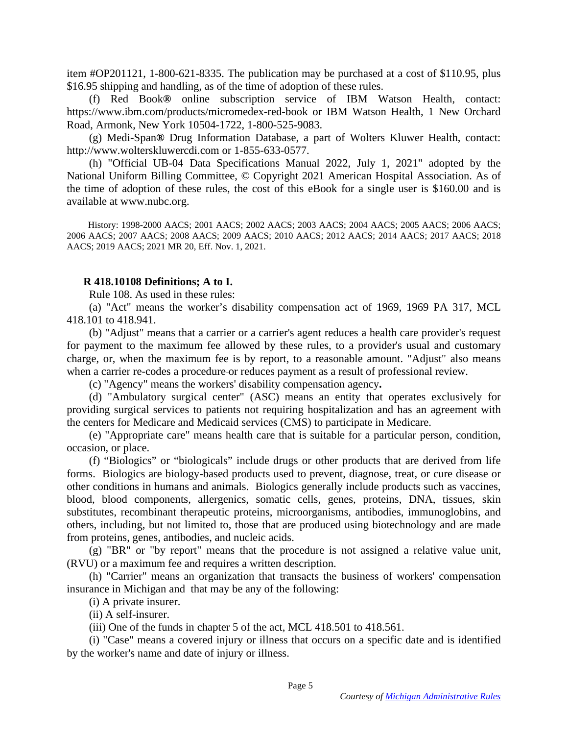item #OP201121, 1-800-621-8335. The publication may be purchased at a cost of $110.95, plus $16.95 shipping and handling, as of the time of adoption of these rules.

(f) Red Book® online subscription service of IBM Watson Health, contact: https://www.ibm.com/products/micromedex-red-book or IBM Watson Health, 1 New Orchard Road, Armonk, New York 10504-1722, 1-800-525-9083.

(g) Medi-Span® Drug Information Database, a part of Wolters Kluwer Health, contact: http://www.wolterskluwercdi.com or 1-855-633-0577.

(h) "Official UB-04 Data Specifications Manual 2022, July 1, 2021" adopted by the National Uniform Billing Committee, © Copyright 2021 American Hospital Association. As of the time of adoption of these rules, the cost of this eBook for a single user is $160.00 and is available at www.nubc.org.

History: 1998-2000 AACS; 2001 AACS; 2002 AACS; 2003 AACS; 2004 AACS; 2005 AACS; 2006 AACS; 2006 AACS; 2007 AACS; 2008 AACS; 2009 AACS; 2010 AACS; 2012 AACS; 2014 AACS; 2017 AACS; 2018 AACS; 2019 AACS; 2021 MR 20, Eff. Nov. 1, 2021.

**R 418.10108 Definitions; A to I.**

Rule 108. As used in these rules:

(a) "Act" means the worker's disability compensation act of 1969, 1969 PA 317, MCL 418.101 to 418.941.

(b) "Adjust" means that a carrier or a carrier's agent reduces a health care provider's request for payment to the maximum fee allowed by these rules, to a provider's usual and customary charge, or, when the maximum fee is by report, to a reasonable amount. "Adjust" also means when a carrier re-codes a procedure or reduces payment as a result of professional review.

(c) "Agency" means the workers' disability compensation agency**.**

(d) "Ambulatory surgical center" (ASC) means an entity that operates exclusively for providing surgical services to patients not requiring hospitalization and has an agreement with the centers for Medicare and Medicaid services (CMS) to participate in Medicare.

(e) "Appropriate care" means health care that is suitable for a particular person, condition, occasion, or place.

(f) "Biologics" or "biologicals" include drugs or other products that are derived from life forms. Biologics are biology-based products used to prevent, diagnose, treat, or cure disease or other conditions in humans and animals. Biologics generally include products such as vaccines, blood, blood components, allergenics, somatic cells, genes, proteins, DNA, tissues, skin substitutes, recombinant therapeutic proteins, microorganisms, antibodies, immunoglobins, and others, including, but not limited to, those that are produced using biotechnology and are made from proteins, genes, antibodies, and nucleic acids.

(g) "BR" or "by report" means that the procedure is not assigned a relative value unit, (RVU) or a maximum fee and requires a written description.

(h) "Carrier" means an organization that transacts the business of workers' compensation insurance in Michigan and that may be any of the following:

(i) A private insurer.

(ii) A self-insurer.

(iii) One of the funds in chapter 5 of the act, MCL 418.501 to 418.561.

(i) "Case" means a covered injury or illness that occurs on a specific date and is identified by the worker's name and date of injury or illness.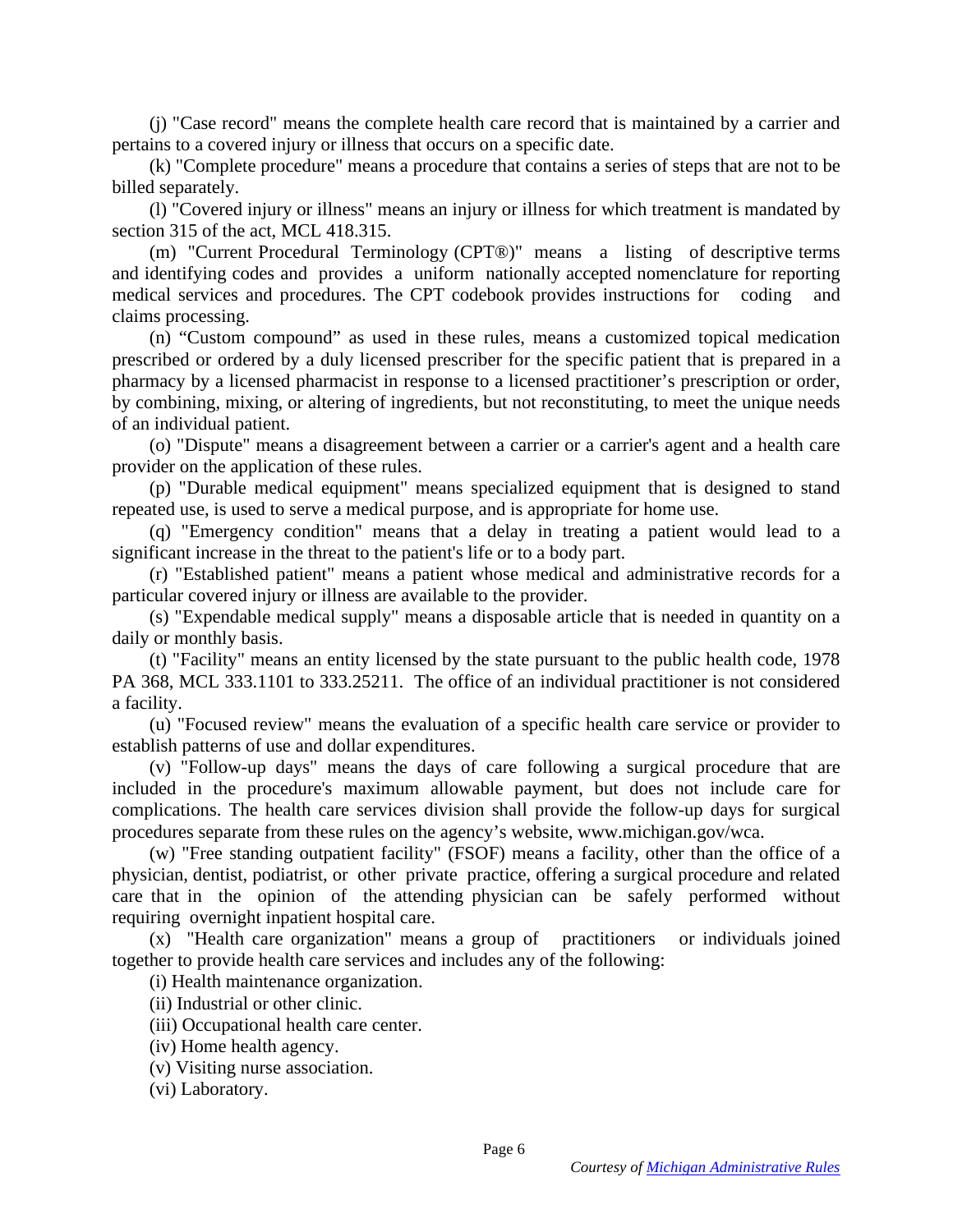(j) "Case record" means the complete health care record that is maintained by a carrier and pertains to a covered injury or illness that occurs on a specific date.

(k) "Complete procedure" means a procedure that contains a series of steps that are not to be billed separately.

(l) "Covered injury or illness" means an injury or illness for which treatment is mandated by section 315 of the act, MCL 418.315.

(m) "Current Procedural Terminology (CPT®)" means a listing of descriptive terms and identifying codes and provides a uniform nationally accepted nomenclature for reporting medical services and procedures. The CPT codebook provides instructions for coding and claims processing.

(n) "Custom compound" as used in these rules, means a customized topical medication prescribed or ordered by a duly licensed prescriber for the specific patient that is prepared in a pharmacy by a licensed pharmacist in response to a licensed practitioner's prescription or order, by combining, mixing, or altering of ingredients, but not reconstituting, to meet the unique needs of an individual patient.

(o) "Dispute" means a disagreement between a carrier or a carrier's agent and a health care provider on the application of these rules.

(p) "Durable medical equipment" means specialized equipment that is designed to stand repeated use, is used to serve a medical purpose, and is appropriate for home use.

(q) "Emergency condition" means that a delay in treating a patient would lead to a significant increase in the threat to the patient's life or to a body part.

(r) "Established patient" means a patient whose medical and administrative records for a particular covered injury or illness are available to the provider.

(s) "Expendable medical supply" means a disposable article that is needed in quantity on a daily or monthly basis.

(t) "Facility" means an entity licensed by the state pursuant to the public health code, 1978 PA 368, MCL 333.1101 to 333.25211. The office of an individual practitioner is not considered a facility.

(u) "Focused review" means the evaluation of a specific health care service or provider to establish patterns of use and dollar expenditures.

(v) "Follow-up days" means the days of care following a surgical procedure that are included in the procedure's maximum allowable payment, but does not include care for complications. The health care services division shall provide the follow-up days for surgical procedures separate from these rules on the agency's website, www.michigan.gov/wca.

(w) "Free standing outpatient facility" (FSOF) means a facility, other than the office of a physician, dentist, podiatrist, or other private practice, offering a surgical procedure and related care that in the opinion of the attending physician can be safely performed without requiring overnight inpatient hospital care.

(x) "Health care organization" means a group of practitioners or individuals joined together to provide health care services and includes any of the following:

(i) Health maintenance organization.

(ii) Industrial or other clinic.

(iii) Occupational health care center.

(iv) Home health agency.

(v) Visiting nurse association.

(vi) Laboratory.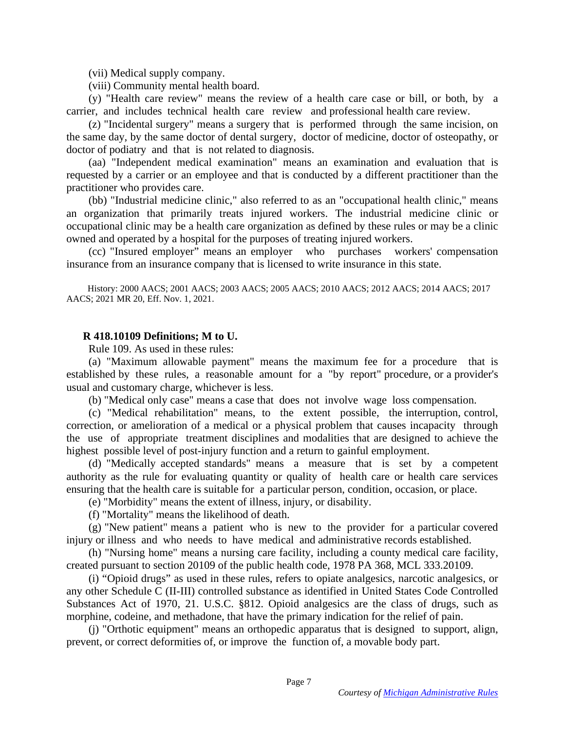(vii) Medical supply company.

(viii) Community mental health board.

(y) "Health care review" means the review of a health care case or bill, or both, by a carrier, and includes technical health care review and professional health care review.

(z) "Incidental surgery" means a surgery that is performed through the same incision, on the same day, by the same doctor of dental surgery, doctor of medicine, doctor of osteopathy, or doctor of podiatry and that is not related to diagnosis.

(aa) "Independent medical examination" means an examination and evaluation that is requested by a carrier or an employee and that is conducted by a different practitioner than the practitioner who provides care.

(bb) "Industrial medicine clinic," also referred to as an "occupational health clinic," means an organization that primarily treats injured workers. The industrial medicine clinic or occupational clinic may be a health care organization as defined by these rules or may be a clinic owned and operated by a hospital for the purposes of treating injured workers.

(cc) "Insured employer" means an employer who purchases workers' compensation insurance from an insurance company that is licensed to write insurance in this state.

History: 2000 AACS; 2001 AACS; 2003 AACS; 2005 AACS; 2010 AACS; 2012 AACS; 2014 AACS; 2017 AACS; 2021 MR 20, Eff. Nov. 1, 2021.

**R 418.10109 Definitions; M to U.**

Rule 109. As used in these rules:

(a) "Maximum allowable payment" means the maximum fee for a procedure that is established by these rules, a reasonable amount for a "by report" procedure, or a provider's usual and customary charge, whichever is less.

(b) "Medical only case" means a case that does not involve wage loss compensation.

(c) "Medical rehabilitation" means, to the extent possible, the interruption, control, correction, or amelioration of a medical or a physical problem that causes incapacity through the use of appropriate treatment disciplines and modalities that are designed to achieve the highest possible level of post-injury function and a return to gainful employment.

(d) "Medically accepted standards" means a measure that is set by a competent authority as the rule for evaluating quantity or quality of health care or health care services ensuring that the health care is suitable for a particular person, condition, occasion, or place.

(e) "Morbidity" means the extent of illness, injury, or disability.

(f) "Mortality" means the likelihood of death.

(g) "New patient" means a patient who is new to the provider for a particular covered injury or illness and who needs to have medical and administrative records established.

(h) "Nursing home" means a nursing care facility, including a county medical care facility, created pursuant to section 20109 of the public health code, 1978 PA 368, MCL 333.20109.

(i) "Opioid drugs" as used in these rules, refers to opiate analgesics, narcotic analgesics, or any other Schedule C (II-III) controlled substance as identified in United States Code Controlled Substances Act of 1970, 21. U.S.C. §812. Opioid analgesics are the class of drugs, such as morphine, codeine, and methadone, that have the primary indication for the relief of pain.

(j) "Orthotic equipment" means an orthopedic apparatus that is designed to support, align, prevent, or correct deformities of, or improve the function of, a movable body part.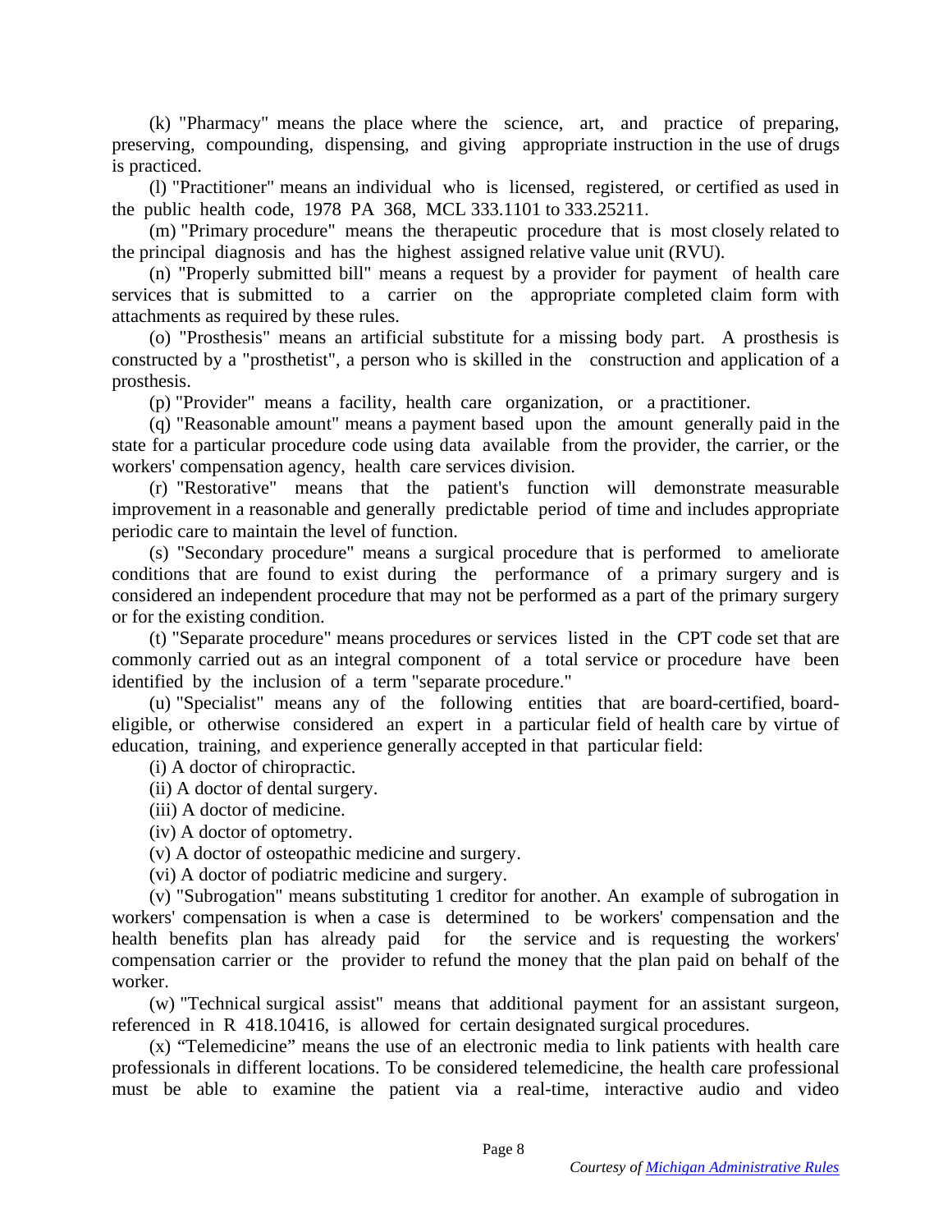(k) "Pharmacy" means the place where the science, art, and practice of preparing, preserving, compounding, dispensing, and giving appropriate instruction in the use of drugs is practiced.

(l) "Practitioner" means an individual who is licensed, registered, or certified as used in the public health code, 1978 PA 368, MCL 333.1101 to 333.25211.

(m) "Primary procedure" means the therapeutic procedure that is most closely related to the principal diagnosis and has the highest assigned relative value unit (RVU).

(n) "Properly submitted bill" means a request by a provider for payment of health care services that is submitted to a carrier on the appropriate completed claim form with attachments as required by these rules.

(o) "Prosthesis" means an artificial substitute for a missing body part. A prosthesis is constructed by a "prosthetist", a person who is skilled in the construction and application of a prosthesis.

(p) "Provider" means a facility, health care organization, or a practitioner.

(q) "Reasonable amount" means a payment based upon the amount generally paid in the state for a particular procedure code using data available from the provider, the carrier, or the workers' compensation agency, health care services division.

(r) "Restorative" means that the patient's function will demonstrate measurable improvement in a reasonable and generally predictable period of time and includes appropriate periodic care to maintain the level of function.

(s) "Secondary procedure" means a surgical procedure that is performed to ameliorate conditions that are found to exist during the performance of a primary surgery and is considered an independent procedure that may not be performed as a part of the primary surgery or for the existing condition.

(t) "Separate procedure" means procedures or services listed in the CPT code set that are commonly carried out as an integral component of a total service or procedure have been identified by the inclusion of a term "separate procedure."

(u) "Specialist" means any of the following entities that are board-certified, board-eligible, or otherwise considered an expert in a particular field of health care by virtue of education, training, and experience generally accepted in that particular field:

(i) A doctor of chiropractic.

(ii) A doctor of dental surgery.

(iii) A doctor of medicine.

(iv) A doctor of optometry.

(v) A doctor of osteopathic medicine and surgery.

(vi) A doctor of podiatric medicine and surgery.

(v) "Subrogation" means substituting 1 creditor for another. An example of subrogation in workers' compensation is when a case is determined to be workers' compensation and the health benefits plan has already paid for the service and is requesting the workers' compensation carrier or the provider to refund the money that the plan paid on behalf of the worker.

(w) "Technical surgical assist" means that additional payment for an assistant surgeon, referenced in R 418.10416, is allowed for certain designated surgical procedures.

(x) "Telemedicine" means the use of an electronic media to link patients with health care professionals in different locations. To be considered telemedicine, the health care professional must be able to examine the patient via a real-time, interactive audio and video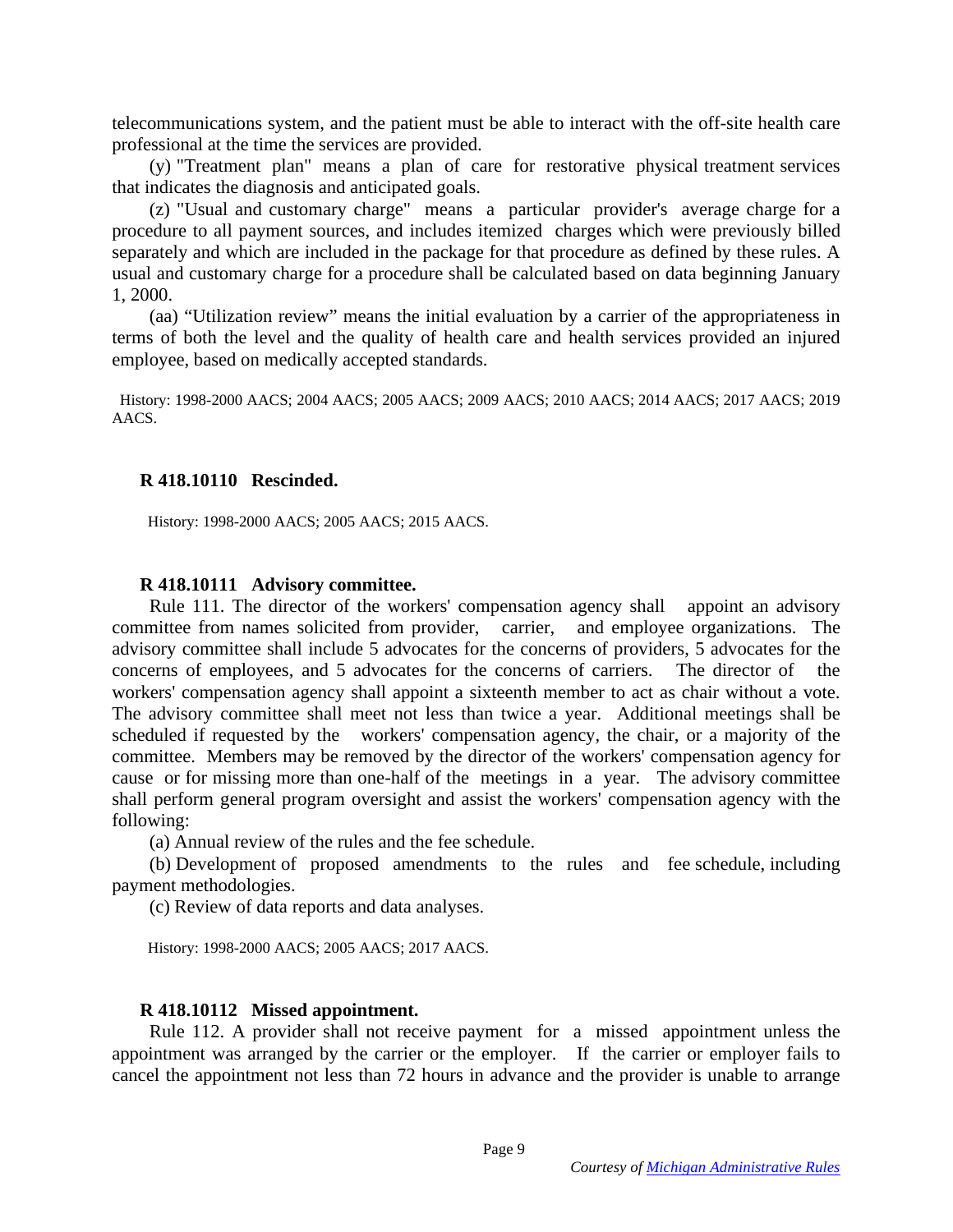telecommunications system, and the patient must be able to interact with the off-site health care professional at the time the services are provided.

(y) "Treatment plan" means a plan of care for restorative physical treatment services that indicates the diagnosis and anticipated goals.

(z) "Usual and customary charge" means a particular provider's average charge for a procedure to all payment sources, and includes itemized charges which were previously billed separately and which are included in the package for that procedure as defined by these rules. A usual and customary charge for a procedure shall be calculated based on data beginning January 1, 2000.

(aa) "Utilization review" means the initial evaluation by a carrier of the appropriateness in terms of both the level and the quality of health care and health services provided an injured employee, based on medically accepted standards.

History: 1998-2000 AACS; 2004 AACS; 2005 AACS; 2009 AACS; 2010 AACS; 2014 AACS; 2017 AACS; 2019 AACS.

**R 418.10110 Rescinded.**

History: 1998-2000 AACS; 2005 AACS; 2015 AACS.

**R 418.10111 Advisory committee.**

Rule 111. The director of the workers' compensation agency shall appoint an advisory committee from names solicited from provider, carrier, and employee organizations. The advisory committee shall include 5 advocates for the concerns of providers, 5 advocates for the concerns of employees, and 5 advocates for the concerns of carriers. The director of the workers' compensation agency shall appoint a sixteenth member to act as chair without a vote. The advisory committee shall meet not less than twice a year. Additional meetings shall be scheduled if requested by the workers' compensation agency, the chair, or a majority of the committee. Members may be removed by the director of the workers' compensation agency for cause or for missing more than one-half of the meetings in a year. The advisory committee shall perform general program oversight and assist the workers' compensation agency with the following:

(a) Annual review of the rules and the fee schedule.

(b) Development of proposed amendments to the rules and fee schedule, including payment methodologies.

(c) Review of data reports and data analyses.

History: 1998-2000 AACS; 2005 AACS; 2017 AACS.

**R 418.10112 Missed appointment.**

Rule 112. A provider shall not receive payment for a missed appointment unless the appointment was arranged by the carrier or the employer. If the carrier or employer fails to cancel the appointment not less than 72 hours in advance and the provider is unable to arrange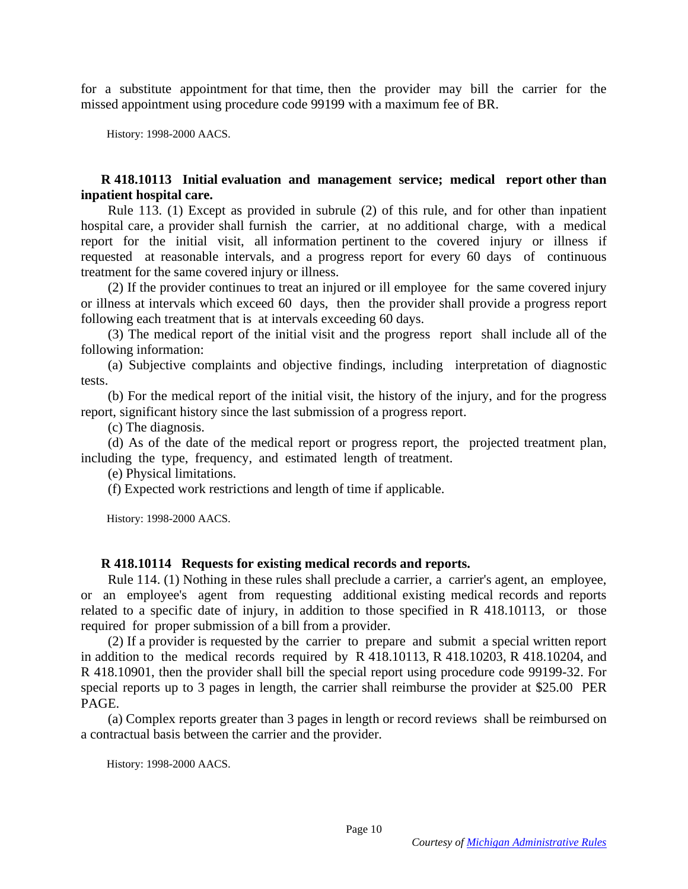for a substitute appointment for that time, then the provider may bill the carrier for the missed appointment using procedure code 99199 with a maximum fee of BR.

History: 1998-2000 AACS.

**R 418.10113 Initial evaluation and management service; medical report other than inpatient hospital care.**

Rule 113. (1) Except as provided in subrule (2) of this rule, and for other than inpatient hospital care, a provider shall furnish the carrier, at no additional charge, with a medical report for the initial visit, all information pertinent to the covered injury or illness if requested at reasonable intervals, and a progress report for every 60 days of continuous treatment for the same covered injury or illness.

(2) If the provider continues to treat an injured or ill employee for the same covered injury or illness at intervals which exceed 60 days, then the provider shall provide a progress report following each treatment that is at intervals exceeding 60 days.

(3) The medical report of the initial visit and the progress report shall include all of the following information:

(a) Subjective complaints and objective findings, including interpretation of diagnostic tests.

(b) For the medical report of the initial visit, the history of the injury, and for the progress report, significant history since the last submission of a progress report.

(c) The diagnosis.

(d) As of the date of the medical report or progress report, the projected treatment plan, including the type, frequency, and estimated length of treatment.

(e) Physical limitations.

(f) Expected work restrictions and length of time if applicable.

History: 1998-2000 AACS.

**R 418.10114 Requests for existing medical records and reports.**

Rule 114. (1) Nothing in these rules shall preclude a carrier, a carrier's agent, an employee, or an employee's agent from requesting additional existing medical records and reports related to a specific date of injury, in addition to those specified in R 418.10113, or those required for proper submission of a bill from a provider.

(2) If a provider is requested by the carrier to prepare and submit a special written report in addition to the medical records required by R 418.10113, R 418.10203, R 418.10204, and R 418.10901, then the provider shall bill the special report using procedure code 99199-32. For special reports up to 3 pages in length, the carrier shall reimburse the provider at $25.00 PER PAGE.

(a) Complex reports greater than 3 pages in length or record reviews shall be reimbursed on a contractual basis between the carrier and the provider.

History: 1998-2000 AACS.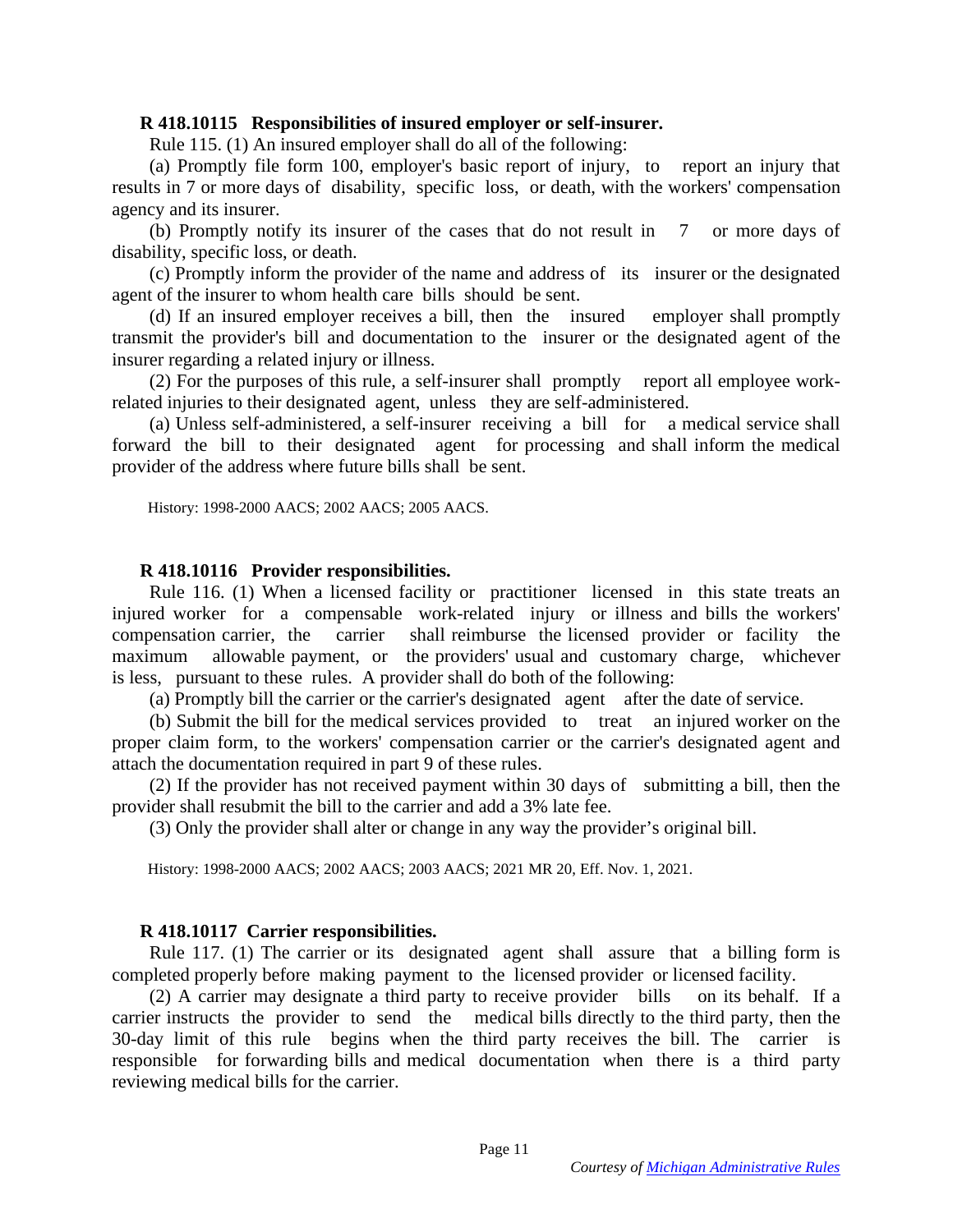**R 418.10115 Responsibilities of insured employer or self-insurer.**

Rule 115. (1) An insured employer shall do all of the following:

(a) Promptly file form 100, employer's basic report of injury, to report an injury that results in 7 or more days of disability, specific loss, or death, with the workers' compensation agency and its insurer.

(b) Promptly notify its insurer of the cases that do not result in 7 or more days of disability, specific loss, or death.

(c) Promptly inform the provider of the name and address of its insurer or the designated agent of the insurer to whom health care bills should be sent.

(d) If an insured employer receives a bill, then the insured employer shall promptly transmit the provider's bill and documentation to the insurer or the designated agent of the insurer regarding a related injury or illness.

(2) For the purposes of this rule, a self-insurer shall promptly report all employee work-related injuries to their designated agent, unless they are self-administered.

(a) Unless self-administered, a self-insurer receiving a bill for a medical service shall forward the bill to their designated agent for processing and shall inform the medical provider of the address where future bills shall be sent.

History: 1998-2000 AACS; 2002 AACS; 2005 AACS.

**R 418.10116 Provider responsibilities.**

Rule 116. (1) When a licensed facility or practitioner licensed in this state treats an injured worker for a compensable work-related injury or illness and bills the workers' compensation carrier, the carrier shall reimburse the licensed provider or facility the maximum allowable payment, or the providers' usual and customary charge, whichever is less, pursuant to these rules. A provider shall do both of the following:

(a) Promptly bill the carrier or the carrier's designated agent after the date of service.

(b) Submit the bill for the medical services provided to treat an injured worker on the proper claim form, to the workers' compensation carrier or the carrier's designated agent and attach the documentation required in part 9 of these rules.

(2) If the provider has not received payment within 30 days of submitting a bill, then the provider shall resubmit the bill to the carrier and add a 3% late fee.

(3) Only the provider shall alter or change in any way the provider's original bill.

History: 1998-2000 AACS; 2002 AACS; 2003 AACS; 2021 MR 20, Eff. Nov. 1, 2021.

**R 418.10117 Carrier responsibilities.**

Rule 117. (1) The carrier or its designated agent shall assure that a billing form is completed properly before making payment to the licensed provider or licensed facility.

(2) A carrier may designate a third party to receive provider bills on its behalf. If a carrier instructs the provider to send the medical bills directly to the third party, then the 30-day limit of this rule begins when the third party receives the bill. The carrier is responsible for forwarding bills and medical documentation when there is a third party reviewing medical bills for the carrier.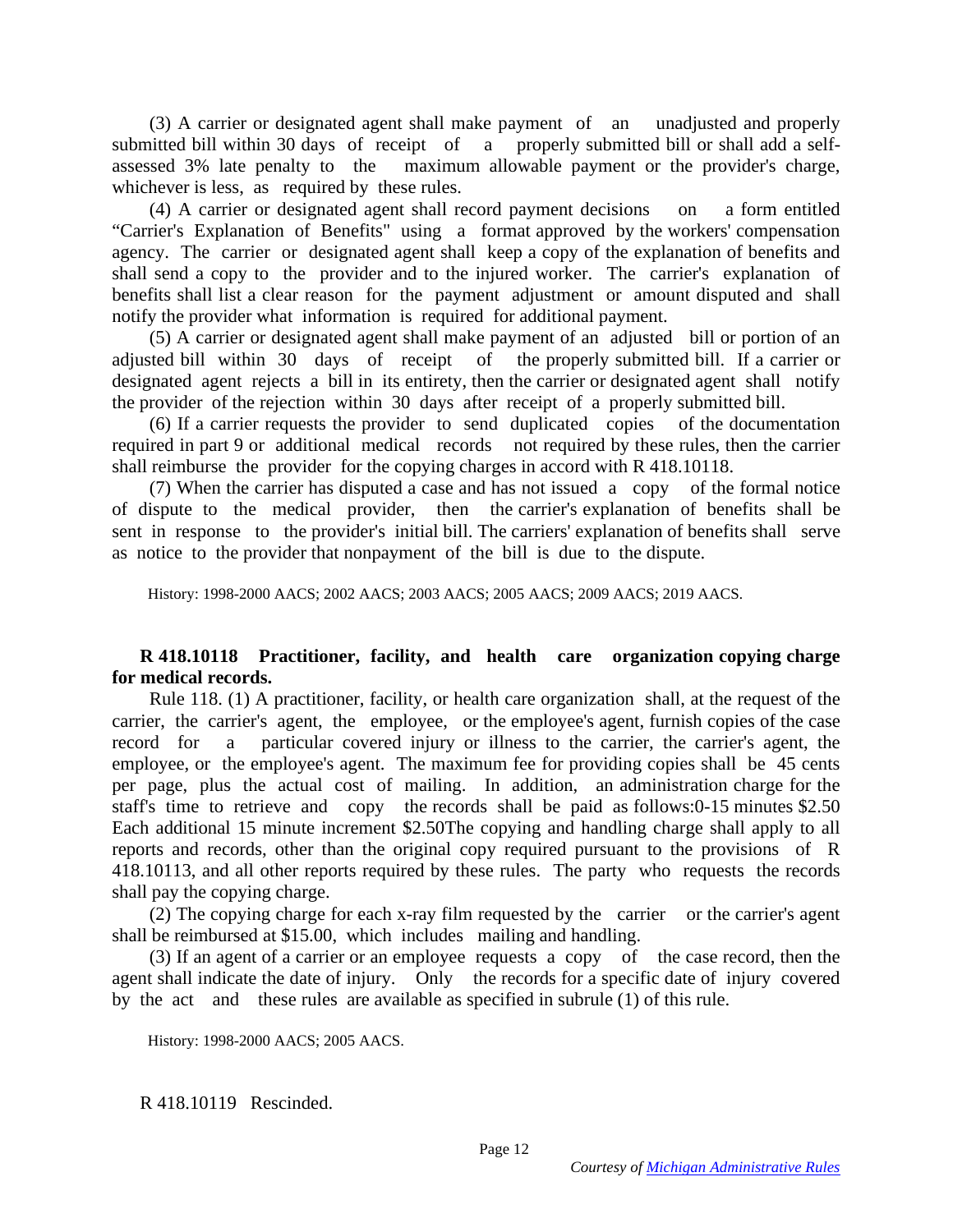(3) A carrier or designated agent shall make payment of an unadjusted and properly submitted bill within 30 days of receipt of a properly submitted bill or shall add a self-assessed 3% late penalty to the maximum allowable payment or the provider's charge, whichever is less, as required by these rules.

(4) A carrier or designated agent shall record payment decisions on a form entitled "Carrier's Explanation of Benefits" using a format approved by the workers' compensation agency. The carrier or designated agent shall keep a copy of the explanation of benefits and shall send a copy to the provider and to the injured worker. The carrier's explanation of benefits shall list a clear reason for the payment adjustment or amount disputed and shall notify the provider what information is required for additional payment.

(5) A carrier or designated agent shall make payment of an adjusted bill or portion of an adjusted bill within 30 days of receipt of the properly submitted bill. If a carrier or designated agent rejects a bill in its entirety, then the carrier or designated agent shall notify the provider of the rejection within 30 days after receipt of a properly submitted bill.

(6) If a carrier requests the provider to send duplicated copies of the documentation required in part 9 or additional medical records not required by these rules, then the carrier shall reimburse the provider for the copying charges in accord with R 418.10118.

(7) When the carrier has disputed a case and has not issued a copy of the formal notice of dispute to the medical provider, then the carrier's explanation of benefits shall be sent in response to the provider's initial bill. The carriers' explanation of benefits shall serve as notice to the provider that nonpayment of the bill is due to the dispute.

History: 1998-2000 AACS; 2002 AACS; 2003 AACS; 2005 AACS; 2009 AACS; 2019 AACS.

**R 418.10118 Practitioner, facility, and health care organization copying charge for medical records.**

Rule 118. (1) A practitioner, facility, or health care organization shall, at the request of the carrier, the carrier's agent, the employee, or the employee's agent, furnish copies of the case record for a particular covered injury or illness to the carrier, the carrier's agent, the employee, or the employee's agent. The maximum fee for providing copies shall be 45 cents per page, plus the actual cost of mailing. In addition, an administration charge for the staff's time to retrieve and copy the records shall be paid as follows:0-15 minutes $2.50 Each additional 15 minute increment $2.50The copying and handling charge shall apply to all reports and records, other than the original copy required pursuant to the provisions of R 418.10113, and all other reports required by these rules. The party who requests the records shall pay the copying charge.

(2) The copying charge for each x-ray film requested by the carrier or the carrier's agent shall be reimbursed at $15.00, which includes mailing and handling.

(3) If an agent of a carrier or an employee requests a copy of the case record, then the agent shall indicate the date of injury. Only the records for a specific date of injury covered by the act and these rules are available as specified in subrule (1) of this rule.

History: 1998-2000 AACS; 2005 AACS.

R 418.10119 Rescinded.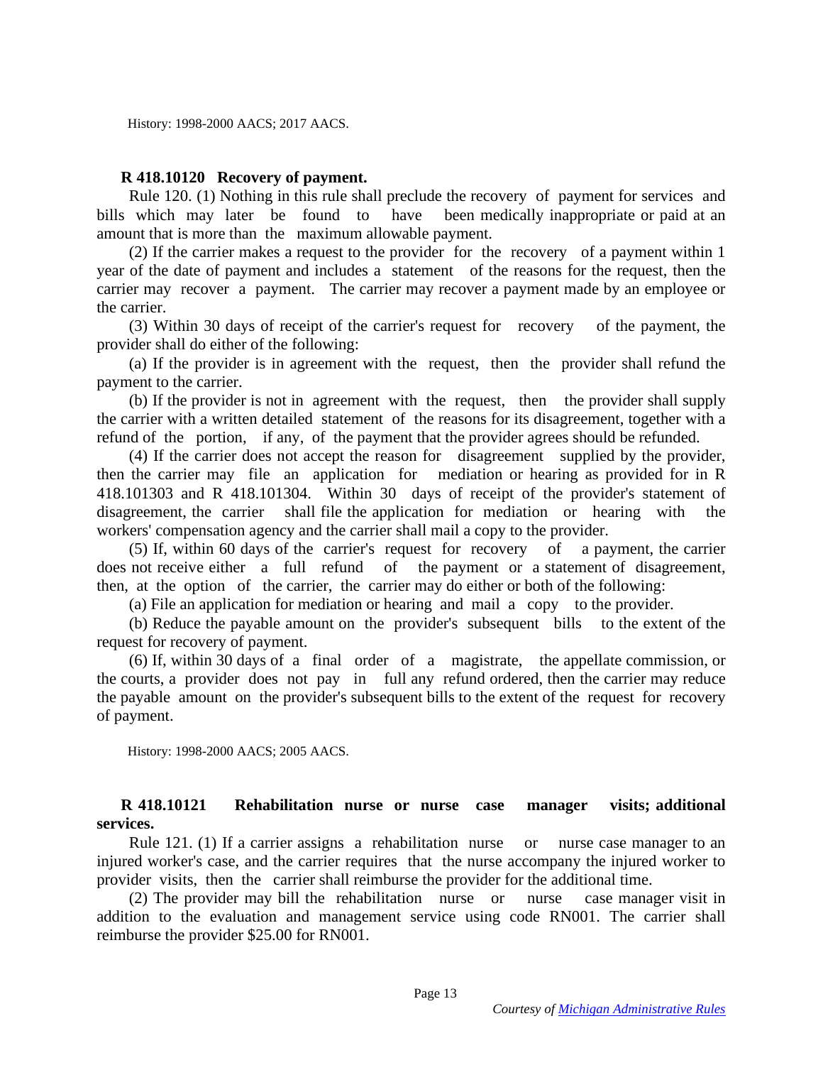History: 1998-2000 AACS; 2017 AACS.

**R 418.10120 Recovery of payment.**

Rule 120. (1) Nothing in this rule shall preclude the recovery of payment for services and bills which may later be found to have been medically inappropriate or paid at an amount that is more than the maximum allowable payment.

(2) If the carrier makes a request to the provider for the recovery of a payment within 1 year of the date of payment and includes a statement of the reasons for the request, then the carrier may recover a payment. The carrier may recover a payment made by an employee or the carrier.

(3) Within 30 days of receipt of the carrier's request for recovery of the payment, the provider shall do either of the following:

(a) If the provider is in agreement with the request, then the provider shall refund the payment to the carrier.

(b) If the provider is not in agreement with the request, then the provider shall supply the carrier with a written detailed statement of the reasons for its disagreement, together with a refund of the portion, if any, of the payment that the provider agrees should be refunded.

(4) If the carrier does not accept the reason for disagreement supplied by the provider, then the carrier may file an application for mediation or hearing as provided for in R 418.101303 and R 418.101304. Within 30 days of receipt of the provider's statement of disagreement, the carrier shall file the application for mediation or hearing with the workers' compensation agency and the carrier shall mail a copy to the provider.

(5) If, within 60 days of the carrier's request for recovery of a payment, the carrier does not receive either a full refund of the payment or a statement of disagreement, then, at the option of the carrier, the carrier may do either or both of the following:

(a) File an application for mediation or hearing and mail a copy to the provider.

(b) Reduce the payable amount on the provider's subsequent bills to the extent of the request for recovery of payment.

(6) If, within 30 days of a final order of a magistrate, the appellate commission, or the courts, a provider does not pay in full any refund ordered, then the carrier may reduce the payable amount on the provider's subsequent bills to the extent of the request for recovery of payment.

History: 1998-2000 AACS; 2005 AACS.

**R 418.10121 Rehabilitation nurse or nurse case manager visits; additional services.**

Rule 121. (1) If a carrier assigns a rehabilitation nurse or nurse case manager to an injured worker's case, and the carrier requires that the nurse accompany the injured worker to provider visits, then the carrier shall reimburse the provider for the additional time.

(2) The provider may bill the rehabilitation nurse or nurse case manager visit in addition to the evaluation and management service using code RN001. The carrier shall reimburse the provider $25.00 for RN001.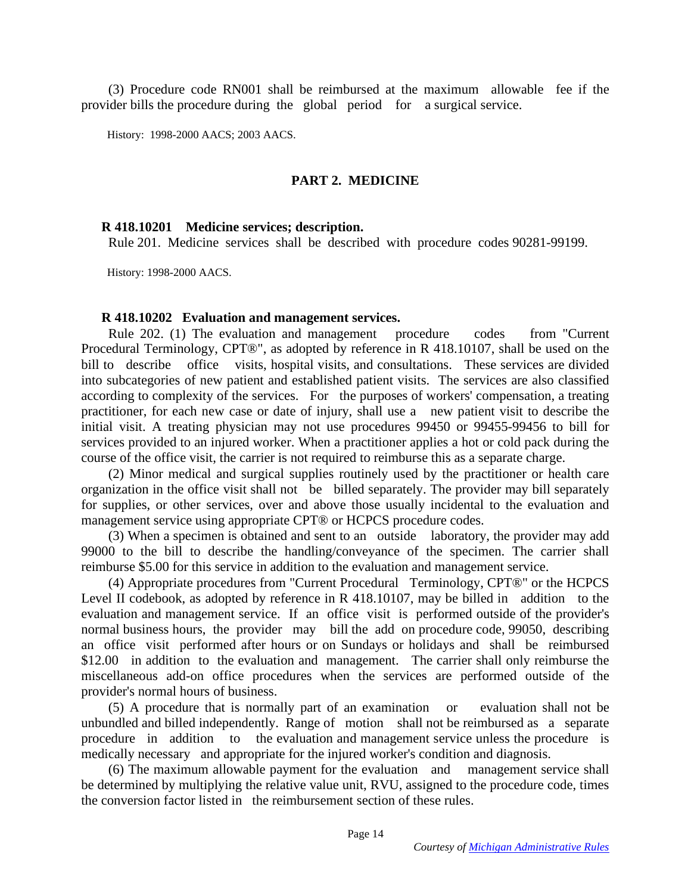(3) Procedure code RN001 shall be reimbursed at the maximum allowable fee if the provider bills the procedure during the global period for a surgical service.

History: 1998-2000 AACS; 2003 AACS.

## PART 2. MEDICINE

**R 418.10201 Medicine services; description.**

Rule 201. Medicine services shall be described with procedure codes 90281-99199.

History: 1998-2000 AACS.

**R 418.10202 Evaluation and management services.**

Rule 202. (1) The evaluation and management procedure codes from "Current Procedural Terminology, CPT®", as adopted by reference in R 418.10107, shall be used on the bill to describe office visits, hospital visits, and consultations. These services are divided into subcategories of new patient and established patient visits. The services are also classified according to complexity of the services. For the purposes of workers' compensation, a treating practitioner, for each new case or date of injury, shall use a new patient visit to describe the initial visit. A treating physician may not use procedures 99450 or 99455-99456 to bill for services provided to an injured worker. When a practitioner applies a hot or cold pack during the course of the office visit, the carrier is not required to reimburse this as a separate charge.

(2) Minor medical and surgical supplies routinely used by the practitioner or health care organization in the office visit shall not be billed separately. The provider may bill separately for supplies, or other services, over and above those usually incidental to the evaluation and management service using appropriate CPT® or HCPCS procedure codes.

(3) When a specimen is obtained and sent to an outside laboratory, the provider may add 99000 to the bill to describe the handling/conveyance of the specimen. The carrier shall reimburse $5.00 for this service in addition to the evaluation and management service.

(4) Appropriate procedures from "Current Procedural Terminology, CPT®" or the HCPCS Level II codebook, as adopted by reference in R 418.10107, may be billed in addition to the evaluation and management service. If an office visit is performed outside of the provider's normal business hours, the provider may bill the add on procedure code, 99050, describing an office visit performed after hours or on Sundays or holidays and shall be reimbursed $12.00 in addition to the evaluation and management. The carrier shall only reimburse the miscellaneous add-on office procedures when the services are performed outside of the provider's normal hours of business.

(5) A procedure that is normally part of an examination or evaluation shall not be unbundled and billed independently. Range of motion shall not be reimbursed as a separate procedure in addition to the evaluation and management service unless the procedure is medically necessary and appropriate for the injured worker's condition and diagnosis.

(6) The maximum allowable payment for the evaluation and management service shall be determined by multiplying the relative value unit, RVU, assigned to the procedure code, times the conversion factor listed in the reimbursement section of these rules.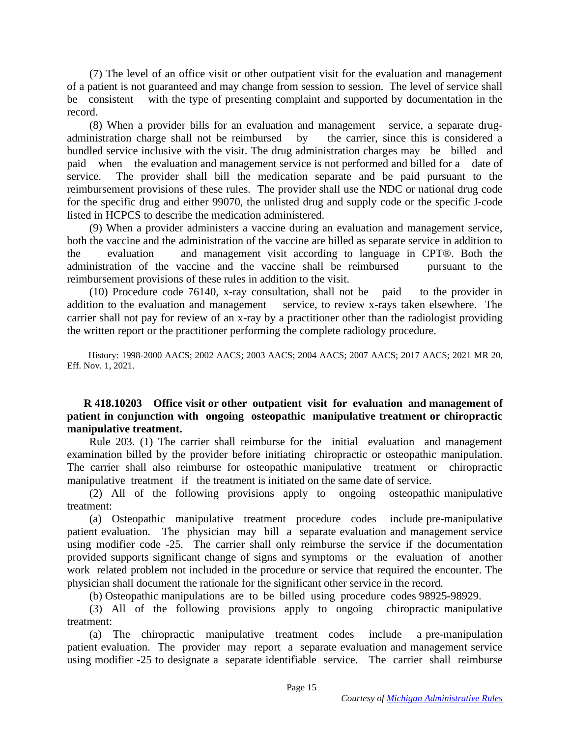(7) The level of an office visit or other outpatient visit for the evaluation and management of a patient is not guaranteed and may change from session to session. The level of service shall be consistent with the type of presenting complaint and supported by documentation in the record.

(8) When a provider bills for an evaluation and management service, a separate drug-administration charge shall not be reimbursed by the carrier, since this is considered a bundled service inclusive with the visit. The drug administration charges may be billed and paid when the evaluation and management service is not performed and billed for a date of service. The provider shall bill the medication separate and be paid pursuant to the reimbursement provisions of these rules. The provider shall use the NDC or national drug code for the specific drug and either 99070, the unlisted drug and supply code or the specific J-code listed in HCPCS to describe the medication administered.

(9) When a provider administers a vaccine during an evaluation and management service, both the vaccine and the administration of the vaccine are billed as separate service in addition to the evaluation and management visit according to language in CPT®. Both the administration of the vaccine and the vaccine shall be reimbursed pursuant to the reimbursement provisions of these rules in addition to the visit.

(10) Procedure code 76140, x-ray consultation, shall not be paid to the provider in addition to the evaluation and management service, to review x-rays taken elsewhere. The carrier shall not pay for review of x-ray by a practitioner other than the radiologist providing the written report or the practitioner performing the complete radiology procedure.

History: 1998-2000 AACS; 2002 AACS; 2003 AACS; 2004 AACS; 2007 AACS; 2017 AACS; 2021 MR 20, Eff. Nov. 1, 2021.

**R 418.10203 Office visit or other outpatient visit for evaluation and management of patient in conjunction with ongoing osteopathic manipulative treatment or chiropractic manipulative treatment.**

Rule 203. (1) The carrier shall reimburse for the initial evaluation and management examination billed by the provider before initiating chiropractic or osteopathic manipulation. The carrier shall also reimburse for osteopathic manipulative treatment or chiropractic manipulative treatment if the treatment is initiated on the same date of service.

(2) All of the following provisions apply to ongoing osteopathic manipulative treatment:

(a) Osteopathic manipulative treatment procedure codes include pre-manipulative patient evaluation. The physician may bill a separate evaluation and management service using modifier code -25. The carrier shall only reimburse the service if the documentation provided supports significant change of signs and symptoms or the evaluation of another work related problem not included in the procedure or service that required the encounter. The physician shall document the rationale for the significant other service in the record.

(b) Osteopathic manipulations are to be billed using procedure codes 98925-98929.

(3) All of the following provisions apply to ongoing chiropractic manipulative treatment:

(a) The chiropractic manipulative treatment codes include a pre-manipulation patient evaluation. The provider may report a separate evaluation and management service using modifier -25 to designate a separate identifiable service. The carrier shall reimburse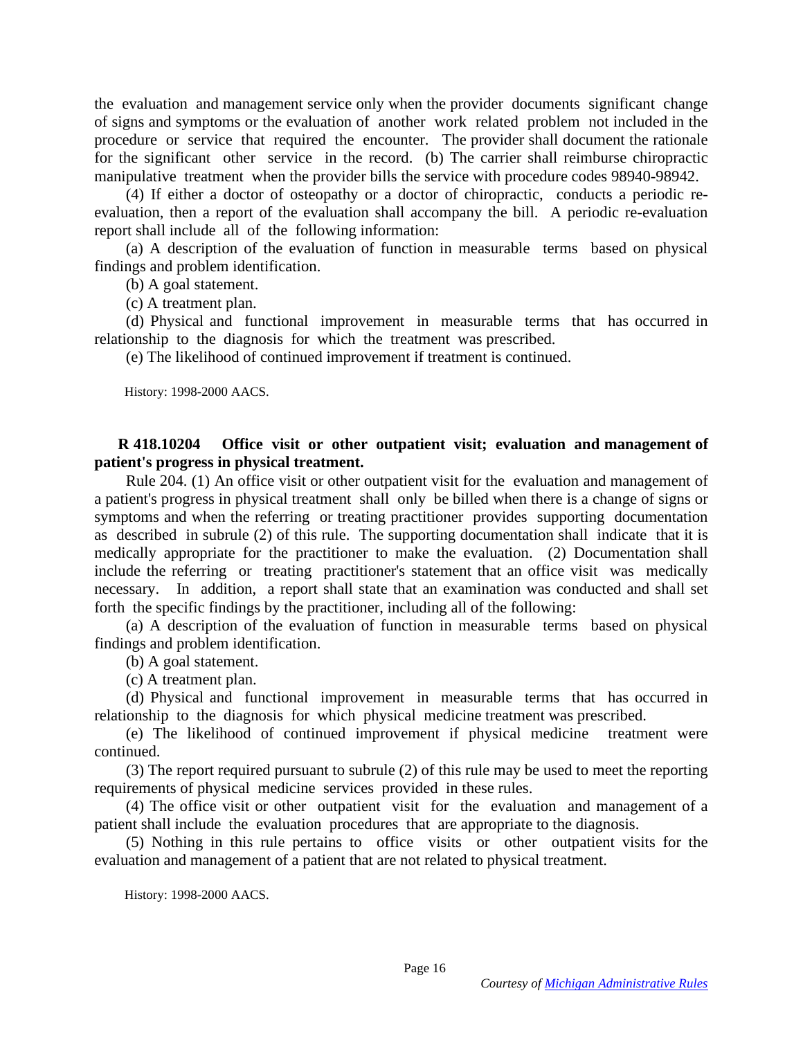the evaluation and management service only when the provider documents significant change of signs and symptoms or the evaluation of another work related problem not included in the procedure or service that required the encounter. The provider shall document the rationale for the significant other service in the record. (b) The carrier shall reimburse chiropractic manipulative treatment when the provider bills the service with procedure codes 98940-98942.

(4) If either a doctor of osteopathy or a doctor of chiropractic, conducts a periodic re-evaluation, then a report of the evaluation shall accompany the bill. A periodic re-evaluation report shall include all of the following information:

(a) A description of the evaluation of function in measurable terms based on physical findings and problem identification.

(b) A goal statement.

(c) A treatment plan.

(d) Physical and functional improvement in measurable terms that has occurred in relationship to the diagnosis for which the treatment was prescribed.

(e) The likelihood of continued improvement if treatment is continued.

History: 1998-2000 AACS.

**R 418.10204 Office visit or other outpatient visit; evaluation and management of patient's progress in physical treatment.**

Rule 204. (1) An office visit or other outpatient visit for the evaluation and management of a patient's progress in physical treatment shall only be billed when there is a change of signs or symptoms and when the referring or treating practitioner provides supporting documentation as described in subrule (2) of this rule. The supporting documentation shall indicate that it is medically appropriate for the practitioner to make the evaluation. (2) Documentation shall include the referring or treating practitioner's statement that an office visit was medically necessary. In addition, a report shall state that an examination was conducted and shall set forth the specific findings by the practitioner, including all of the following:

(a) A description of the evaluation of function in measurable terms based on physical findings and problem identification.

(b) A goal statement.

(c) A treatment plan.

(d) Physical and functional improvement in measurable terms that has occurred in relationship to the diagnosis for which physical medicine treatment was prescribed.

(e) The likelihood of continued improvement if physical medicine treatment were continued.

(3) The report required pursuant to subrule (2) of this rule may be used to meet the reporting requirements of physical medicine services provided in these rules.

(4) The office visit or other outpatient visit for the evaluation and management of a patient shall include the evaluation procedures that are appropriate to the diagnosis.

(5) Nothing in this rule pertains to office visits or other outpatient visits for the evaluation and management of a patient that are not related to physical treatment.

History: 1998-2000 AACS.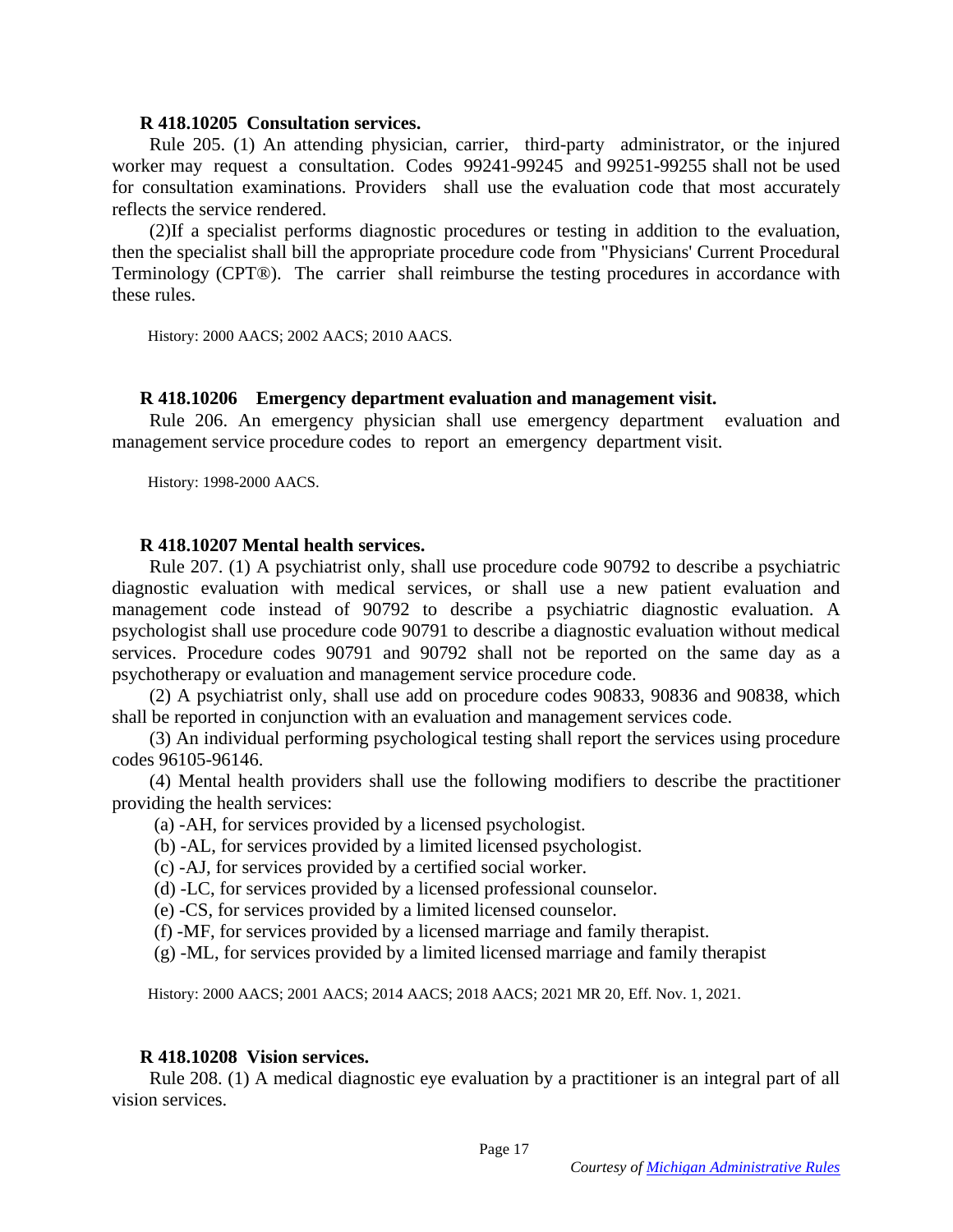**R 418.10205 Consultation services.**

Rule 205. (1) An attending physician, carrier, third-party administrator, or the injured worker may request a consultation. Codes 99241-99245 and 99251-99255 shall not be used for consultation examinations. Providers shall use the evaluation code that most accurately reflects the service rendered.

(2)If a specialist performs diagnostic procedures or testing in addition to the evaluation, then the specialist shall bill the appropriate procedure code from "Physicians' Current Procedural Terminology (CPT®). The carrier shall reimburse the testing procedures in accordance with these rules.

History: 2000 AACS; 2002 AACS; 2010 AACS.

**R 418.10206 Emergency department evaluation and management visit.**

Rule 206. An emergency physician shall use emergency department evaluation and management service procedure codes to report an emergency department visit.

History: 1998-2000 AACS.

**R 418.10207 Mental health services.**

Rule 207. (1) A psychiatrist only, shall use procedure code 90792 to describe a psychiatric diagnostic evaluation with medical services, or shall use a new patient evaluation and management code instead of 90792 to describe a psychiatric diagnostic evaluation. A psychologist shall use procedure code 90791 to describe a diagnostic evaluation without medical services. Procedure codes 90791 and 90792 shall not be reported on the same day as a psychotherapy or evaluation and management service procedure code.

(2) A psychiatrist only, shall use add on procedure codes 90833, 90836 and 90838, which shall be reported in conjunction with an evaluation and management services code.

(3) An individual performing psychological testing shall report the services using procedure codes 96105-96146.

(4) Mental health providers shall use the following modifiers to describe the practitioner providing the health services:

(a) -AH, for services provided by a licensed psychologist.

(b) -AL, for services provided by a limited licensed psychologist.

(c) -AJ, for services provided by a certified social worker.

(d) -LC, for services provided by a licensed professional counselor.

(e) -CS, for services provided by a limited licensed counselor.

(f) -MF, for services provided by a licensed marriage and family therapist.

(g) -ML, for services provided by a limited licensed marriage and family therapist

History: 2000 AACS; 2001 AACS; 2014 AACS; 2018 AACS; 2021 MR 20, Eff. Nov. 1, 2021.

**R 418.10208 Vision services.**

Rule 208. (1) A medical diagnostic eye evaluation by a practitioner is an integral part of all vision services.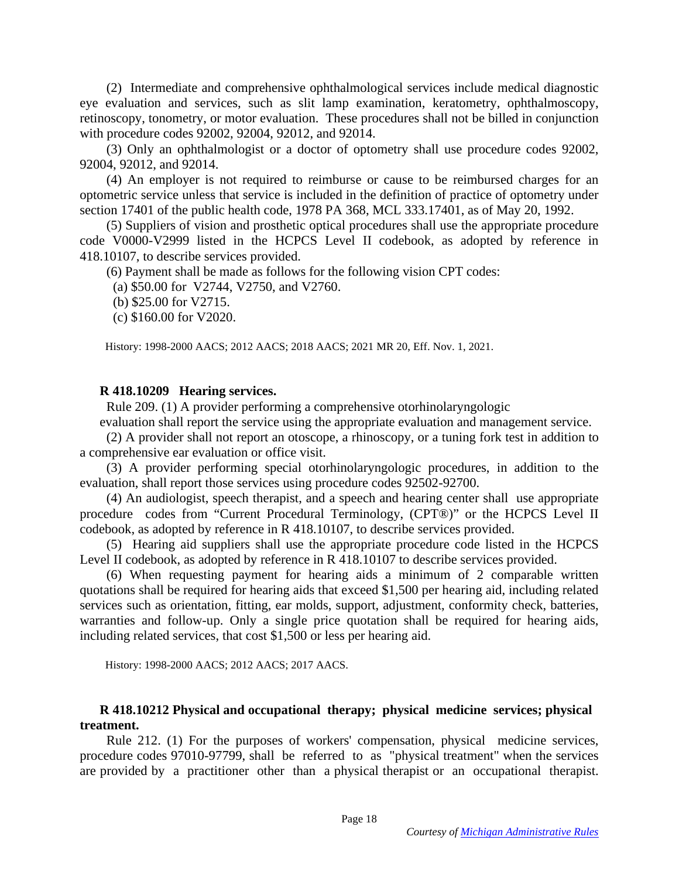(2) Intermediate and comprehensive ophthalmological services include medical diagnostic eye evaluation and services, such as slit lamp examination, keratometry, ophthalmoscopy, retinoscopy, tonometry, or motor evaluation. These procedures shall not be billed in conjunction with procedure codes 92002, 92004, 92012, and 92014.

(3) Only an ophthalmologist or a doctor of optometry shall use procedure codes 92002, 92004, 92012, and 92014.

(4) An employer is not required to reimburse or cause to be reimbursed charges for an optometric service unless that service is included in the definition of practice of optometry under section 17401 of the public health code, 1978 PA 368, MCL 333.17401, as of May 20, 1992.

(5) Suppliers of vision and prosthetic optical procedures shall use the appropriate procedure code V0000-V2999 listed in the HCPCS Level II codebook, as adopted by reference in 418.10107, to describe services provided.

(6) Payment shall be made as follows for the following vision CPT codes:

(a) $50.00 for V2744, V2750, and V2760.

(b) $25.00 for V2715.

(c) $160.00 for V2020.

History: 1998-2000 AACS; 2012 AACS; 2018 AACS; 2021 MR 20, Eff. Nov. 1, 2021.

**R 418.10209 Hearing services.**

Rule 209. (1) A provider performing a comprehensive otorhinolaryngologic evaluation shall report the service using the appropriate evaluation and management service.

(2) A provider shall not report an otoscope, a rhinoscopy, or a tuning fork test in addition to a comprehensive ear evaluation or office visit.

(3) A provider performing special otorhinolaryngologic procedures, in addition to the evaluation, shall report those services using procedure codes 92502-92700.

(4) An audiologist, speech therapist, and a speech and hearing center shall use appropriate procedure codes from "Current Procedural Terminology, (CPT®)" or the HCPCS Level II codebook, as adopted by reference in R 418.10107, to describe services provided.

(5) Hearing aid suppliers shall use the appropriate procedure code listed in the HCPCS Level II codebook, as adopted by reference in R 418.10107 to describe services provided.

(6) When requesting payment for hearing aids a minimum of 2 comparable written quotations shall be required for hearing aids that exceed $1,500 per hearing aid, including related services such as orientation, fitting, ear molds, support, adjustment, conformity check, batteries, warranties and follow-up. Only a single price quotation shall be required for hearing aids, including related services, that cost $1,500 or less per hearing aid.

History: 1998-2000 AACS; 2012 AACS; 2017 AACS.

**R 418.10212 Physical and occupational therapy; physical medicine services; physical treatment.**

Rule 212. (1) For the purposes of workers' compensation, physical medicine services, procedure codes 97010-97799, shall be referred to as "physical treatment" when the services are provided by a practitioner other than a physical therapist or an occupational therapist.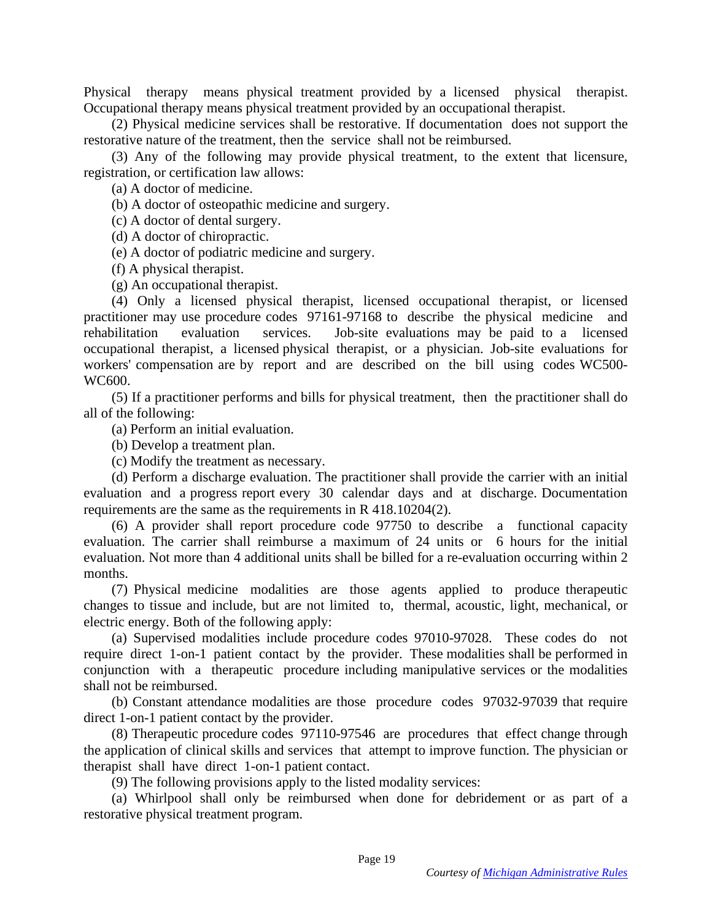Physical therapy means physical treatment provided by a licensed physical therapist. Occupational therapy means physical treatment provided by an occupational therapist.

(2) Physical medicine services shall be restorative. If documentation does not support the restorative nature of the treatment, then the service shall not be reimbursed.

(3) Any of the following may provide physical treatment, to the extent that licensure, registration, or certification law allows:

(a) A doctor of medicine.

(b) A doctor of osteopathic medicine and surgery.

(c) A doctor of dental surgery.

(d) A doctor of chiropractic.

(e) A doctor of podiatric medicine and surgery.

(f) A physical therapist.

(g) An occupational therapist.

(4) Only a licensed physical therapist, licensed occupational therapist, or licensed practitioner may use procedure codes 97161-97168 to describe the physical medicine and rehabilitation evaluation services. Job-site evaluations may be paid to a licensed occupational therapist, a licensed physical therapist, or a physician. Job-site evaluations for workers' compensation are by report and are described on the bill using codes WC500-WC600.

(5) If a practitioner performs and bills for physical treatment, then the practitioner shall do all of the following:

(a) Perform an initial evaluation.

(b) Develop a treatment plan.

(c) Modify the treatment as necessary.

(d) Perform a discharge evaluation. The practitioner shall provide the carrier with an initial evaluation and a progress report every 30 calendar days and at discharge. Documentation requirements are the same as the requirements in R 418.10204(2).

(6) A provider shall report procedure code 97750 to describe a functional capacity evaluation. The carrier shall reimburse a maximum of 24 units or 6 hours for the initial evaluation. Not more than 4 additional units shall be billed for a re-evaluation occurring within 2 months.

(7) Physical medicine modalities are those agents applied to produce therapeutic changes to tissue and include, but are not limited to, thermal, acoustic, light, mechanical, or electric energy. Both of the following apply:

(a) Supervised modalities include procedure codes 97010-97028. These codes do not require direct 1-on-1 patient contact by the provider. These modalities shall be performed in conjunction with a therapeutic procedure including manipulative services or the modalities shall not be reimbursed.

(b) Constant attendance modalities are those procedure codes 97032-97039 that require direct 1-on-1 patient contact by the provider.

(8) Therapeutic procedure codes 97110-97546 are procedures that effect change through the application of clinical skills and services that attempt to improve function. The physician or therapist shall have direct 1-on-1 patient contact.

(9) The following provisions apply to the listed modality services:

(a) Whirlpool shall only be reimbursed when done for debridement or as part of a restorative physical treatment program.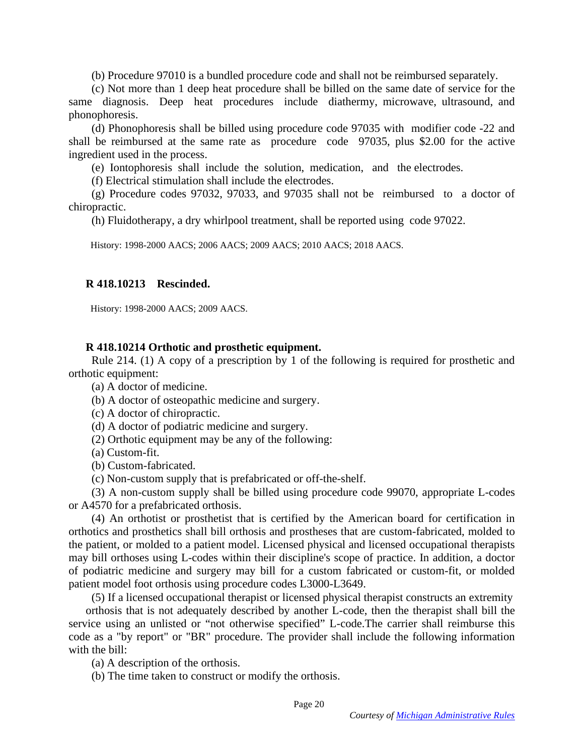(b) Procedure 97010 is a bundled procedure code and shall not be reimbursed separately.

(c) Not more than 1 deep heat procedure shall be billed on the same date of service for the same diagnosis. Deep heat procedures include diathermy, microwave, ultrasound, and phonophoresis.

(d) Phonophoresis shall be billed using procedure code 97035 with modifier code -22 and shall be reimbursed at the same rate as procedure code 97035, plus $2.00 for the active ingredient used in the process.

(e) Iontophoresis shall include the solution, medication, and the electrodes.

(f) Electrical stimulation shall include the electrodes.

(g) Procedure codes 97032, 97033, and 97035 shall not be reimbursed to a doctor of chiropractic.

(h) Fluidotherapy, a dry whirlpool treatment, shall be reported using code 97022.

History: 1998-2000 AACS; 2006 AACS; 2009 AACS; 2010 AACS; 2018 AACS.

**R 418.10213 Rescinded.**

History: 1998-2000 AACS; 2009 AACS.

**R 418.10214 Orthotic and prosthetic equipment.**

Rule 214. (1) A copy of a prescription by 1 of the following is required for prosthetic and orthotic equipment:

(a) A doctor of medicine.

(b) A doctor of osteopathic medicine and surgery.

(c) A doctor of chiropractic.

(d) A doctor of podiatric medicine and surgery.

(2) Orthotic equipment may be any of the following:

(a) Custom-fit.

(b) Custom-fabricated.

(c) Non-custom supply that is prefabricated or off-the-shelf.

(3) A non-custom supply shall be billed using procedure code 99070, appropriate L-codes or A4570 for a prefabricated orthosis.

(4) An orthotist or prosthetist that is certified by the American board for certification in orthotics and prosthetics shall bill orthosis and prostheses that are custom-fabricated, molded to the patient, or molded to a patient model. Licensed physical and licensed occupational therapists may bill orthoses using L-codes within their discipline's scope of practice. In addition, a doctor of podiatric medicine and surgery may bill for a custom fabricated or custom-fit, or molded patient model foot orthosis using procedure codes L3000-L3649.

(5) If a licensed occupational therapist or licensed physical therapist constructs an extremity orthosis that is not adequately described by another L-code, then the therapist shall bill the service using an unlisted or "not otherwise specified" L-code.The carrier shall reimburse this code as a "by report" or "BR" procedure. The provider shall include the following information with the bill:

(a) A description of the orthosis.

(b) The time taken to construct or modify the orthosis.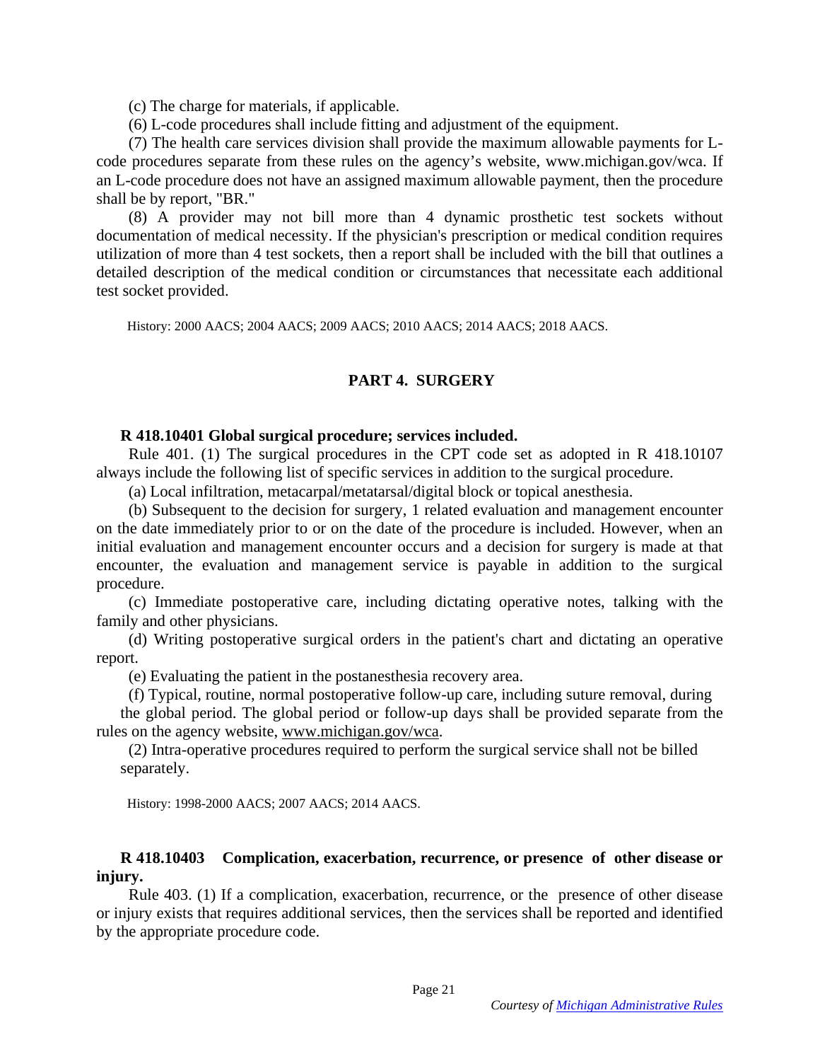(c) The charge for materials, if applicable.

(6) L-code procedures shall include fitting and adjustment of the equipment.

(7) The health care services division shall provide the maximum allowable payments for L-code procedures separate from these rules on the agency's website, www.michigan.gov/wca. If an L-code procedure does not have an assigned maximum allowable payment, then the procedure shall be by report, "BR."

(8) A provider may not bill more than 4 dynamic prosthetic test sockets without documentation of medical necessity. If the physician's prescription or medical condition requires utilization of more than 4 test sockets, then a report shall be included with the bill that outlines a detailed description of the medical condition or circumstances that necessitate each additional test socket provided.

History: 2000 AACS; 2004 AACS; 2009 AACS; 2010 AACS; 2014 AACS; 2018 AACS.

## PART 4. SURGERY

### R 418.10401 Global surgical procedure; services included.

Rule 401. (1) The surgical procedures in the CPT code set as adopted in R 418.10107 always include the following list of specific services in addition to the surgical procedure.

(a) Local infiltration, metacarpal/metatarsal/digital block or topical anesthesia.

(b) Subsequent to the decision for surgery, 1 related evaluation and management encounter on the date immediately prior to or on the date of the procedure is included. However, when an initial evaluation and management encounter occurs and a decision for surgery is made at that encounter, the evaluation and management service is payable in addition to the surgical procedure.

(c) Immediate postoperative care, including dictating operative notes, talking with the family and other physicians.

(d) Writing postoperative surgical orders in the patient's chart and dictating an operative report.

(e) Evaluating the patient in the postanesthesia recovery area.

(f) Typical, routine, normal postoperative follow-up care, including suture removal, during the global period. The global period or follow-up days shall be provided separate from the rules on the agency website, www.michigan.gov/wca.

(2) Intra-operative procedures required to perform the surgical service shall not be billed separately.

History: 1998-2000 AACS; 2007 AACS; 2014 AACS.

### R 418.10403 Complication, exacerbation, recurrence, or presence of other disease or injury.

Rule 403. (1) If a complication, exacerbation, recurrence, or the presence of other disease or injury exists that requires additional services, then the services shall be reported and identified by the appropriate procedure code.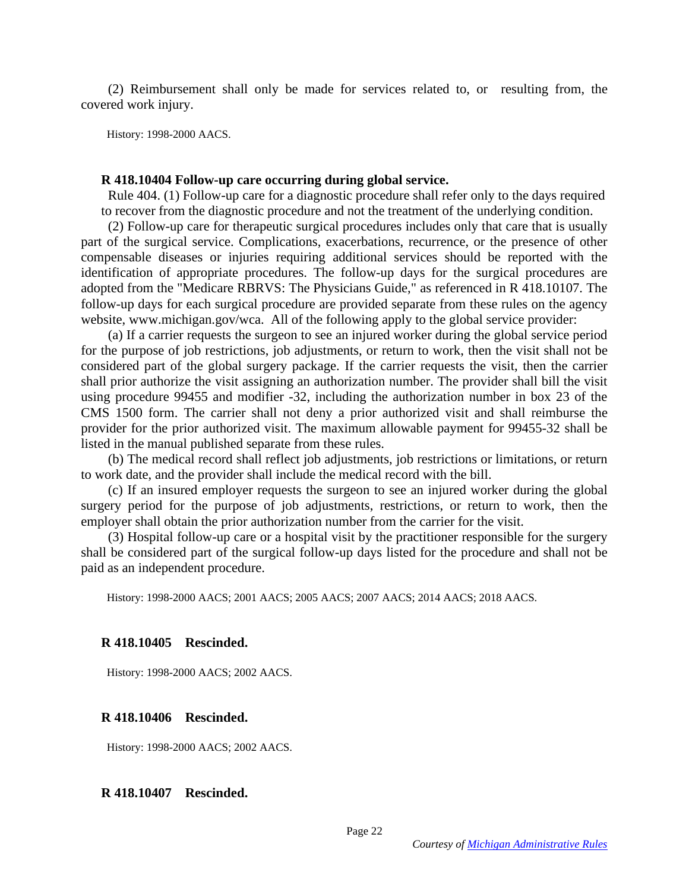(2) Reimbursement shall only be made for services related to, or resulting from, the covered work injury.

History: 1998-2000 AACS.

**R 418.10404 Follow-up care occurring during global service.**

Rule 404. (1) Follow-up care for a diagnostic procedure shall refer only to the days required to recover from the diagnostic procedure and not the treatment of the underlying condition.

(2) Follow-up care for therapeutic surgical procedures includes only that care that is usually part of the surgical service. Complications, exacerbations, recurrence, or the presence of other compensable diseases or injuries requiring additional services should be reported with the identification of appropriate procedures. The follow-up days for the surgical procedures are adopted from the "Medicare RBRVS: The Physicians Guide," as referenced in R 418.10107. The follow-up days for each surgical procedure are provided separate from these rules on the agency website, www.michigan.gov/wca. All of the following apply to the global service provider:

(a) If a carrier requests the surgeon to see an injured worker during the global service period for the purpose of job restrictions, job adjustments, or return to work, then the visit shall not be considered part of the global surgery package. If the carrier requests the visit, then the carrier shall prior authorize the visit assigning an authorization number. The provider shall bill the visit using procedure 99455 and modifier -32, including the authorization number in box 23 of the CMS 1500 form. The carrier shall not deny a prior authorized visit and shall reimburse the provider for the prior authorized visit. The maximum allowable payment for 99455-32 shall be listed in the manual published separate from these rules.

(b) The medical record shall reflect job adjustments, job restrictions or limitations, or return to work date, and the provider shall include the medical record with the bill.

(c) If an insured employer requests the surgeon to see an injured worker during the global surgery period for the purpose of job adjustments, restrictions, or return to work, then the employer shall obtain the prior authorization number from the carrier for the visit.

(3) Hospital follow-up care or a hospital visit by the practitioner responsible for the surgery shall be considered part of the surgical follow-up days listed for the procedure and shall not be paid as an independent procedure.

History: 1998-2000 AACS; 2001 AACS; 2005 AACS; 2007 AACS; 2014 AACS; 2018 AACS.

**R 418.10405 Rescinded.**

History: 1998-2000 AACS; 2002 AACS.

**R 418.10406 Rescinded.**

History: 1998-2000 AACS; 2002 AACS.

**R 418.10407 Rescinded.**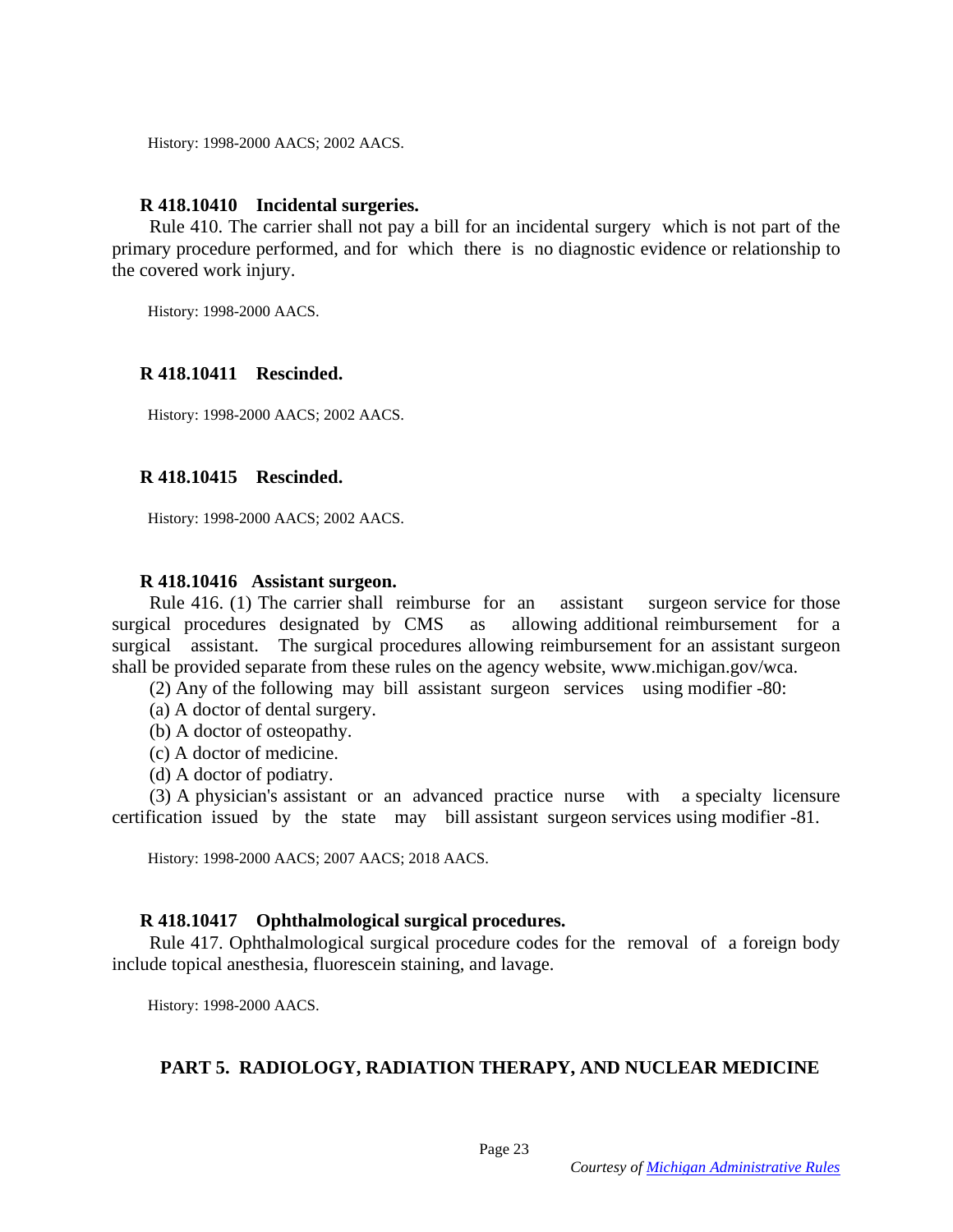History: 1998-2000 AACS; 2002 AACS.

**R 418.10410 Incidental surgeries.**

Rule 410. The carrier shall not pay a bill for an incidental surgery which is not part of the primary procedure performed, and for which there is no diagnostic evidence or relationship to the covered work injury.

History: 1998-2000 AACS.

**R 418.10411 Rescinded.**

History: 1998-2000 AACS; 2002 AACS.

**R 418.10415 Rescinded.**

History: 1998-2000 AACS; 2002 AACS.

**R 418.10416 Assistant surgeon.**

Rule 416. (1) The carrier shall reimburse for an assistant surgeon service for those surgical procedures designated by CMS as allowing additional reimbursement for a surgical assistant. The surgical procedures allowing reimbursement for an assistant surgeon shall be provided separate from these rules on the agency website, www.michigan.gov/wca.

(2) Any of the following may bill assistant surgeon services using modifier -80:

(a) A doctor of dental surgery.

(b) A doctor of osteopathy.

(c) A doctor of medicine.

(d) A doctor of podiatry.

(3) A physician's assistant or an advanced practice nurse with a specialty licensure certification issued by the state may bill assistant surgeon services using modifier -81.

History: 1998-2000 AACS; 2007 AACS; 2018 AACS.

**R 418.10417 Ophthalmological surgical procedures.**

Rule 417. Ophthalmological surgical procedure codes for the removal of a foreign body include topical anesthesia, fluorescein staining, and lavage.

History: 1998-2000 AACS.

## PART 5. RADIOLOGY, RADIATION THERAPY, AND NUCLEAR MEDICINE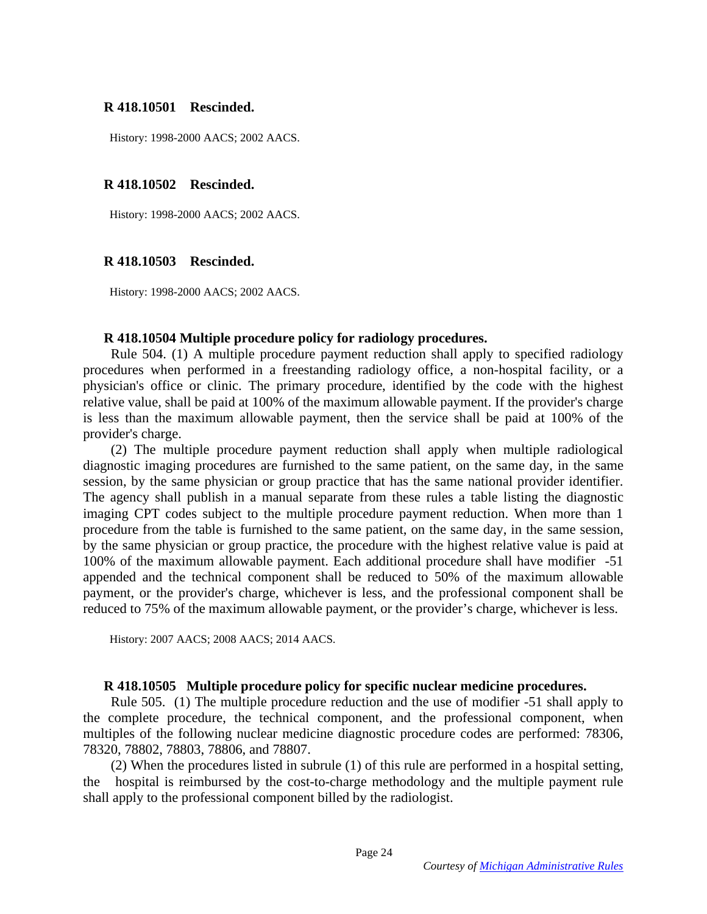**R 418.10501 Rescinded.**

History: 1998-2000 AACS; 2002 AACS.

**R 418.10502 Rescinded.**

History: 1998-2000 AACS; 2002 AACS.

**R 418.10503 Rescinded.**

History: 1998-2000 AACS; 2002 AACS.

**R 418.10504 Multiple procedure policy for radiology procedures.**

Rule 504. (1) A multiple procedure payment reduction shall apply to specified radiology procedures when performed in a freestanding radiology office, a non-hospital facility, or a physician's office or clinic. The primary procedure, identified by the code with the highest relative value, shall be paid at 100% of the maximum allowable payment. If the provider's charge is less than the maximum allowable payment, then the service shall be paid at 100% of the provider's charge.

(2) The multiple procedure payment reduction shall apply when multiple radiological diagnostic imaging procedures are furnished to the same patient, on the same day, in the same session, by the same physician or group practice that has the same national provider identifier. The agency shall publish in a manual separate from these rules a table listing the diagnostic imaging CPT codes subject to the multiple procedure payment reduction. When more than 1 procedure from the table is furnished to the same patient, on the same day, in the same session, by the same physician or group practice, the procedure with the highest relative value is paid at 100% of the maximum allowable payment. Each additional procedure shall have modifier -51 appended and the technical component shall be reduced to 50% of the maximum allowable payment, or the provider's charge, whichever is less, and the professional component shall be reduced to 75% of the maximum allowable payment, or the provider's charge, whichever is less.

History: 2007 AACS; 2008 AACS; 2014 AACS.

**R 418.10505 Multiple procedure policy for specific nuclear medicine procedures.**

Rule 505. (1) The multiple procedure reduction and the use of modifier -51 shall apply to the complete procedure, the technical component, and the professional component, when multiples of the following nuclear medicine diagnostic procedure codes are performed: 78306, 78320, 78802, 78803, 78806, and 78807.

(2) When the procedures listed in subrule (1) of this rule are performed in a hospital setting, the hospital is reimbursed by the cost-to-charge methodology and the multiple payment rule shall apply to the professional component billed by the radiologist.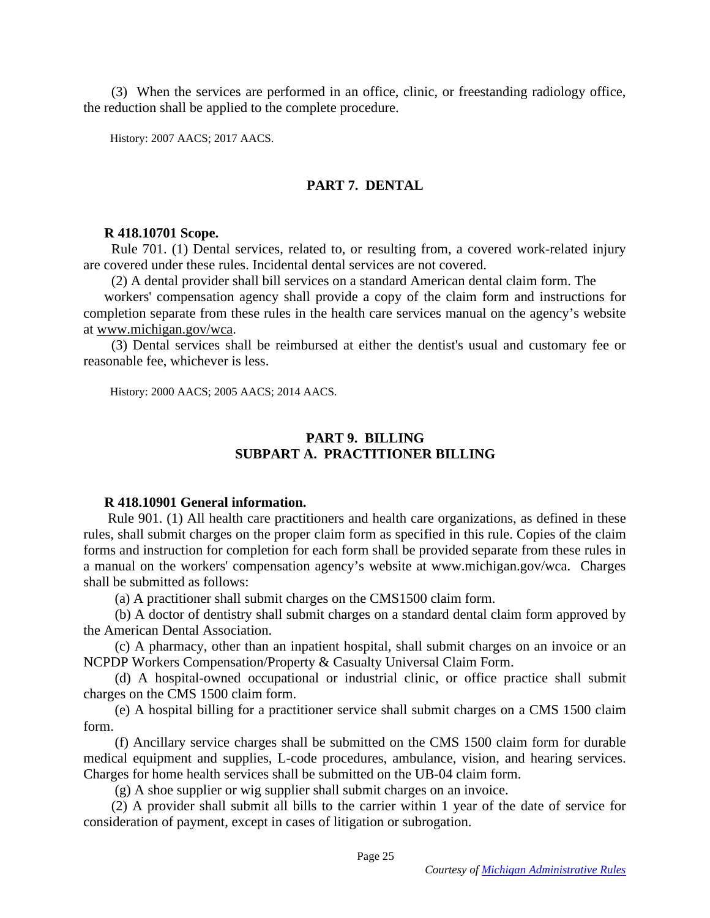(3) When the services are performed in an office, clinic, or freestanding radiology office, the reduction shall be applied to the complete procedure.

History: 2007 AACS; 2017 AACS.

## PART 7. DENTAL

**R 418.10701 Scope.**

Rule 701. (1) Dental services, related to, or resulting from, a covered work-related injury are covered under these rules. Incidental dental services are not covered.

(2) A dental provider shall bill services on a standard American dental claim form. The workers' compensation agency shall provide a copy of the claim form and instructions for completion separate from these rules in the health care services manual on the agency's website at www.michigan.gov/wca.

(3) Dental services shall be reimbursed at either the dentist's usual and customary fee or reasonable fee, whichever is less.

History: 2000 AACS; 2005 AACS; 2014 AACS.

## PART 9. BILLING
## SUBPART A. PRACTITIONER BILLING

**R 418.10901 General information.**

Rule 901. (1) All health care practitioners and health care organizations, as defined in these rules, shall submit charges on the proper claim form as specified in this rule. Copies of the claim forms and instruction for completion for each form shall be provided separate from these rules in a manual on the workers' compensation agency's website at www.michigan.gov/wca. Charges shall be submitted as follows:

(a) A practitioner shall submit charges on the CMS1500 claim form.

(b) A doctor of dentistry shall submit charges on a standard dental claim form approved by the American Dental Association.

(c) A pharmacy, other than an inpatient hospital, shall submit charges on an invoice or an NCPDP Workers Compensation/Property & Casualty Universal Claim Form.

(d) A hospital-owned occupational or industrial clinic, or office practice shall submit charges on the CMS 1500 claim form.

(e) A hospital billing for a practitioner service shall submit charges on a CMS 1500 claim form.

(f) Ancillary service charges shall be submitted on the CMS 1500 claim form for durable medical equipment and supplies, L-code procedures, ambulance, vision, and hearing services. Charges for home health services shall be submitted on the UB-04 claim form.

(g) A shoe supplier or wig supplier shall submit charges on an invoice.

(2) A provider shall submit all bills to the carrier within 1 year of the date of service for consideration of payment, except in cases of litigation or subrogation.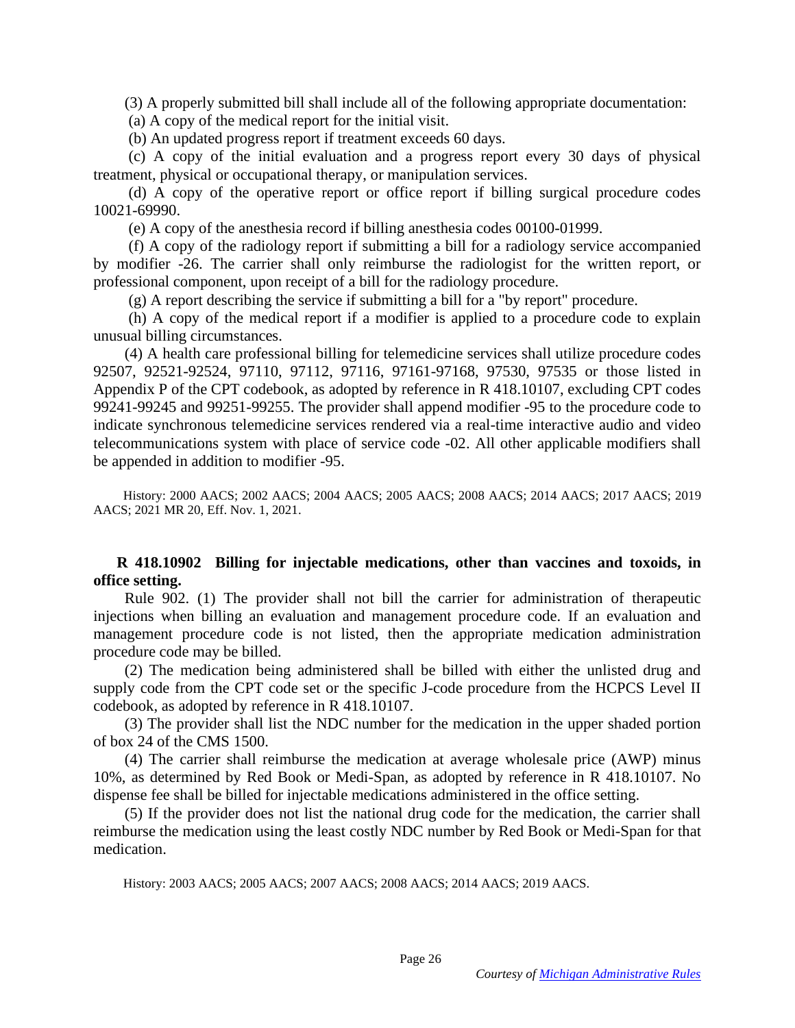(3) A properly submitted bill shall include all of the following appropriate documentation:

(a) A copy of the medical report for the initial visit.

(b) An updated progress report if treatment exceeds 60 days.

(c) A copy of the initial evaluation and a progress report every 30 days of physical treatment, physical or occupational therapy, or manipulation services.

(d) A copy of the operative report or office report if billing surgical procedure codes 10021-69990.

(e) A copy of the anesthesia record if billing anesthesia codes 00100-01999.

(f) A copy of the radiology report if submitting a bill for a radiology service accompanied by modifier -26. The carrier shall only reimburse the radiologist for the written report, or professional component, upon receipt of a bill for the radiology procedure.

(g) A report describing the service if submitting a bill for a "by report" procedure.

(h) A copy of the medical report if a modifier is applied to a procedure code to explain unusual billing circumstances.

(4) A health care professional billing for telemedicine services shall utilize procedure codes 92507, 92521-92524, 97110, 97112, 97116, 97161-97168, 97530, 97535 or those listed in Appendix P of the CPT codebook, as adopted by reference in R 418.10107, excluding CPT codes 99241-99245 and 99251-99255. The provider shall append modifier -95 to the procedure code to indicate synchronous telemedicine services rendered via a real-time interactive audio and video telecommunications system with place of service code -02. All other applicable modifiers shall be appended in addition to modifier -95.

History: 2000 AACS; 2002 AACS; 2004 AACS; 2005 AACS; 2008 AACS; 2014 AACS; 2017 AACS; 2019 AACS; 2021 MR 20, Eff. Nov. 1, 2021.

**R 418.10902 Billing for injectable medications, other than vaccines and toxoids, in office setting.**

Rule 902. (1) The provider shall not bill the carrier for administration of therapeutic injections when billing an evaluation and management procedure code. If an evaluation and management procedure code is not listed, then the appropriate medication administration procedure code may be billed.

(2) The medication being administered shall be billed with either the unlisted drug and supply code from the CPT code set or the specific J-code procedure from the HCPCS Level II codebook, as adopted by reference in R 418.10107.

(3) The provider shall list the NDC number for the medication in the upper shaded portion of box 24 of the CMS 1500.

(4) The carrier shall reimburse the medication at average wholesale price (AWP) minus 10%, as determined by Red Book or Medi-Span, as adopted by reference in R 418.10107. No dispense fee shall be billed for injectable medications administered in the office setting.

(5) If the provider does not list the national drug code for the medication, the carrier shall reimburse the medication using the least costly NDC number by Red Book or Medi-Span for that medication.

History: 2003 AACS; 2005 AACS; 2007 AACS; 2008 AACS; 2014 AACS; 2019 AACS.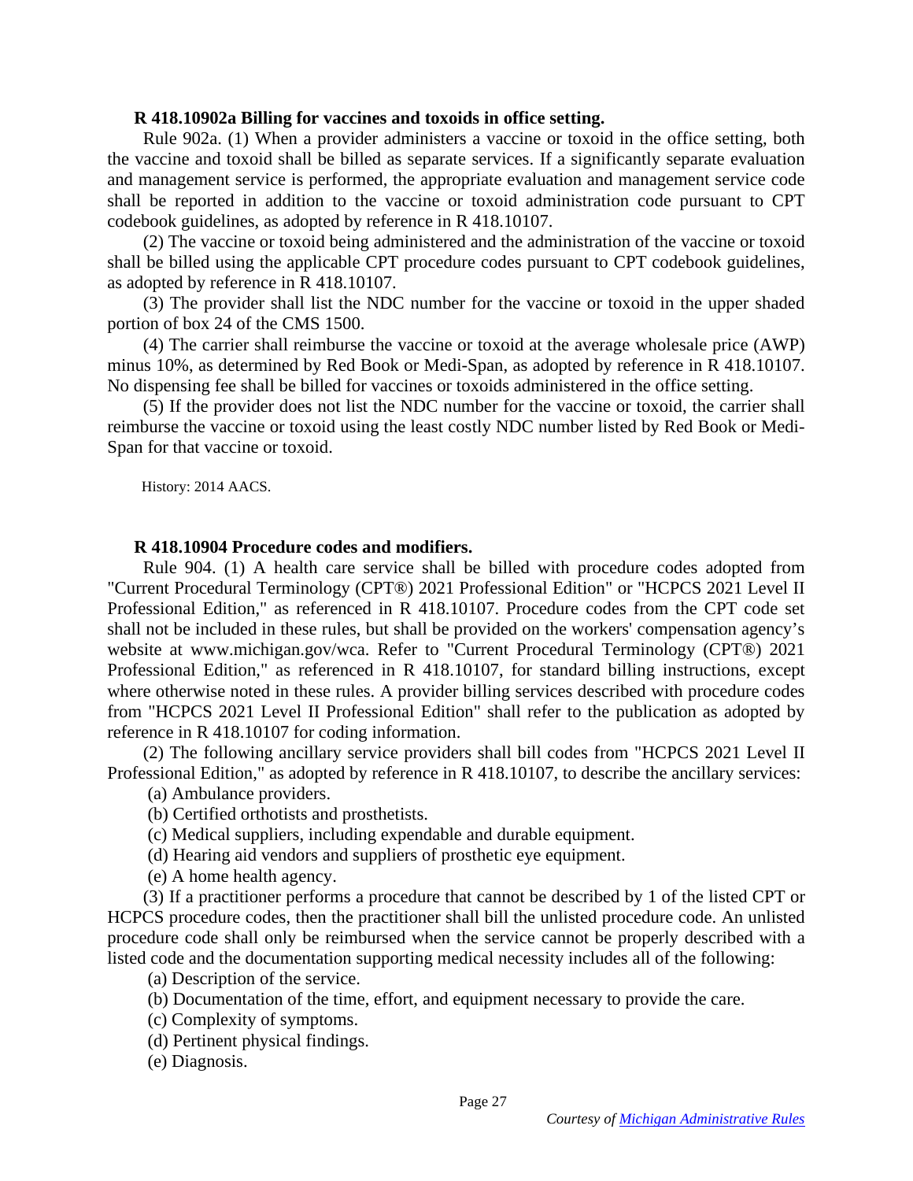**R 418.10902a Billing for vaccines and toxoids in office setting.**

Rule 902a. (1) When a provider administers a vaccine or toxoid in the office setting, both the vaccine and toxoid shall be billed as separate services. If a significantly separate evaluation and management service is performed, the appropriate evaluation and management service code shall be reported in addition to the vaccine or toxoid administration code pursuant to CPT codebook guidelines, as adopted by reference in R 418.10107.

(2) The vaccine or toxoid being administered and the administration of the vaccine or toxoid shall be billed using the applicable CPT procedure codes pursuant to CPT codebook guidelines, as adopted by reference in R 418.10107.

(3) The provider shall list the NDC number for the vaccine or toxoid in the upper shaded portion of box 24 of the CMS 1500.

(4) The carrier shall reimburse the vaccine or toxoid at the average wholesale price (AWP) minus 10%, as determined by Red Book or Medi-Span, as adopted by reference in R 418.10107. No dispensing fee shall be billed for vaccines or toxoids administered in the office setting.

(5) If the provider does not list the NDC number for the vaccine or toxoid, the carrier shall reimburse the vaccine or toxoid using the least costly NDC number listed by Red Book or Medi-Span for that vaccine or toxoid.

History: 2014 AACS.

**R 418.10904 Procedure codes and modifiers.**

Rule 904. (1) A health care service shall be billed with procedure codes adopted from "Current Procedural Terminology (CPT®) 2021 Professional Edition" or "HCPCS 2021 Level II Professional Edition," as referenced in R 418.10107. Procedure codes from the CPT code set shall not be included in these rules, but shall be provided on the workers' compensation agency's website at www.michigan.gov/wca. Refer to "Current Procedural Terminology (CPT®) 2021 Professional Edition," as referenced in R 418.10107, for standard billing instructions, except where otherwise noted in these rules. A provider billing services described with procedure codes from "HCPCS 2021 Level II Professional Edition" shall refer to the publication as adopted by reference in R 418.10107 for coding information.

(2) The following ancillary service providers shall bill codes from "HCPCS 2021 Level II Professional Edition," as adopted by reference in R 418.10107, to describe the ancillary services:

(a) Ambulance providers.

(b) Certified orthotists and prosthetists.

(c) Medical suppliers, including expendable and durable equipment.

(d) Hearing aid vendors and suppliers of prosthetic eye equipment.

(e) A home health agency.

(3) If a practitioner performs a procedure that cannot be described by 1 of the listed CPT or HCPCS procedure codes, then the practitioner shall bill the unlisted procedure code. An unlisted procedure code shall only be reimbursed when the service cannot be properly described with a listed code and the documentation supporting medical necessity includes all of the following:

(a) Description of the service.

(b) Documentation of the time, effort, and equipment necessary to provide the care.

(c) Complexity of symptoms.

(d) Pertinent physical findings.

(e) Diagnosis.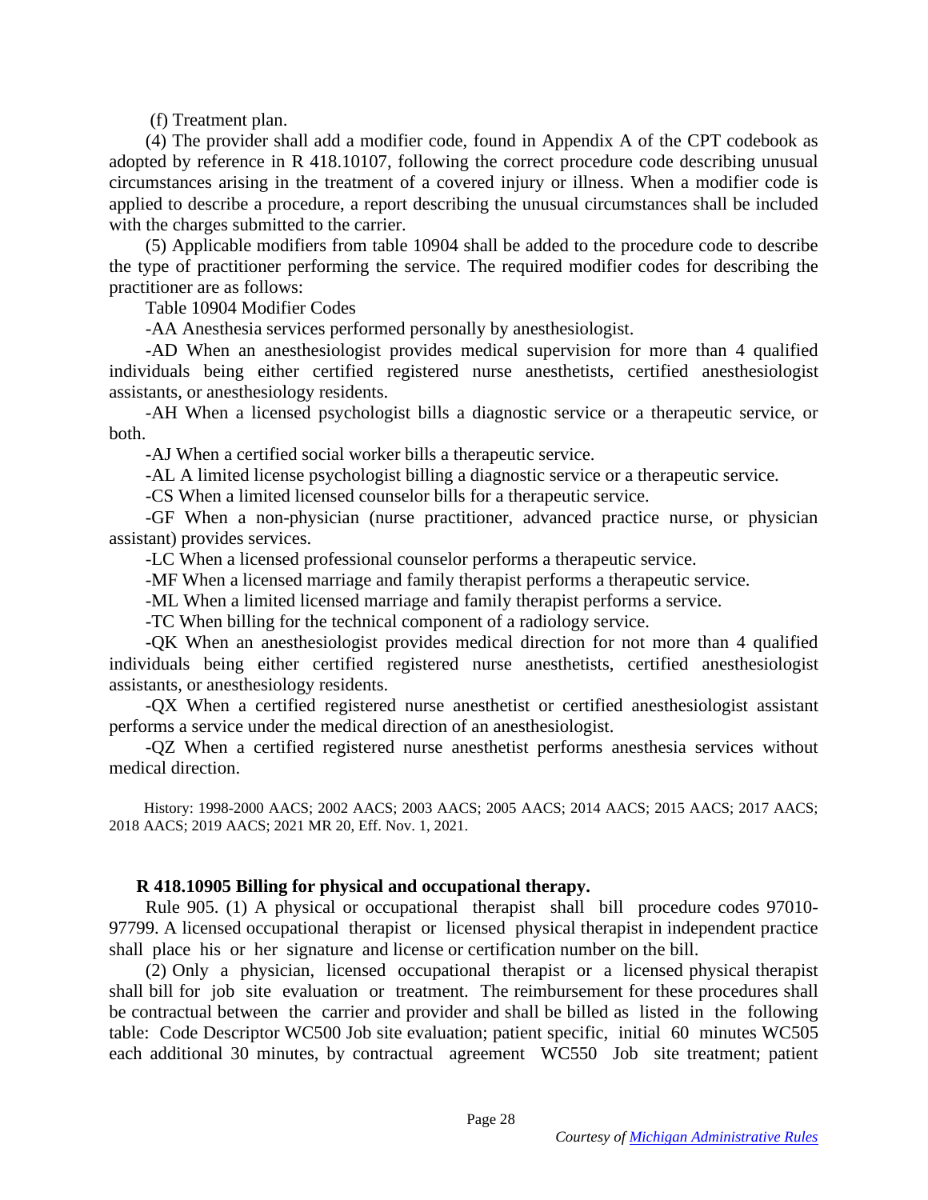(f) Treatment plan.

(4) The provider shall add a modifier code, found in Appendix A of the CPT codebook as adopted by reference in R 418.10107, following the correct procedure code describing unusual circumstances arising in the treatment of a covered injury or illness. When a modifier code is applied to describe a procedure, a report describing the unusual circumstances shall be included with the charges submitted to the carrier.

(5) Applicable modifiers from table 10904 shall be added to the procedure code to describe the type of practitioner performing the service. The required modifier codes for describing the practitioner are as follows:

Table 10904 Modifier Codes

-AA Anesthesia services performed personally by anesthesiologist.

-AD When an anesthesiologist provides medical supervision for more than 4 qualified individuals being either certified registered nurse anesthetists, certified anesthesiologist assistants, or anesthesiology residents.

-AH When a licensed psychologist bills a diagnostic service or a therapeutic service, or both.

-AJ When a certified social worker bills a therapeutic service.

-AL A limited license psychologist billing a diagnostic service or a therapeutic service.

-CS When a limited licensed counselor bills for a therapeutic service.

-GF When a non-physician (nurse practitioner, advanced practice nurse, or physician assistant) provides services.

-LC When a licensed professional counselor performs a therapeutic service.

-MF When a licensed marriage and family therapist performs a therapeutic service.

-ML When a limited licensed marriage and family therapist performs a service.

-TC When billing for the technical component of a radiology service.

-QK When an anesthesiologist provides medical direction for not more than 4 qualified individuals being either certified registered nurse anesthetists, certified anesthesiologist assistants, or anesthesiology residents.

-QX When a certified registered nurse anesthetist or certified anesthesiologist assistant performs a service under the medical direction of an anesthesiologist.

-QZ When a certified registered nurse anesthetist performs anesthesia services without medical direction.

History: 1998-2000 AACS; 2002 AACS; 2003 AACS; 2005 AACS; 2014 AACS; 2015 AACS; 2017 AACS; 2018 AACS; 2019 AACS; 2021 MR 20, Eff. Nov. 1, 2021.

**R 418.10905 Billing for physical and occupational therapy.**

Rule 905. (1) A physical or occupational therapist shall bill procedure codes 97010-97799. A licensed occupational therapist or licensed physical therapist in independent practice shall place his or her signature and license or certification number on the bill.

(2) Only a physician, licensed occupational therapist or a licensed physical therapist shall bill for job site evaluation or treatment. The reimbursement for these procedures shall be contractual between the carrier and provider and shall be billed as listed in the following table: Code Descriptor WC500 Job site evaluation; patient specific, initial 60 minutes WC505 each additional 30 minutes, by contractual agreement WC550 Job site treatment; patient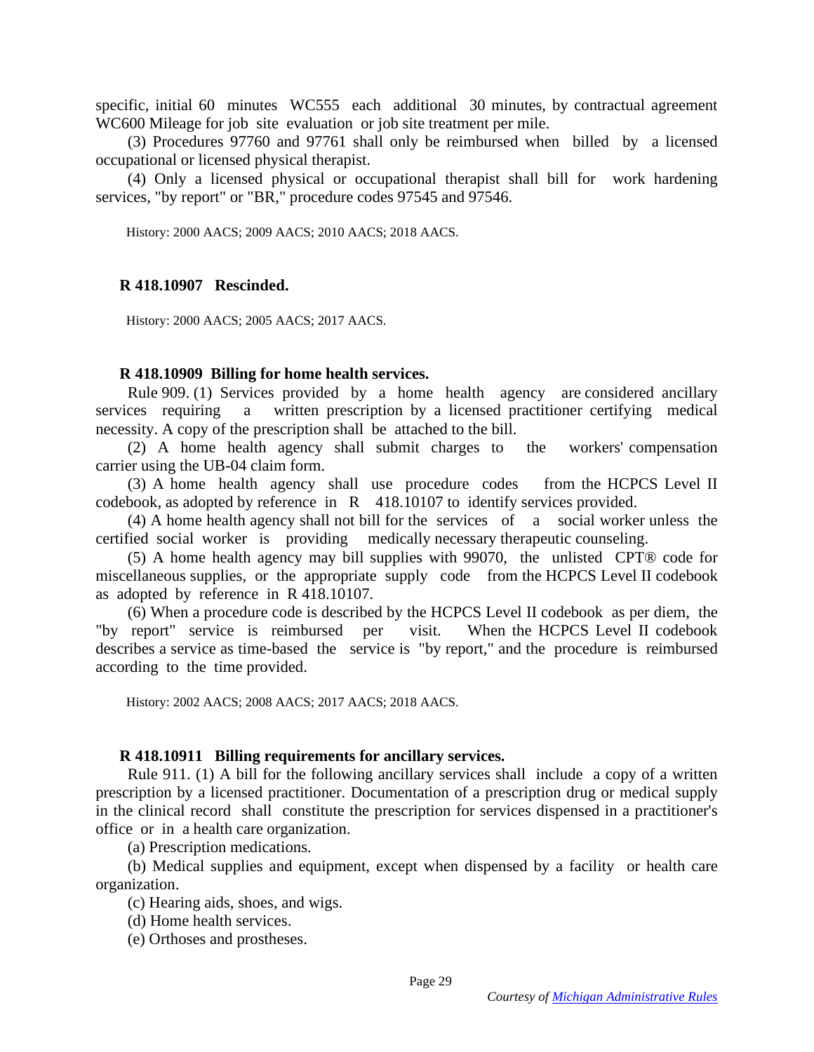specific, initial 60 minutes WC555 each additional 30 minutes, by contractual agreement WC600 Mileage for job site evaluation or job site treatment per mile.

(3) Procedures 97760 and 97761 shall only be reimbursed when billed by a licensed occupational or licensed physical therapist.

(4) Only a licensed physical or occupational therapist shall bill for work hardening services, "by report" or "BR," procedure codes 97545 and 97546.

History: 2000 AACS; 2009 AACS; 2010 AACS; 2018 AACS.

**R 418.10907 Rescinded.**

History: 2000 AACS; 2005 AACS; 2017 AACS.

**R 418.10909 Billing for home health services.**

Rule 909. (1) Services provided by a home health agency are considered ancillary services requiring a written prescription by a licensed practitioner certifying medical necessity. A copy of the prescription shall be attached to the bill.

(2) A home health agency shall submit charges to the workers' compensation carrier using the UB-04 claim form.

(3) A home health agency shall use procedure codes from the HCPCS Level II codebook, as adopted by reference in R 418.10107 to identify services provided.

(4) A home health agency shall not bill for the services of a social worker unless the certified social worker is providing medically necessary therapeutic counseling.

(5) A home health agency may bill supplies with 99070, the unlisted CPT® code for miscellaneous supplies, or the appropriate supply code from the HCPCS Level II codebook as adopted by reference in R 418.10107.

(6) When a procedure code is described by the HCPCS Level II codebook as per diem, the "by report" service is reimbursed per visit. When the HCPCS Level II codebook describes a service as time-based the service is "by report," and the procedure is reimbursed according to the time provided.

History: 2002 AACS; 2008 AACS; 2017 AACS; 2018 AACS.

**R 418.10911 Billing requirements for ancillary services.**

Rule 911. (1) A bill for the following ancillary services shall include a copy of a written prescription by a licensed practitioner. Documentation of a prescription drug or medical supply in the clinical record shall constitute the prescription for services dispensed in a practitioner's office or in a health care organization.

(a) Prescription medications.

(b) Medical supplies and equipment, except when dispensed by a facility or health care organization.

(c) Hearing aids, shoes, and wigs.

(d) Home health services.

(e) Orthoses and prostheses.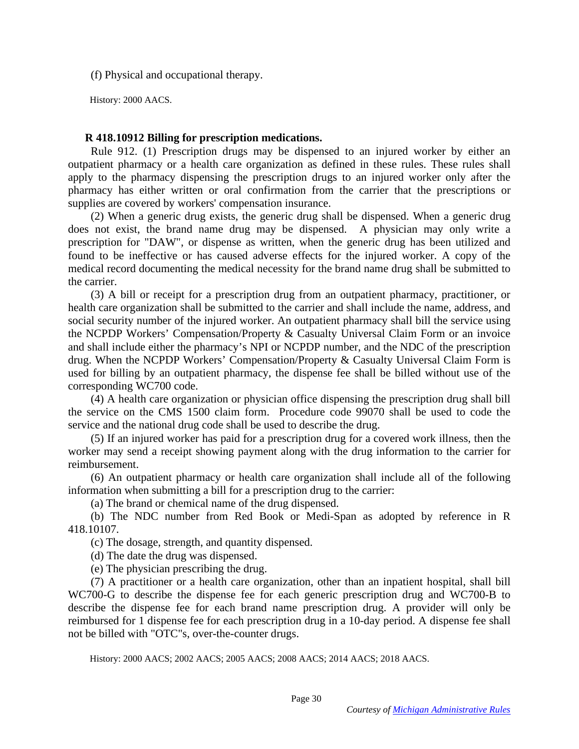(f) Physical and occupational therapy.

History: 2000 AACS.

**R 418.10912 Billing for prescription medications.**

Rule 912. (1) Prescription drugs may be dispensed to an injured worker by either an outpatient pharmacy or a health care organization as defined in these rules. These rules shall apply to the pharmacy dispensing the prescription drugs to an injured worker only after the pharmacy has either written or oral confirmation from the carrier that the prescriptions or supplies are covered by workers' compensation insurance.

(2) When a generic drug exists, the generic drug shall be dispensed. When a generic drug does not exist, the brand name drug may be dispensed. A physician may only write a prescription for "DAW", or dispense as written, when the generic drug has been utilized and found to be ineffective or has caused adverse effects for the injured worker. A copy of the medical record documenting the medical necessity for the brand name drug shall be submitted to the carrier.

(3) A bill or receipt for a prescription drug from an outpatient pharmacy, practitioner, or health care organization shall be submitted to the carrier and shall include the name, address, and social security number of the injured worker. An outpatient pharmacy shall bill the service using the NCPDP Workers' Compensation/Property & Casualty Universal Claim Form or an invoice and shall include either the pharmacy's NPI or NCPDP number, and the NDC of the prescription drug. When the NCPDP Workers' Compensation/Property & Casualty Universal Claim Form is used for billing by an outpatient pharmacy, the dispense fee shall be billed without use of the corresponding WC700 code.

(4) A health care organization or physician office dispensing the prescription drug shall bill the service on the CMS 1500 claim form. Procedure code 99070 shall be used to code the service and the national drug code shall be used to describe the drug.

(5) If an injured worker has paid for a prescription drug for a covered work illness, then the worker may send a receipt showing payment along with the drug information to the carrier for reimbursement.

(6) An outpatient pharmacy or health care organization shall include all of the following information when submitting a bill for a prescription drug to the carrier:

(a) The brand or chemical name of the drug dispensed.

(b) The NDC number from Red Book or Medi-Span as adopted by reference in R 418.10107.

(c) The dosage, strength, and quantity dispensed.

(d) The date the drug was dispensed.

(e) The physician prescribing the drug.

(7) A practitioner or a health care organization, other than an inpatient hospital, shall bill WC700-G to describe the dispense fee for each generic prescription drug and WC700-B to describe the dispense fee for each brand name prescription drug. A provider will only be reimbursed for 1 dispense fee for each prescription drug in a 10-day period. A dispense fee shall not be billed with "OTC"s, over-the-counter drugs.

History: 2000 AACS; 2002 AACS; 2005 AACS; 2008 AACS; 2014 AACS; 2018 AACS.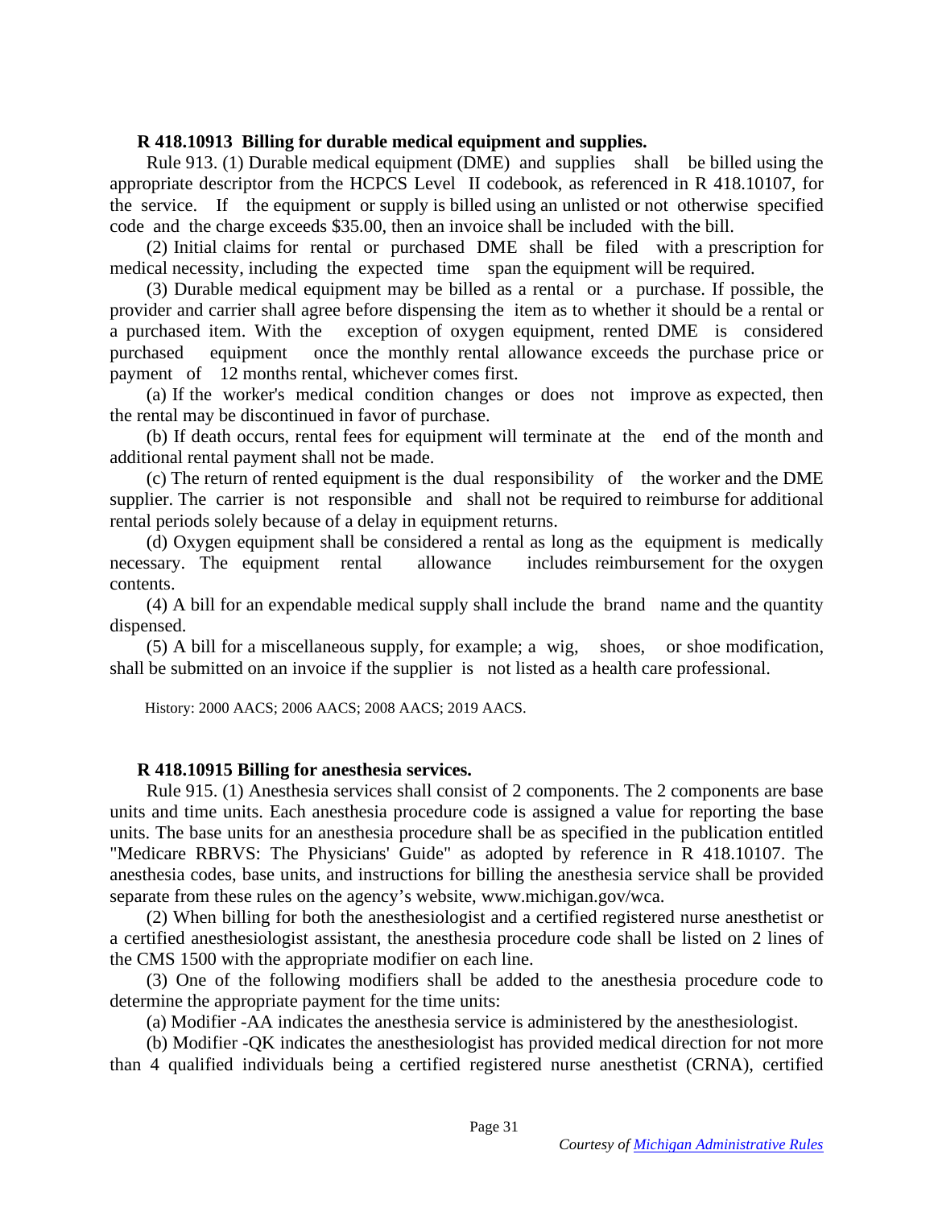**R 418.10913 Billing for durable medical equipment and supplies.**

Rule 913. (1) Durable medical equipment (DME) and supplies shall be billed using the appropriate descriptor from the HCPCS Level II codebook, as referenced in R 418.10107, for the service. If the equipment or supply is billed using an unlisted or not otherwise specified code and the charge exceeds $35.00, then an invoice shall be included with the bill.

(2) Initial claims for rental or purchased DME shall be filed with a prescription for medical necessity, including the expected time span the equipment will be required.

(3) Durable medical equipment may be billed as a rental or a purchase. If possible, the provider and carrier shall agree before dispensing the item as to whether it should be a rental or a purchased item. With the exception of oxygen equipment, rented DME is considered purchased equipment once the monthly rental allowance exceeds the purchase price or payment of 12 months rental, whichever comes first.

(a) If the worker's medical condition changes or does not improve as expected, then the rental may be discontinued in favor of purchase.

(b) If death occurs, rental fees for equipment will terminate at the end of the month and additional rental payment shall not be made.

(c) The return of rented equipment is the dual responsibility of the worker and the DME supplier. The carrier is not responsible and shall not be required to reimburse for additional rental periods solely because of a delay in equipment returns.

(d) Oxygen equipment shall be considered a rental as long as the equipment is medically necessary. The equipment rental allowance includes reimbursement for the oxygen contents.

(4) A bill for an expendable medical supply shall include the brand name and the quantity dispensed.

(5) A bill for a miscellaneous supply, for example; a wig, shoes, or shoe modification, shall be submitted on an invoice if the supplier is not listed as a health care professional.

History: 2000 AACS; 2006 AACS; 2008 AACS; 2019 AACS.

**R 418.10915 Billing for anesthesia services.**

Rule 915. (1) Anesthesia services shall consist of 2 components. The 2 components are base units and time units. Each anesthesia procedure code is assigned a value for reporting the base units. The base units for an anesthesia procedure shall be as specified in the publication entitled "Medicare RBRVS: The Physicians' Guide" as adopted by reference in R 418.10107. The anesthesia codes, base units, and instructions for billing the anesthesia service shall be provided separate from these rules on the agency's website, www.michigan.gov/wca.

(2) When billing for both the anesthesiologist and a certified registered nurse anesthetist or a certified anesthesiologist assistant, the anesthesia procedure code shall be listed on 2 lines of the CMS 1500 with the appropriate modifier on each line.

(3) One of the following modifiers shall be added to the anesthesia procedure code to determine the appropriate payment for the time units:

(a) Modifier -AA indicates the anesthesia service is administered by the anesthesiologist.

(b) Modifier -QK indicates the anesthesiologist has provided medical direction for not more than 4 qualified individuals being a certified registered nurse anesthetist (CRNA), certified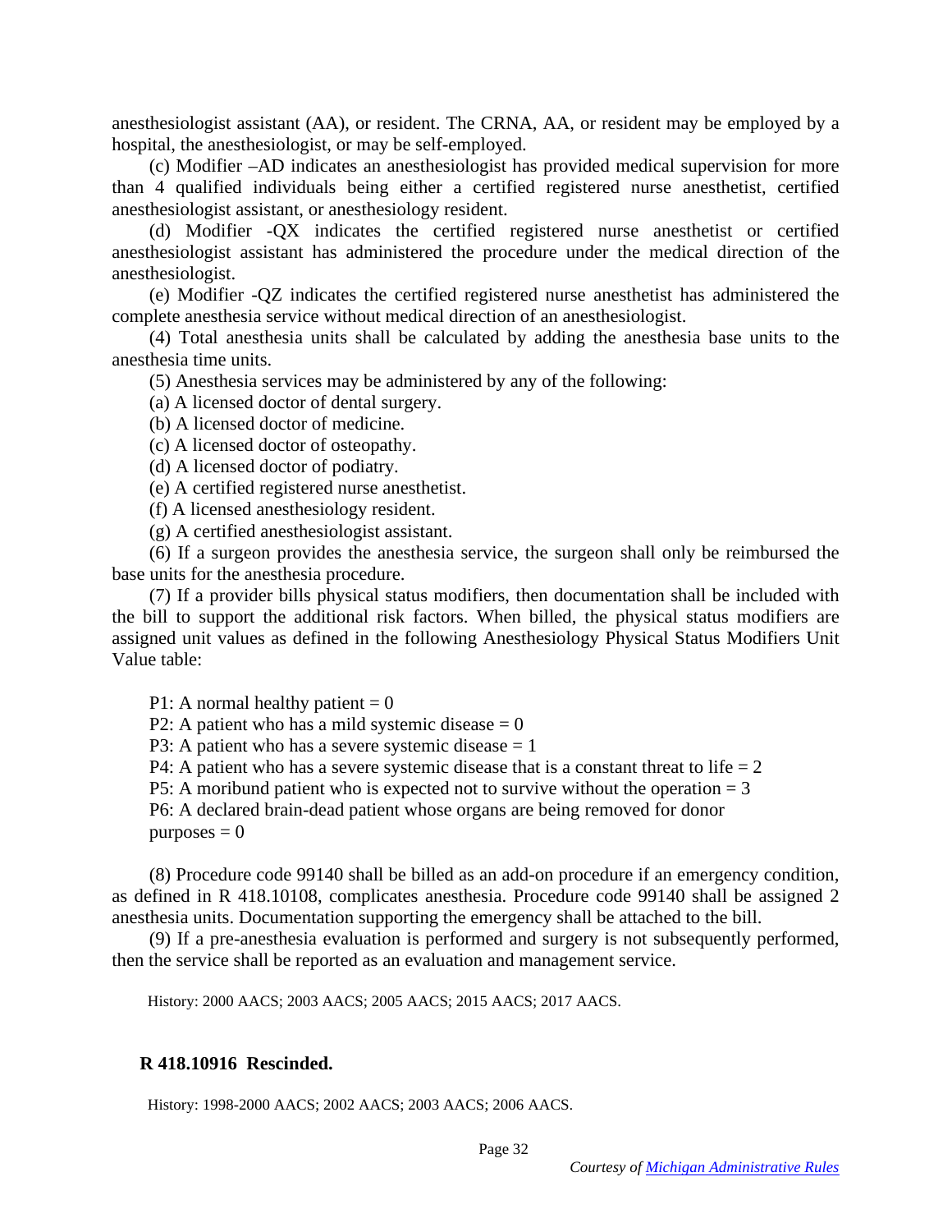anesthesiologist assistant (AA), or resident. The CRNA, AA, or resident may be employed by a hospital, the anesthesiologist, or may be self-employed.

(c) Modifier –AD indicates an anesthesiologist has provided medical supervision for more than 4 qualified individuals being either a certified registered nurse anesthetist, certified anesthesiologist assistant, or anesthesiology resident.

(d) Modifier -QX indicates the certified registered nurse anesthetist or certified anesthesiologist assistant has administered the procedure under the medical direction of the anesthesiologist.

(e) Modifier -QZ indicates the certified registered nurse anesthetist has administered the complete anesthesia service without medical direction of an anesthesiologist.

(4) Total anesthesia units shall be calculated by adding the anesthesia base units to the anesthesia time units.

(5) Anesthesia services may be administered by any of the following:

(a) A licensed doctor of dental surgery.

(b) A licensed doctor of medicine.

(c) A licensed doctor of osteopathy.

(d) A licensed doctor of podiatry.

(e) A certified registered nurse anesthetist.

(f) A licensed anesthesiology resident.

(g) A certified anesthesiologist assistant.

(6) If a surgeon provides the anesthesia service, the surgeon shall only be reimbursed the base units for the anesthesia procedure.

(7) If a provider bills physical status modifiers, then documentation shall be included with the bill to support the additional risk factors. When billed, the physical status modifiers are assigned unit values as defined in the following Anesthesiology Physical Status Modifiers Unit Value table:

P1: A normal healthy patient = 0

P2: A patient who has a mild systemic disease = 0

P3: A patient who has a severe systemic disease = 1

P4: A patient who has a severe systemic disease that is a constant threat to life = 2

P5: A moribund patient who is expected not to survive without the operation = 3

P6: A declared brain-dead patient whose organs are being removed for donor purposes = 0

(8) Procedure code 99140 shall be billed as an add-on procedure if an emergency condition, as defined in R 418.10108, complicates anesthesia. Procedure code 99140 shall be assigned 2 anesthesia units. Documentation supporting the emergency shall be attached to the bill.

(9) If a pre-anesthesia evaluation is performed and surgery is not subsequently performed, then the service shall be reported as an evaluation and management service.

History: 2000 AACS; 2003 AACS; 2005 AACS; 2015 AACS; 2017 AACS.

**R 418.10916 Rescinded.**

History: 1998-2000 AACS; 2002 AACS; 2003 AACS; 2006 AACS.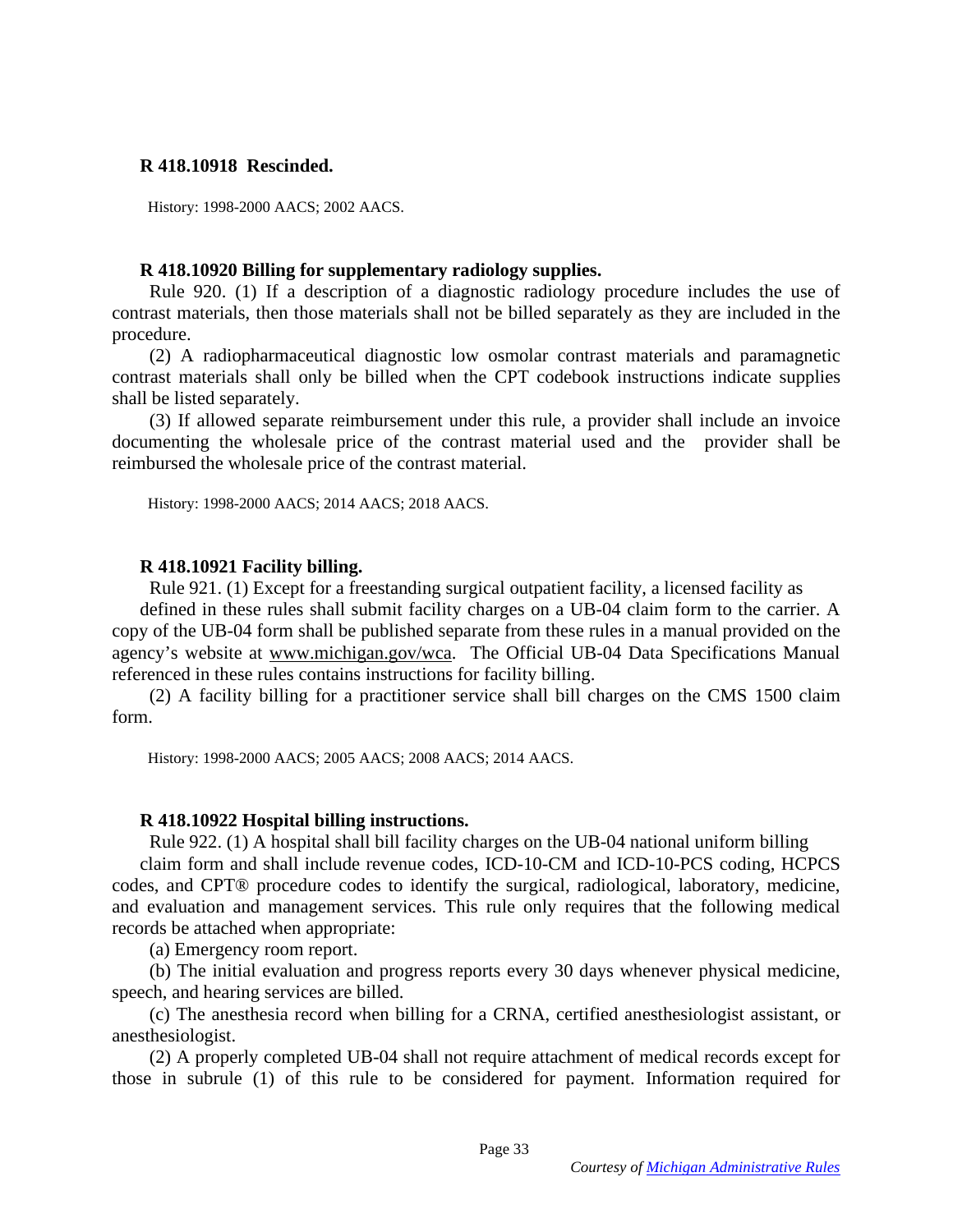**R 418.10918 Rescinded.**

History: 1998-2000 AACS; 2002 AACS.

**R 418.10920 Billing for supplementary radiology supplies.**

Rule 920. (1) If a description of a diagnostic radiology procedure includes the use of contrast materials, then those materials shall not be billed separately as they are included in the procedure.

(2) A radiopharmaceutical diagnostic low osmolar contrast materials and paramagnetic contrast materials shall only be billed when the CPT codebook instructions indicate supplies shall be listed separately.

(3) If allowed separate reimbursement under this rule, a provider shall include an invoice documenting the wholesale price of the contrast material used and the provider shall be reimbursed the wholesale price of the contrast material.

History: 1998-2000 AACS; 2014 AACS; 2018 AACS.

**R 418.10921 Facility billing.**

Rule 921. (1) Except for a freestanding surgical outpatient facility, a licensed facility as defined in these rules shall submit facility charges on a UB-04 claim form to the carrier. A copy of the UB-04 form shall be published separate from these rules in a manual provided on the agency's website at www.michigan.gov/wca. The Official UB-04 Data Specifications Manual referenced in these rules contains instructions for facility billing.

(2) A facility billing for a practitioner service shall bill charges on the CMS 1500 claim form.

History: 1998-2000 AACS; 2005 AACS; 2008 AACS; 2014 AACS.

**R 418.10922 Hospital billing instructions.**

Rule 922. (1) A hospital shall bill facility charges on the UB-04 national uniform billing claim form and shall include revenue codes, ICD-10-CM and ICD-10-PCS coding, HCPCS codes, and CPT® procedure codes to identify the surgical, radiological, laboratory, medicine, and evaluation and management services. This rule only requires that the following medical records be attached when appropriate:

(a) Emergency room report.

(b) The initial evaluation and progress reports every 30 days whenever physical medicine, speech, and hearing services are billed.

(c) The anesthesia record when billing for a CRNA, certified anesthesiologist assistant, or anesthesiologist.

(2) A properly completed UB-04 shall not require attachment of medical records except for those in subrule (1) of this rule to be considered for payment. Information required for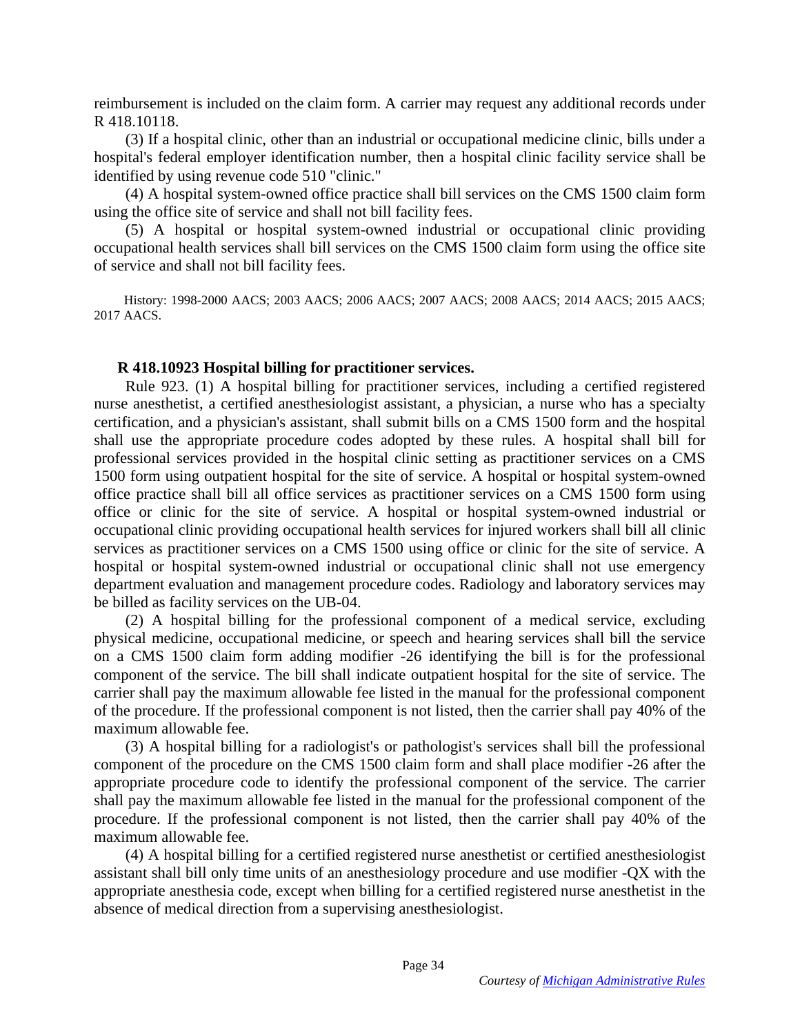reimbursement is included on the claim form. A carrier may request any additional records under R 418.10118.

(3) If a hospital clinic, other than an industrial or occupational medicine clinic, bills under a hospital's federal employer identification number, then a hospital clinic facility service shall be identified by using revenue code 510 "clinic."

(4) A hospital system-owned office practice shall bill services on the CMS 1500 claim form using the office site of service and shall not bill facility fees.

(5) A hospital or hospital system-owned industrial or occupational clinic providing occupational health services shall bill services on the CMS 1500 claim form using the office site of service and shall not bill facility fees.

History: 1998-2000 AACS; 2003 AACS; 2006 AACS; 2007 AACS; 2008 AACS; 2014 AACS; 2015 AACS; 2017 AACS.

**R 418.10923 Hospital billing for practitioner services.**

Rule 923. (1) A hospital billing for practitioner services, including a certified registered nurse anesthetist, a certified anesthesiologist assistant, a physician, a nurse who has a specialty certification, and a physician's assistant, shall submit bills on a CMS 1500 form and the hospital shall use the appropriate procedure codes adopted by these rules. A hospital shall bill for professional services provided in the hospital clinic setting as practitioner services on a CMS 1500 form using outpatient hospital for the site of service. A hospital or hospital system-owned office practice shall bill all office services as practitioner services on a CMS 1500 form using office or clinic for the site of service. A hospital or hospital system-owned industrial or occupational clinic providing occupational health services for injured workers shall bill all clinic services as practitioner services on a CMS 1500 using office or clinic for the site of service. A hospital or hospital system-owned industrial or occupational clinic shall not use emergency department evaluation and management procedure codes. Radiology and laboratory services may be billed as facility services on the UB-04.

(2) A hospital billing for the professional component of a medical service, excluding physical medicine, occupational medicine, or speech and hearing services shall bill the service on a CMS 1500 claim form adding modifier -26 identifying the bill is for the professional component of the service. The bill shall indicate outpatient hospital for the site of service. The carrier shall pay the maximum allowable fee listed in the manual for the professional component of the procedure. If the professional component is not listed, then the carrier shall pay 40% of the maximum allowable fee.

(3) A hospital billing for a radiologist's or pathologist's services shall bill the professional component of the procedure on the CMS 1500 claim form and shall place modifier -26 after the appropriate procedure code to identify the professional component of the service. The carrier shall pay the maximum allowable fee listed in the manual for the professional component of the procedure. If the professional component is not listed, then the carrier shall pay 40% of the maximum allowable fee.

(4) A hospital billing for a certified registered nurse anesthetist or certified anesthesiologist assistant shall bill only time units of an anesthesiology procedure and use modifier -QX with the appropriate anesthesia code, except when billing for a certified registered nurse anesthetist in the absence of medical direction from a supervising anesthesiologist.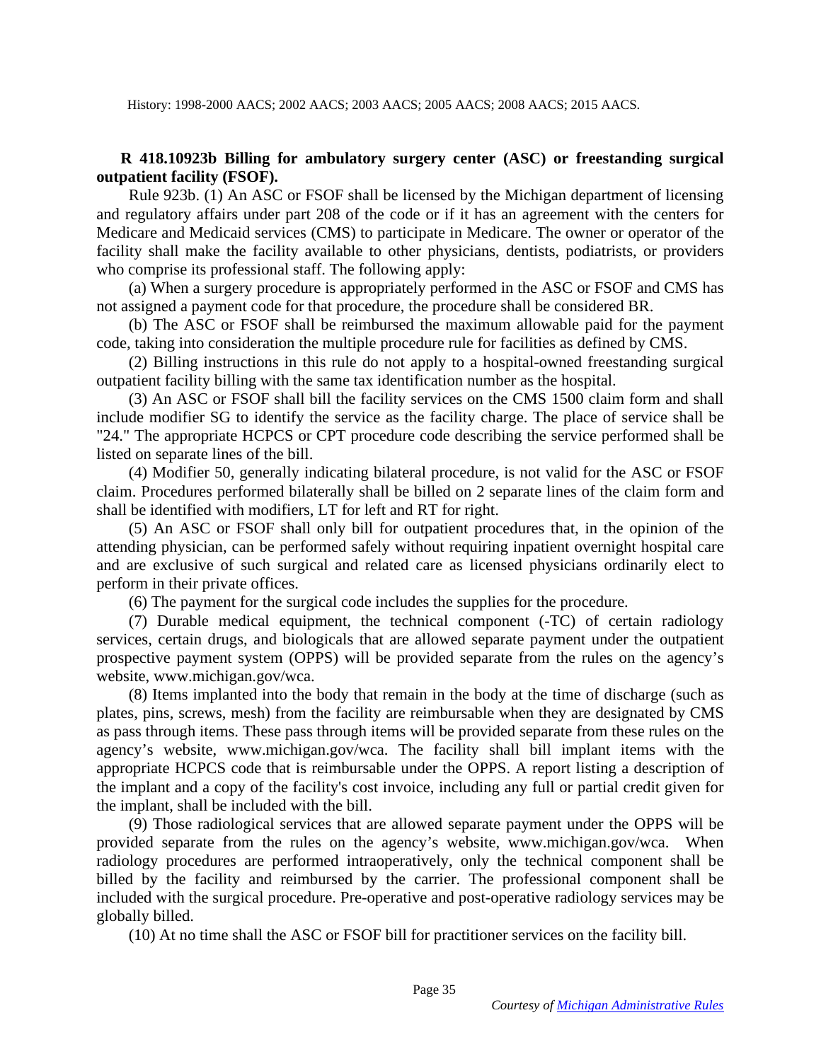History: 1998-2000 AACS; 2002 AACS; 2003 AACS; 2005 AACS; 2008 AACS; 2015 AACS.

**R 418.10923b Billing for ambulatory surgery center (ASC) or freestanding surgical outpatient facility (FSOF).**

Rule 923b. (1) An ASC or FSOF shall be licensed by the Michigan department of licensing and regulatory affairs under part 208 of the code or if it has an agreement with the centers for Medicare and Medicaid services (CMS) to participate in Medicare. The owner or operator of the facility shall make the facility available to other physicians, dentists, podiatrists, or providers who comprise its professional staff. The following apply:

(a) When a surgery procedure is appropriately performed in the ASC or FSOF and CMS has not assigned a payment code for that procedure, the procedure shall be considered BR.

(b) The ASC or FSOF shall be reimbursed the maximum allowable paid for the payment code, taking into consideration the multiple procedure rule for facilities as defined by CMS.

(2) Billing instructions in this rule do not apply to a hospital-owned freestanding surgical outpatient facility billing with the same tax identification number as the hospital.

(3) An ASC or FSOF shall bill the facility services on the CMS 1500 claim form and shall include modifier SG to identify the service as the facility charge. The place of service shall be "24." The appropriate HCPCS or CPT procedure code describing the service performed shall be listed on separate lines of the bill.

(4) Modifier 50, generally indicating bilateral procedure, is not valid for the ASC or FSOF claim. Procedures performed bilaterally shall be billed on 2 separate lines of the claim form and shall be identified with modifiers, LT for left and RT for right.

(5) An ASC or FSOF shall only bill for outpatient procedures that, in the opinion of the attending physician, can be performed safely without requiring inpatient overnight hospital care and are exclusive of such surgical and related care as licensed physicians ordinarily elect to perform in their private offices.

(6) The payment for the surgical code includes the supplies for the procedure.

(7) Durable medical equipment, the technical component (-TC) of certain radiology services, certain drugs, and biologicals that are allowed separate payment under the outpatient prospective payment system (OPPS) will be provided separate from the rules on the agency's website, www.michigan.gov/wca.

(8) Items implanted into the body that remain in the body at the time of discharge (such as plates, pins, screws, mesh) from the facility are reimbursable when they are designated by CMS as pass through items. These pass through items will be provided separate from these rules on the agency's website, www.michigan.gov/wca. The facility shall bill implant items with the appropriate HCPCS code that is reimbursable under the OPPS. A report listing a description of the implant and a copy of the facility's cost invoice, including any full or partial credit given for the implant, shall be included with the bill.

(9) Those radiological services that are allowed separate payment under the OPPS will be provided separate from the rules on the agency's website, www.michigan.gov/wca. When radiology procedures are performed intraoperatively, only the technical component shall be billed by the facility and reimbursed by the carrier. The professional component shall be included with the surgical procedure. Pre-operative and post-operative radiology services may be globally billed.

(10) At no time shall the ASC or FSOF bill for practitioner services on the facility bill.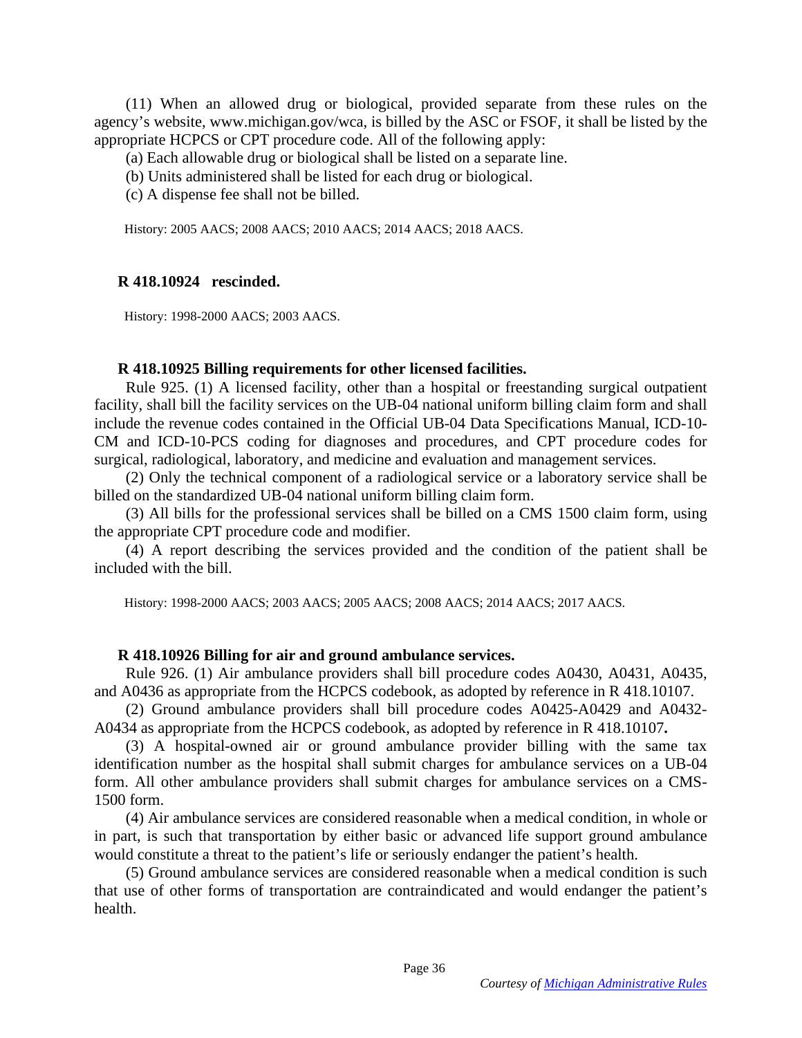(11) When an allowed drug or biological, provided separate from these rules on the agency's website, www.michigan.gov/wca, is billed by the ASC or FSOF, it shall be listed by the appropriate HCPCS or CPT procedure code. All of the following apply:

(a) Each allowable drug or biological shall be listed on a separate line.

(b) Units administered shall be listed for each drug or biological.

(c) A dispense fee shall not be billed.

History: 2005 AACS; 2008 AACS; 2010 AACS; 2014 AACS; 2018 AACS.

**R 418.10924 rescinded.**

History: 1998-2000 AACS; 2003 AACS.

**R 418.10925 Billing requirements for other licensed facilities.**

Rule 925. (1) A licensed facility, other than a hospital or freestanding surgical outpatient facility, shall bill the facility services on the UB-04 national uniform billing claim form and shall include the revenue codes contained in the Official UB-04 Data Specifications Manual, ICD-10-CM and ICD-10-PCS coding for diagnoses and procedures, and CPT procedure codes for surgical, radiological, laboratory, and medicine and evaluation and management services.

(2) Only the technical component of a radiological service or a laboratory service shall be billed on the standardized UB-04 national uniform billing claim form.

(3) All bills for the professional services shall be billed on a CMS 1500 claim form, using the appropriate CPT procedure code and modifier.

(4) A report describing the services provided and the condition of the patient shall be included with the bill.

History: 1998-2000 AACS; 2003 AACS; 2005 AACS; 2008 AACS; 2014 AACS; 2017 AACS.

**R 418.10926 Billing for air and ground ambulance services.**

Rule 926. (1) Air ambulance providers shall bill procedure codes A0430, A0431, A0435, and A0436 as appropriate from the HCPCS codebook, as adopted by reference in R 418.10107.

(2) Ground ambulance providers shall bill procedure codes A0425-A0429 and A0432-A0434 as appropriate from the HCPCS codebook, as adopted by reference in R 418.10107**.**

(3) A hospital-owned air or ground ambulance provider billing with the same tax identification number as the hospital shall submit charges for ambulance services on a UB-04 form. All other ambulance providers shall submit charges for ambulance services on a CMS-1500 form.

(4) Air ambulance services are considered reasonable when a medical condition, in whole or in part, is such that transportation by either basic or advanced life support ground ambulance would constitute a threat to the patient's life or seriously endanger the patient's health.

(5) Ground ambulance services are considered reasonable when a medical condition is such that use of other forms of transportation are contraindicated and would endanger the patient's health.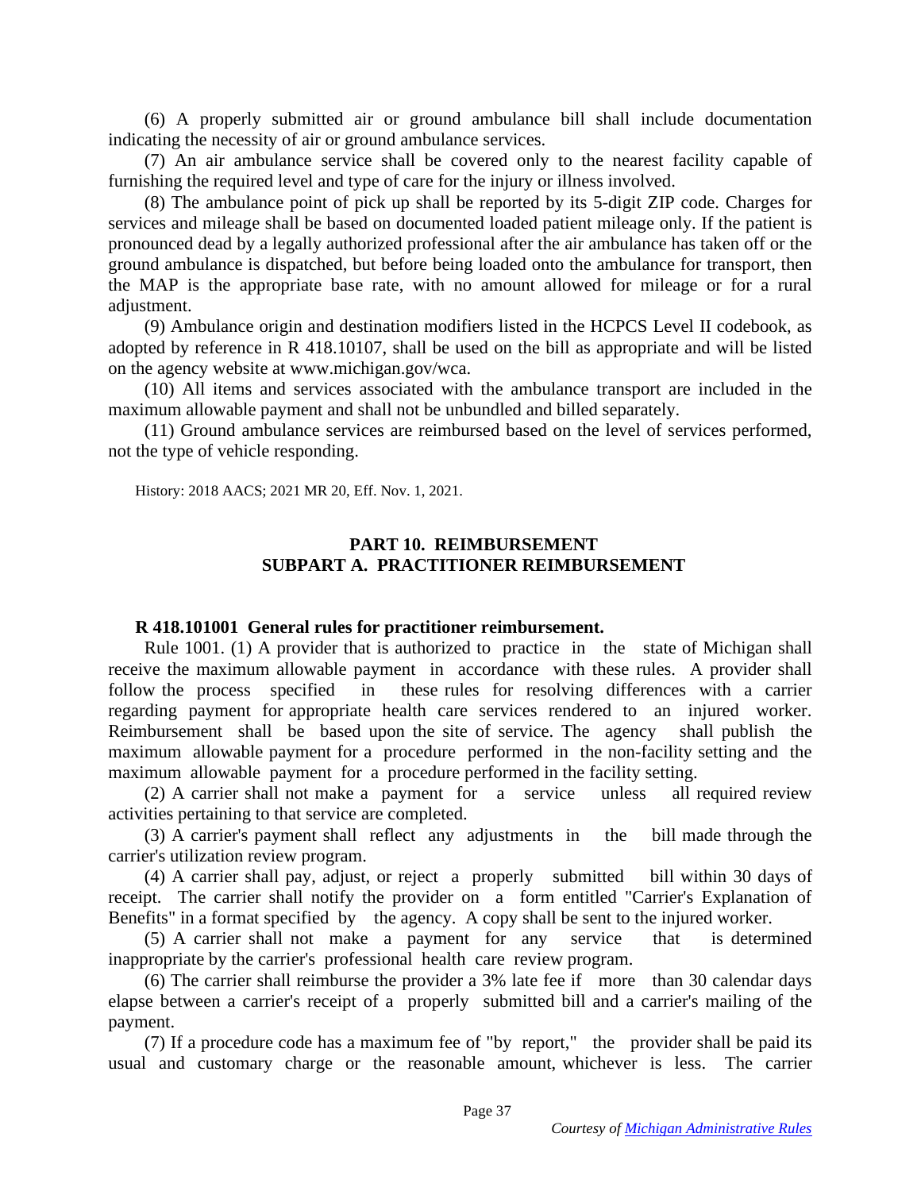(6) A properly submitted air or ground ambulance bill shall include documentation indicating the necessity of air or ground ambulance services.

(7) An air ambulance service shall be covered only to the nearest facility capable of furnishing the required level and type of care for the injury or illness involved.

(8) The ambulance point of pick up shall be reported by its 5-digit ZIP code. Charges for services and mileage shall be based on documented loaded patient mileage only. If the patient is pronounced dead by a legally authorized professional after the air ambulance has taken off or the ground ambulance is dispatched, but before being loaded onto the ambulance for transport, then the MAP is the appropriate base rate, with no amount allowed for mileage or for a rural adjustment.

(9) Ambulance origin and destination modifiers listed in the HCPCS Level II codebook, as adopted by reference in R 418.10107, shall be used on the bill as appropriate and will be listed on the agency website at www.michigan.gov/wca.

(10) All items and services associated with the ambulance transport are included in the maximum allowable payment and shall not be unbundled and billed separately.

(11) Ground ambulance services are reimbursed based on the level of services performed, not the type of vehicle responding.

History: 2018 AACS; 2021 MR 20, Eff. Nov. 1, 2021.

## PART 10. REIMBURSEMENT
## SUBPART A. PRACTITIONER REIMBURSEMENT

### R 418.101001 General rules for practitioner reimbursement.

Rule 1001. (1) A provider that is authorized to practice in the state of Michigan shall receive the maximum allowable payment in accordance with these rules. A provider shall follow the process specified in these rules for resolving differences with a carrier regarding payment for appropriate health care services rendered to an injured worker. Reimbursement shall be based upon the site of service. The agency shall publish the maximum allowable payment for a procedure performed in the non-facility setting and the maximum allowable payment for a procedure performed in the facility setting.

(2) A carrier shall not make a payment for a service unless all required review activities pertaining to that service are completed.

(3) A carrier's payment shall reflect any adjustments in the bill made through the carrier's utilization review program.

(4) A carrier shall pay, adjust, or reject a properly submitted bill within 30 days of receipt. The carrier shall notify the provider on a form entitled "Carrier's Explanation of Benefits" in a format specified by the agency. A copy shall be sent to the injured worker.

(5) A carrier shall not make a payment for any service that is determined inappropriate by the carrier's professional health care review program.

(6) The carrier shall reimburse the provider a 3% late fee if more than 30 calendar days elapse between a carrier's receipt of a properly submitted bill and a carrier's mailing of the payment.

(7) If a procedure code has a maximum fee of "by report," the provider shall be paid its usual and customary charge or the reasonable amount, whichever is less. The carrier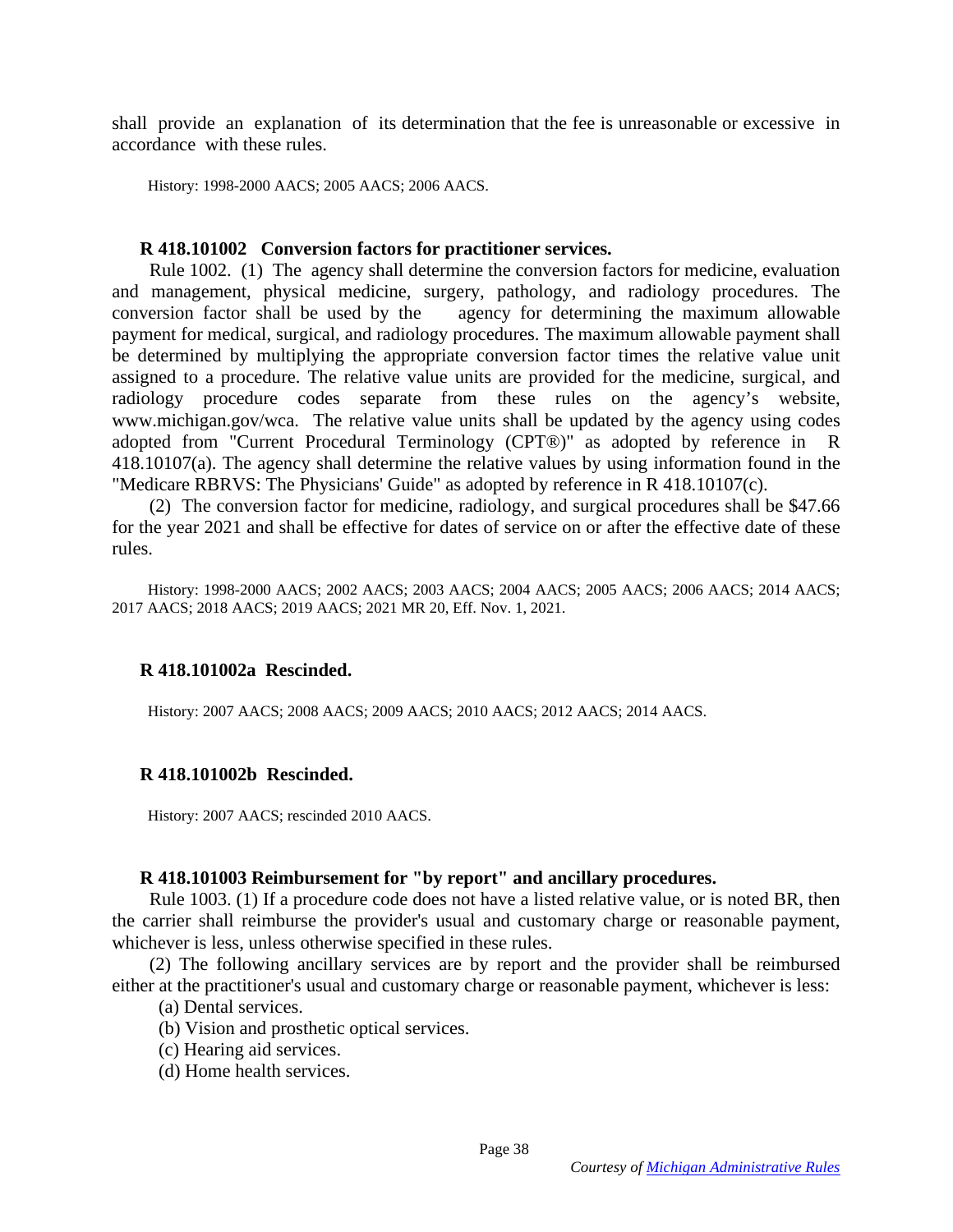shall provide an explanation of its determination that the fee is unreasonable or excessive in accordance with these rules.

History: 1998-2000 AACS; 2005 AACS; 2006 AACS.

**R 418.101002 Conversion factors for practitioner services.**

Rule 1002. (1) The agency shall determine the conversion factors for medicine, evaluation and management, physical medicine, surgery, pathology, and radiology procedures. The conversion factor shall be used by the agency for determining the maximum allowable payment for medical, surgical, and radiology procedures. The maximum allowable payment shall be determined by multiplying the appropriate conversion factor times the relative value unit assigned to a procedure. The relative value units are provided for the medicine, surgical, and radiology procedure codes separate from these rules on the agency's website, www.michigan.gov/wca. The relative value units shall be updated by the agency using codes adopted from "Current Procedural Terminology (CPT®)" as adopted by reference in R 418.10107(a). The agency shall determine the relative values by using information found in the "Medicare RBRVS: The Physicians' Guide" as adopted by reference in R 418.10107(c).

(2) The conversion factor for medicine, radiology, and surgical procedures shall be $47.66 for the year 2021 and shall be effective for dates of service on or after the effective date of these rules.

History: 1998-2000 AACS; 2002 AACS; 2003 AACS; 2004 AACS; 2005 AACS; 2006 AACS; 2014 AACS; 2017 AACS; 2018 AACS; 2019 AACS; 2021 MR 20, Eff. Nov. 1, 2021.

**R 418.101002a Rescinded.**

History: 2007 AACS; 2008 AACS; 2009 AACS; 2010 AACS; 2012 AACS; 2014 AACS.

**R 418.101002b Rescinded.**

History: 2007 AACS; rescinded 2010 AACS.

**R 418.101003 Reimbursement for "by report" and ancillary procedures.**

Rule 1003. (1) If a procedure code does not have a listed relative value, or is noted BR, then the carrier shall reimburse the provider's usual and customary charge or reasonable payment, whichever is less, unless otherwise specified in these rules.

(2) The following ancillary services are by report and the provider shall be reimbursed either at the practitioner's usual and customary charge or reasonable payment, whichever is less:

(a) Dental services.

(b) Vision and prosthetic optical services.

(c) Hearing aid services.

(d) Home health services.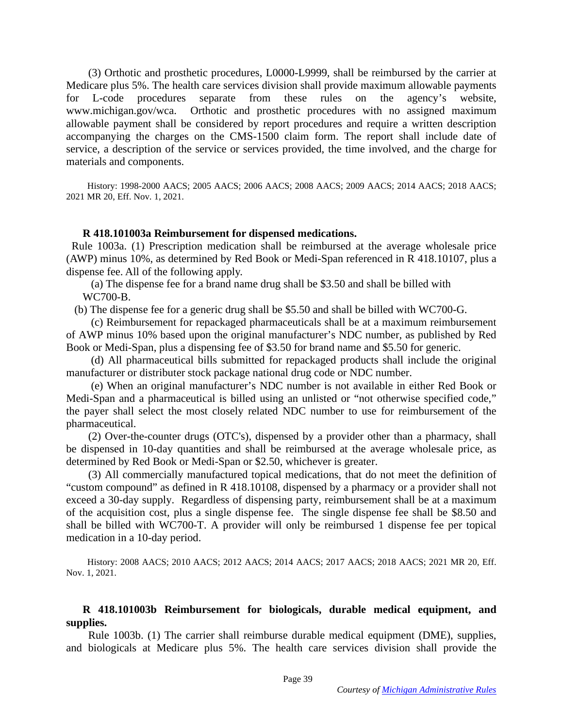(3) Orthotic and prosthetic procedures, L0000-L9999, shall be reimbursed by the carrier at Medicare plus 5%. The health care services division shall provide maximum allowable payments for L-code procedures separate from these rules on the agency's website, www.michigan.gov/wca. Orthotic and prosthetic procedures with no assigned maximum allowable payment shall be considered by report procedures and require a written description accompanying the charges on the CMS-1500 claim form. The report shall include date of service, a description of the service or services provided, the time involved, and the charge for materials and components.

History: 1998-2000 AACS; 2005 AACS; 2006 AACS; 2008 AACS; 2009 AACS; 2014 AACS; 2018 AACS; 2021 MR 20, Eff. Nov. 1, 2021.

**R 418.101003a Reimbursement for dispensed medications.**

Rule 1003a. (1) Prescription medication shall be reimbursed at the average wholesale price (AWP) minus 10%, as determined by Red Book or Medi-Span referenced in R 418.10107, plus a dispense fee. All of the following apply.

(a) The dispense fee for a brand name drug shall be $3.50 and shall be billed with WC700-B.

(b) The dispense fee for a generic drug shall be $5.50 and shall be billed with WC700-G.

(c) Reimbursement for repackaged pharmaceuticals shall be at a maximum reimbursement of AWP minus 10% based upon the original manufacturer's NDC number, as published by Red Book or Medi-Span, plus a dispensing fee of $3.50 for brand name and $5.50 for generic.

(d) All pharmaceutical bills submitted for repackaged products shall include the original manufacturer or distributer stock package national drug code or NDC number.

(e) When an original manufacturer's NDC number is not available in either Red Book or Medi-Span and a pharmaceutical is billed using an unlisted or "not otherwise specified code," the payer shall select the most closely related NDC number to use for reimbursement of the pharmaceutical.

(2) Over-the-counter drugs (OTC's), dispensed by a provider other than a pharmacy, shall be dispensed in 10-day quantities and shall be reimbursed at the average wholesale price, as determined by Red Book or Medi-Span or $2.50, whichever is greater.

(3) All commercially manufactured topical medications, that do not meet the definition of "custom compound" as defined in R 418.10108, dispensed by a pharmacy or a provider shall not exceed a 30-day supply. Regardless of dispensing party, reimbursement shall be at a maximum of the acquisition cost, plus a single dispense fee. The single dispense fee shall be $8.50 and shall be billed with WC700-T. A provider will only be reimbursed 1 dispense fee per topical medication in a 10-day period.

History: 2008 AACS; 2010 AACS; 2012 AACS; 2014 AACS; 2017 AACS; 2018 AACS; 2021 MR 20, Eff. Nov. 1, 2021.

**R 418.101003b Reimbursement for biologicals, durable medical equipment, and supplies.**

Rule 1003b. (1) The carrier shall reimburse durable medical equipment (DME), supplies, and biologicals at Medicare plus 5%. The health care services division shall provide the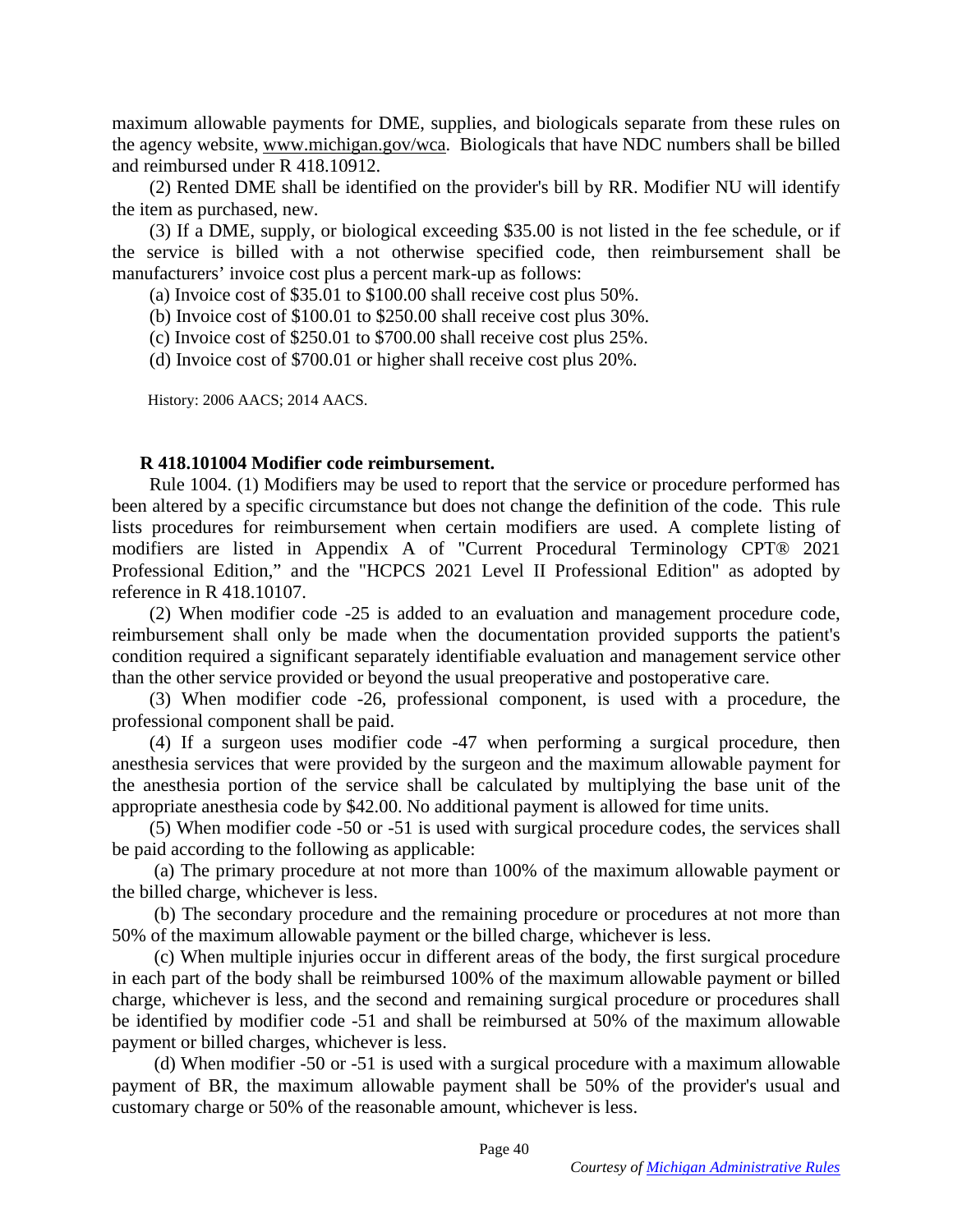maximum allowable payments for DME, supplies, and biologicals separate from these rules on the agency website, www.michigan.gov/wca. Biologicals that have NDC numbers shall be billed and reimbursed under R 418.10912.

(2) Rented DME shall be identified on the provider's bill by RR. Modifier NU will identify the item as purchased, new.

(3) If a DME, supply, or biological exceeding $35.00 is not listed in the fee schedule, or if the service is billed with a not otherwise specified code, then reimbursement shall be manufacturers' invoice cost plus a percent mark-up as follows:

(a) Invoice cost of $35.01 to $100.00 shall receive cost plus 50%.

(b) Invoice cost of $100.01 to $250.00 shall receive cost plus 30%.

(c) Invoice cost of $250.01 to $700.00 shall receive cost plus 25%.

(d) Invoice cost of $700.01 or higher shall receive cost plus 20%.

History: 2006 AACS; 2014 AACS.

**R 418.101004 Modifier code reimbursement.**

Rule 1004. (1) Modifiers may be used to report that the service or procedure performed has been altered by a specific circumstance but does not change the definition of the code. This rule lists procedures for reimbursement when certain modifiers are used. A complete listing of modifiers are listed in Appendix A of "Current Procedural Terminology CPT® 2021 Professional Edition," and the "HCPCS 2021 Level II Professional Edition" as adopted by reference in R 418.10107.

(2) When modifier code -25 is added to an evaluation and management procedure code, reimbursement shall only be made when the documentation provided supports the patient's condition required a significant separately identifiable evaluation and management service other than the other service provided or beyond the usual preoperative and postoperative care.

(3) When modifier code -26, professional component, is used with a procedure, the professional component shall be paid.

(4) If a surgeon uses modifier code -47 when performing a surgical procedure, then anesthesia services that were provided by the surgeon and the maximum allowable payment for the anesthesia portion of the service shall be calculated by multiplying the base unit of the appropriate anesthesia code by $42.00. No additional payment is allowed for time units.

(5) When modifier code -50 or -51 is used with surgical procedure codes, the services shall be paid according to the following as applicable:

(a) The primary procedure at not more than 100% of the maximum allowable payment or the billed charge, whichever is less.

(b) The secondary procedure and the remaining procedure or procedures at not more than 50% of the maximum allowable payment or the billed charge, whichever is less.

(c) When multiple injuries occur in different areas of the body, the first surgical procedure in each part of the body shall be reimbursed 100% of the maximum allowable payment or billed charge, whichever is less, and the second and remaining surgical procedure or procedures shall be identified by modifier code -51 and shall be reimbursed at 50% of the maximum allowable payment or billed charges, whichever is less.

(d) When modifier -50 or -51 is used with a surgical procedure with a maximum allowable payment of BR, the maximum allowable payment shall be 50% of the provider's usual and customary charge or 50% of the reasonable amount, whichever is less.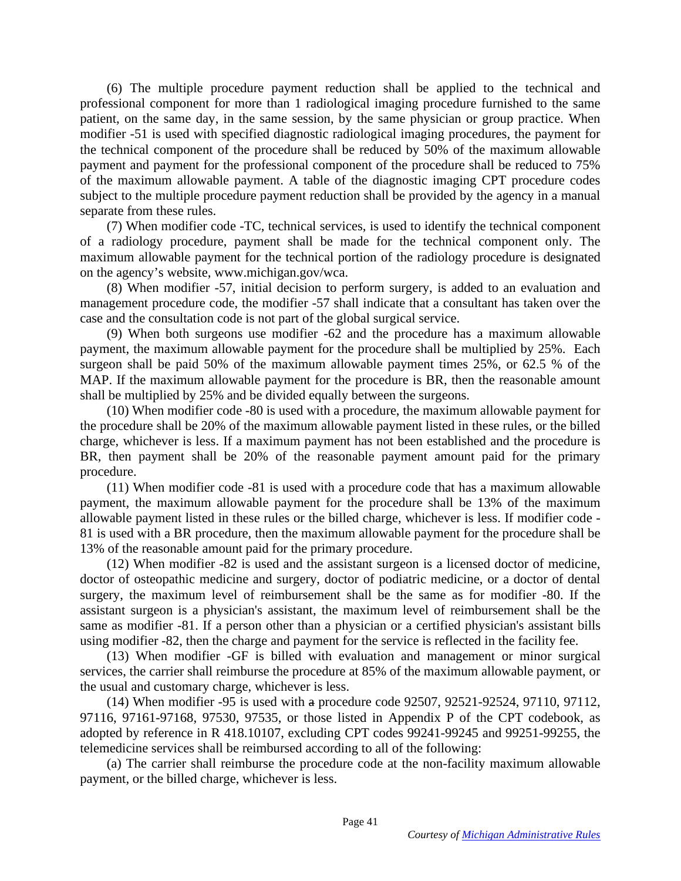(6) The multiple procedure payment reduction shall be applied to the technical and professional component for more than 1 radiological imaging procedure furnished to the same patient, on the same day, in the same session, by the same physician or group practice. When modifier -51 is used with specified diagnostic radiological imaging procedures, the payment for the technical component of the procedure shall be reduced by 50% of the maximum allowable payment and payment for the professional component of the procedure shall be reduced to 75% of the maximum allowable payment. A table of the diagnostic imaging CPT procedure codes subject to the multiple procedure payment reduction shall be provided by the agency in a manual separate from these rules.

(7) When modifier code -TC, technical services, is used to identify the technical component of a radiology procedure, payment shall be made for the technical component only. The maximum allowable payment for the technical portion of the radiology procedure is designated on the agency's website, www.michigan.gov/wca.

(8) When modifier -57, initial decision to perform surgery, is added to an evaluation and management procedure code, the modifier -57 shall indicate that a consultant has taken over the case and the consultation code is not part of the global surgical service.

(9) When both surgeons use modifier -62 and the procedure has a maximum allowable payment, the maximum allowable payment for the procedure shall be multiplied by 25%. Each surgeon shall be paid 50% of the maximum allowable payment times 25%, or 62.5 % of the MAP. If the maximum allowable payment for the procedure is BR, then the reasonable amount shall be multiplied by 25% and be divided equally between the surgeons.

(10) When modifier code -80 is used with a procedure, the maximum allowable payment for the procedure shall be 20% of the maximum allowable payment listed in these rules, or the billed charge, whichever is less. If a maximum payment has not been established and the procedure is BR, then payment shall be 20% of the reasonable payment amount paid for the primary procedure.

(11) When modifier code -81 is used with a procedure code that has a maximum allowable payment, the maximum allowable payment for the procedure shall be 13% of the maximum allowable payment listed in these rules or the billed charge, whichever is less. If modifier code -81 is used with a BR procedure, then the maximum allowable payment for the procedure shall be 13% of the reasonable amount paid for the primary procedure.

(12) When modifier -82 is used and the assistant surgeon is a licensed doctor of medicine, doctor of osteopathic medicine and surgery, doctor of podiatric medicine, or a doctor of dental surgery, the maximum level of reimbursement shall be the same as for modifier -80. If the assistant surgeon is a physician's assistant, the maximum level of reimbursement shall be the same as modifier -81. If a person other than a physician or a certified physician's assistant bills using modifier -82, then the charge and payment for the service is reflected in the facility fee.

(13) When modifier -GF is billed with evaluation and management or minor surgical services, the carrier shall reimburse the procedure at 85% of the maximum allowable payment, or the usual and customary charge, whichever is less.

(14) When modifier -95 is used with ~~a~~ procedure code 92507, 92521-92524, 97110, 97112, 97116, 97161-97168, 97530, 97535, or those listed in Appendix P of the CPT codebook, as adopted by reference in R 418.10107, excluding CPT codes 99241-99245 and 99251-99255, the telemedicine services shall be reimbursed according to all of the following:

(a) The carrier shall reimburse the procedure code at the non-facility maximum allowable payment, or the billed charge, whichever is less.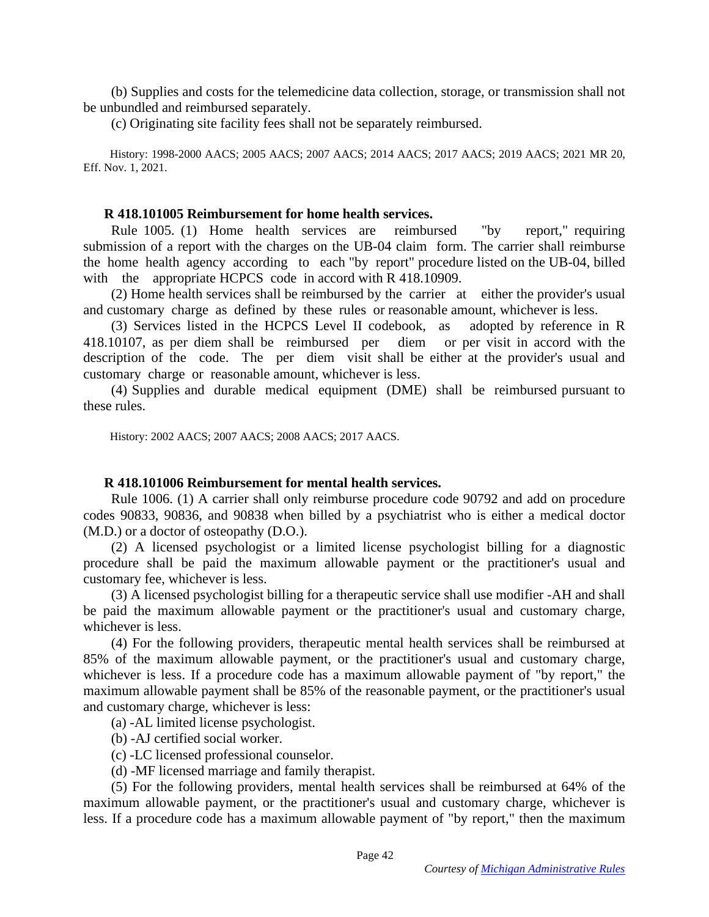(b) Supplies and costs for the telemedicine data collection, storage, or transmission shall not be unbundled and reimbursed separately.

(c) Originating site facility fees shall not be separately reimbursed.

History: 1998-2000 AACS; 2005 AACS; 2007 AACS; 2014 AACS; 2017 AACS; 2019 AACS; 2021 MR 20, Eff. Nov. 1, 2021.

**R 418.101005 Reimbursement for home health services.**

Rule 1005. (1) Home health services are reimbursed "by report," requiring submission of a report with the charges on the UB-04 claim form. The carrier shall reimburse the home health agency according to each "by report" procedure listed on the UB-04, billed with the appropriate HCPCS code in accord with R 418.10909.

(2) Home health services shall be reimbursed by the carrier at either the provider's usual and customary charge as defined by these rules or reasonable amount, whichever is less.

(3) Services listed in the HCPCS Level II codebook, as adopted by reference in R 418.10107, as per diem shall be reimbursed per diem or per visit in accord with the description of the code. The per diem visit shall be either at the provider's usual and customary charge or reasonable amount, whichever is less.

(4) Supplies and durable medical equipment (DME) shall be reimbursed pursuant to these rules.

History: 2002 AACS; 2007 AACS; 2008 AACS; 2017 AACS.

**R 418.101006 Reimbursement for mental health services.**

Rule 1006. (1) A carrier shall only reimburse procedure code 90792 and add on procedure codes 90833, 90836, and 90838 when billed by a psychiatrist who is either a medical doctor (M.D.) or a doctor of osteopathy (D.O.).

(2) A licensed psychologist or a limited license psychologist billing for a diagnostic procedure shall be paid the maximum allowable payment or the practitioner's usual and customary fee, whichever is less.

(3) A licensed psychologist billing for a therapeutic service shall use modifier -AH and shall be paid the maximum allowable payment or the practitioner's usual and customary charge, whichever is less.

(4) For the following providers, therapeutic mental health services shall be reimbursed at 85% of the maximum allowable payment, or the practitioner's usual and customary charge, whichever is less. If a procedure code has a maximum allowable payment of "by report," the maximum allowable payment shall be 85% of the reasonable payment, or the practitioner's usual and customary charge, whichever is less:

(a) -AL limited license psychologist.

(b) -AJ certified social worker.

(c) -LC licensed professional counselor.

(d) -MF licensed marriage and family therapist.

(5) For the following providers, mental health services shall be reimbursed at 64% of the maximum allowable payment, or the practitioner's usual and customary charge, whichever is less. If a procedure code has a maximum allowable payment of "by report," then the maximum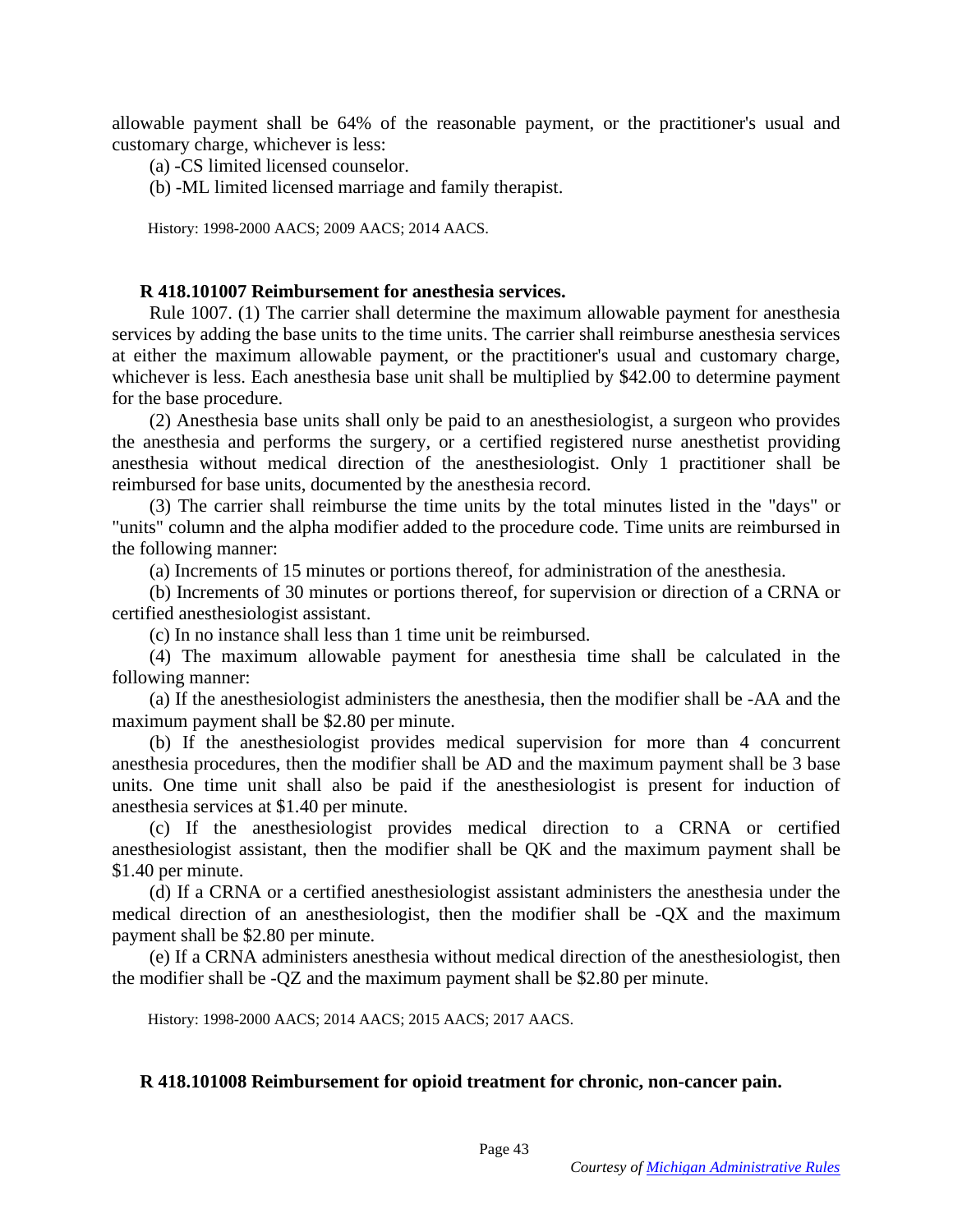allowable payment shall be 64% of the reasonable payment, or the practitioner's usual and customary charge, whichever is less:

(a) -CS limited licensed counselor.

(b) -ML limited licensed marriage and family therapist.

History: 1998-2000 AACS; 2009 AACS; 2014 AACS.

**R 418.101007 Reimbursement for anesthesia services.**

Rule 1007. (1) The carrier shall determine the maximum allowable payment for anesthesia services by adding the base units to the time units. The carrier shall reimburse anesthesia services at either the maximum allowable payment, or the practitioner's usual and customary charge, whichever is less. Each anesthesia base unit shall be multiplied by $42.00 to determine payment for the base procedure.

(2) Anesthesia base units shall only be paid to an anesthesiologist, a surgeon who provides the anesthesia and performs the surgery, or a certified registered nurse anesthetist providing anesthesia without medical direction of the anesthesiologist. Only 1 practitioner shall be reimbursed for base units, documented by the anesthesia record.

(3) The carrier shall reimburse the time units by the total minutes listed in the "days" or "units" column and the alpha modifier added to the procedure code. Time units are reimbursed in the following manner:

(a) Increments of 15 minutes or portions thereof, for administration of the anesthesia.

(b) Increments of 30 minutes or portions thereof, for supervision or direction of a CRNA or certified anesthesiologist assistant.

(c) In no instance shall less than 1 time unit be reimbursed.

(4) The maximum allowable payment for anesthesia time shall be calculated in the following manner:

(a) If the anesthesiologist administers the anesthesia, then the modifier shall be -AA and the maximum payment shall be $2.80 per minute.

(b) If the anesthesiologist provides medical supervision for more than 4 concurrent anesthesia procedures, then the modifier shall be AD and the maximum payment shall be 3 base units. One time unit shall also be paid if the anesthesiologist is present for induction of anesthesia services at $1.40 per minute.

(c) If the anesthesiologist provides medical direction to a CRNA or certified anesthesiologist assistant, then the modifier shall be QK and the maximum payment shall be $1.40 per minute.

(d) If a CRNA or a certified anesthesiologist assistant administers the anesthesia under the medical direction of an anesthesiologist, then the modifier shall be -QX and the maximum payment shall be $2.80 per minute.

(e) If a CRNA administers anesthesia without medical direction of the anesthesiologist, then the modifier shall be -QZ and the maximum payment shall be $2.80 per minute.

History: 1998-2000 AACS; 2014 AACS; 2015 AACS; 2017 AACS.

**R 418.101008 Reimbursement for opioid treatment for chronic, non-cancer pain.**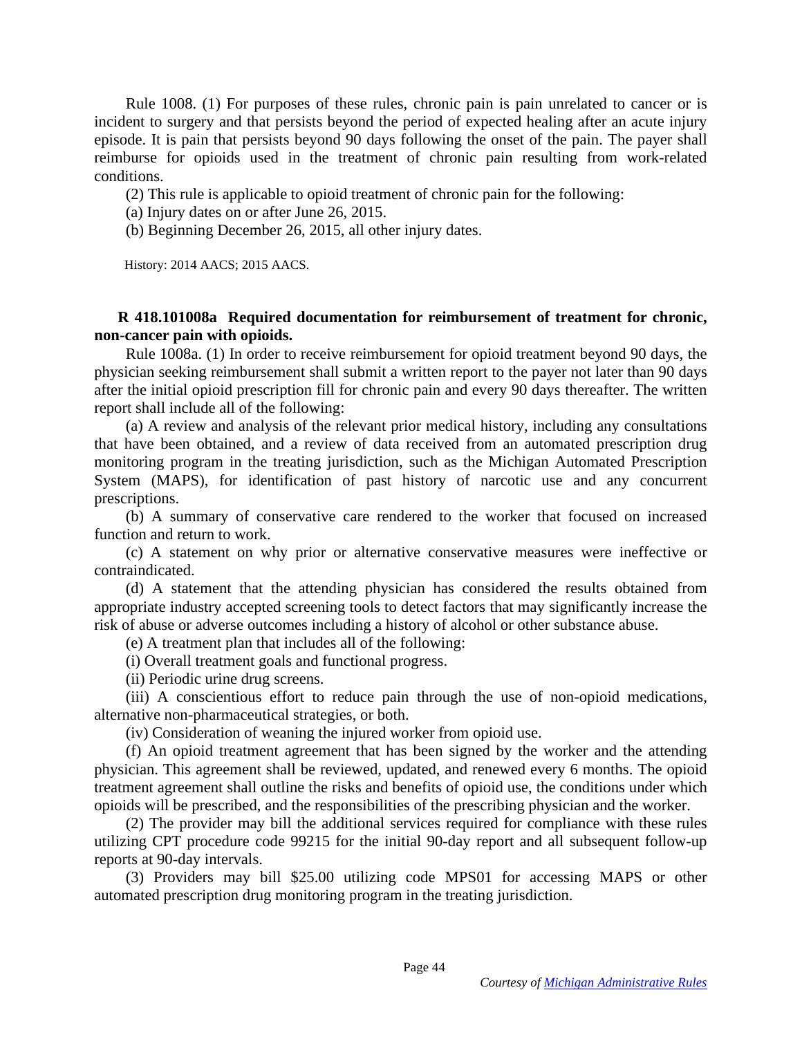Rule 1008. (1) For purposes of these rules, chronic pain is pain unrelated to cancer or is incident to surgery and that persists beyond the period of expected healing after an acute injury episode. It is pain that persists beyond 90 days following the onset of the pain. The payer shall reimburse for opioids used in the treatment of chronic pain resulting from work-related conditions.

(2) This rule is applicable to opioid treatment of chronic pain for the following:

(a) Injury dates on or after June 26, 2015.

(b) Beginning December 26, 2015, all other injury dates.

History: 2014 AACS; 2015 AACS.

**R 418.101008a Required documentation for reimbursement of treatment for chronic, non-cancer pain with opioids.**

Rule 1008a. (1) In order to receive reimbursement for opioid treatment beyond 90 days, the physician seeking reimbursement shall submit a written report to the payer not later than 90 days after the initial opioid prescription fill for chronic pain and every 90 days thereafter. The written report shall include all of the following:

(a) A review and analysis of the relevant prior medical history, including any consultations that have been obtained, and a review of data received from an automated prescription drug monitoring program in the treating jurisdiction, such as the Michigan Automated Prescription System (MAPS), for identification of past history of narcotic use and any concurrent prescriptions.

(b) A summary of conservative care rendered to the worker that focused on increased function and return to work.

(c) A statement on why prior or alternative conservative measures were ineffective or contraindicated.

(d) A statement that the attending physician has considered the results obtained from appropriate industry accepted screening tools to detect factors that may significantly increase the risk of abuse or adverse outcomes including a history of alcohol or other substance abuse.

(e) A treatment plan that includes all of the following:

(i) Overall treatment goals and functional progress.

(ii) Periodic urine drug screens.

(iii) A conscientious effort to reduce pain through the use of non-opioid medications, alternative non-pharmaceutical strategies, or both.

(iv) Consideration of weaning the injured worker from opioid use.

(f) An opioid treatment agreement that has been signed by the worker and the attending physician. This agreement shall be reviewed, updated, and renewed every 6 months. The opioid treatment agreement shall outline the risks and benefits of opioid use, the conditions under which opioids will be prescribed, and the responsibilities of the prescribing physician and the worker.

(2) The provider may bill the additional services required for compliance with these rules utilizing CPT procedure code 99215 for the initial 90-day report and all subsequent follow-up reports at 90-day intervals.

(3) Providers may bill $25.00 utilizing code MPS01 for accessing MAPS or other automated prescription drug monitoring program in the treating jurisdiction.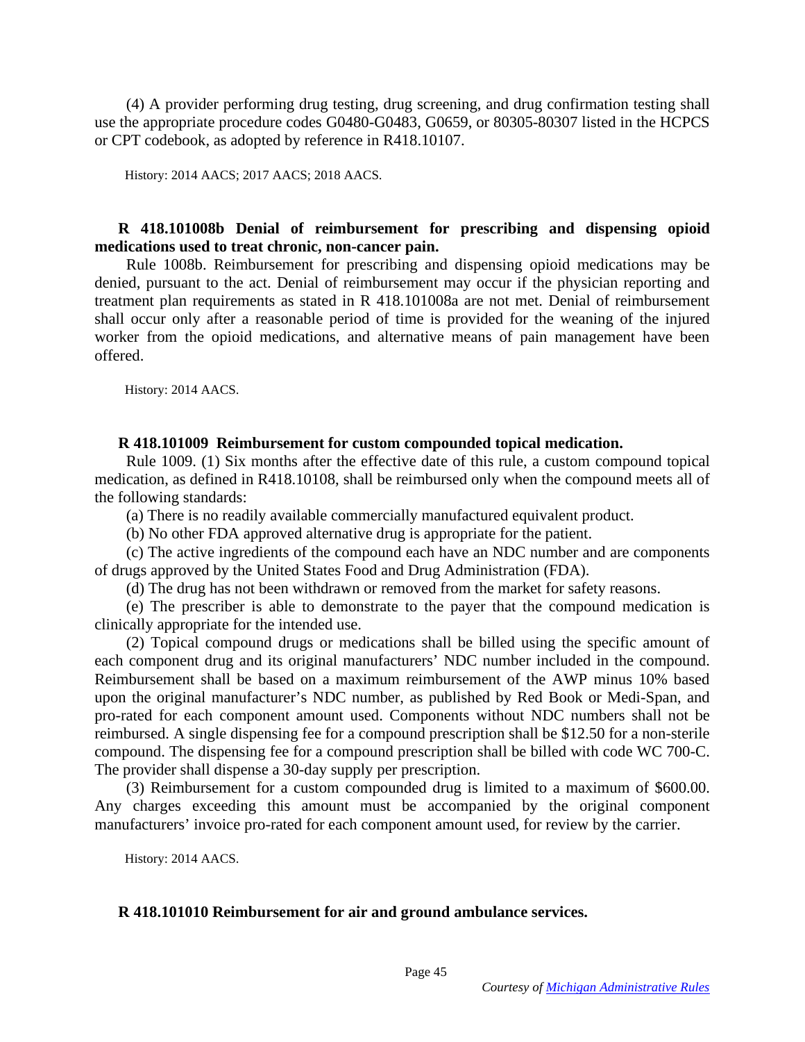(4) A provider performing drug testing, drug screening, and drug confirmation testing shall use the appropriate procedure codes G0480-G0483, G0659, or 80305-80307 listed in the HCPCS or CPT codebook, as adopted by reference in R418.10107.

History: 2014 AACS; 2017 AACS; 2018 AACS.

**R 418.101008b Denial of reimbursement for prescribing and dispensing opioid medications used to treat chronic, non-cancer pain.**

Rule 1008b. Reimbursement for prescribing and dispensing opioid medications may be denied, pursuant to the act. Denial of reimbursement may occur if the physician reporting and treatment plan requirements as stated in R 418.101008a are not met. Denial of reimbursement shall occur only after a reasonable period of time is provided for the weaning of the injured worker from the opioid medications, and alternative means of pain management have been offered.

History: 2014 AACS.

**R 418.101009 Reimbursement for custom compounded topical medication.**

Rule 1009. (1) Six months after the effective date of this rule, a custom compound topical medication, as defined in R418.10108, shall be reimbursed only when the compound meets all of the following standards:

(a) There is no readily available commercially manufactured equivalent product.

(b) No other FDA approved alternative drug is appropriate for the patient.

(c) The active ingredients of the compound each have an NDC number and are components of drugs approved by the United States Food and Drug Administration (FDA).

(d) The drug has not been withdrawn or removed from the market for safety reasons.

(e) The prescriber is able to demonstrate to the payer that the compound medication is clinically appropriate for the intended use.

(2) Topical compound drugs or medications shall be billed using the specific amount of each component drug and its original manufacturers' NDC number included in the compound. Reimbursement shall be based on a maximum reimbursement of the AWP minus 10% based upon the original manufacturer's NDC number, as published by Red Book or Medi-Span, and pro-rated for each component amount used. Components without NDC numbers shall not be reimbursed. A single dispensing fee for a compound prescription shall be $12.50 for a non-sterile compound. The dispensing fee for a compound prescription shall be billed with code WC 700-C. The provider shall dispense a 30-day supply per prescription.

(3) Reimbursement for a custom compounded drug is limited to a maximum of $600.00. Any charges exceeding this amount must be accompanied by the original component manufacturers' invoice pro-rated for each component amount used, for review by the carrier.

History: 2014 AACS.

**R 418.101010 Reimbursement for air and ground ambulance services.**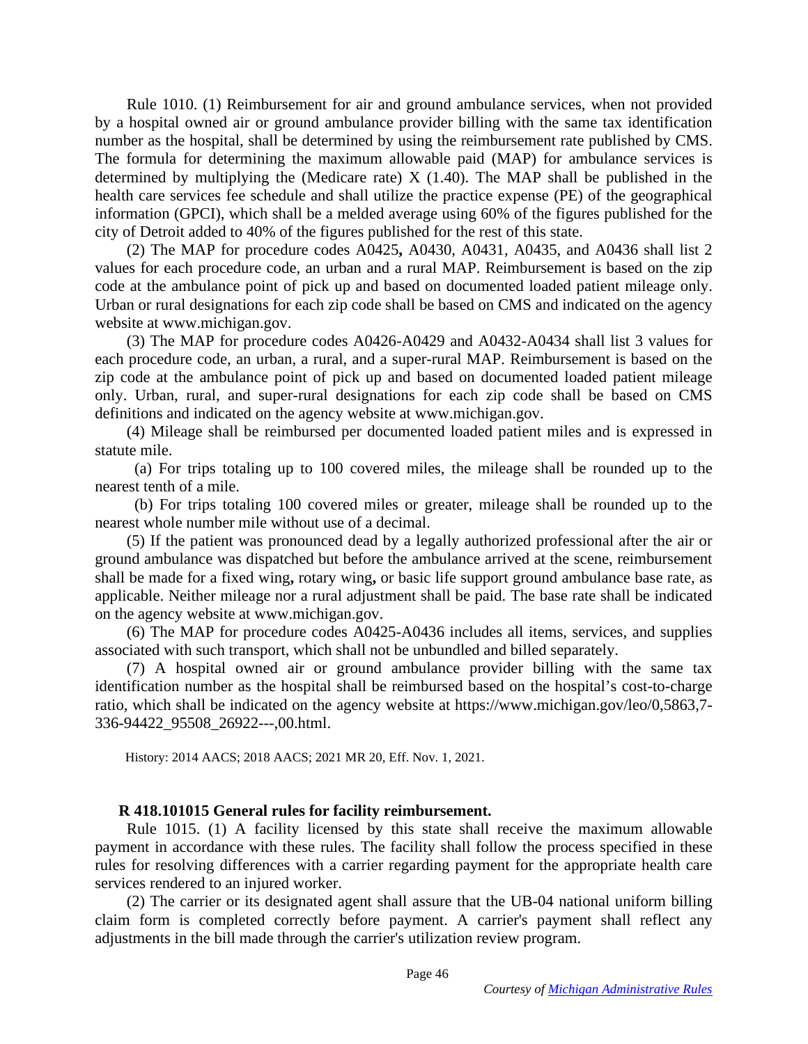Rule 1010. (1) Reimbursement for air and ground ambulance services, when not provided by a hospital owned air or ground ambulance provider billing with the same tax identification number as the hospital, shall be determined by using the reimbursement rate published by CMS. The formula for determining the maximum allowable paid (MAP) for ambulance services is determined by multiplying the (Medicare rate) X (1.40). The MAP shall be published in the health care services fee schedule and shall utilize the practice expense (PE) of the geographical information (GPCI), which shall be a melded average using 60% of the figures published for the city of Detroit added to 40% of the figures published for the rest of this state.

(2) The MAP for procedure codes A0425**,** A0430, A0431, A0435, and A0436 shall list 2 values for each procedure code, an urban and a rural MAP. Reimbursement is based on the zip code at the ambulance point of pick up and based on documented loaded patient mileage only. Urban or rural designations for each zip code shall be based on CMS and indicated on the agency website at www.michigan.gov.

(3) The MAP for procedure codes A0426-A0429 and A0432-A0434 shall list 3 values for each procedure code, an urban, a rural, and a super-rural MAP. Reimbursement is based on the zip code at the ambulance point of pick up and based on documented loaded patient mileage only. Urban, rural, and super-rural designations for each zip code shall be based on CMS definitions and indicated on the agency website at www.michigan.gov.

(4) Mileage shall be reimbursed per documented loaded patient miles and is expressed in statute mile.

(a) For trips totaling up to 100 covered miles, the mileage shall be rounded up to the nearest tenth of a mile.

(b) For trips totaling 100 covered miles or greater, mileage shall be rounded up to the nearest whole number mile without use of a decimal.

(5) If the patient was pronounced dead by a legally authorized professional after the air or ground ambulance was dispatched but before the ambulance arrived at the scene, reimbursement shall be made for a fixed wing**,** rotary wing**,** or basic life support ground ambulance base rate, as applicable. Neither mileage nor a rural adjustment shall be paid. The base rate shall be indicated on the agency website at www.michigan.gov.

(6) The MAP for procedure codes A0425-A0436 includes all items, services, and supplies associated with such transport, which shall not be unbundled and billed separately.

(7) A hospital owned air or ground ambulance provider billing with the same tax identification number as the hospital shall be reimbursed based on the hospital's cost-to-charge ratio, which shall be indicated on the agency website at https://www.michigan.gov/leo/0,5863,7-336-94422_95508_26922---,00.html.

History: 2014 AACS; 2018 AACS; 2021 MR 20, Eff. Nov. 1, 2021.

**R 418.101015 General rules for facility reimbursement.**

Rule 1015. (1) A facility licensed by this state shall receive the maximum allowable payment in accordance with these rules. The facility shall follow the process specified in these rules for resolving differences with a carrier regarding payment for the appropriate health care services rendered to an injured worker.

(2) The carrier or its designated agent shall assure that the UB-04 national uniform billing claim form is completed correctly before payment. A carrier's payment shall reflect any adjustments in the bill made through the carrier's utilization review program.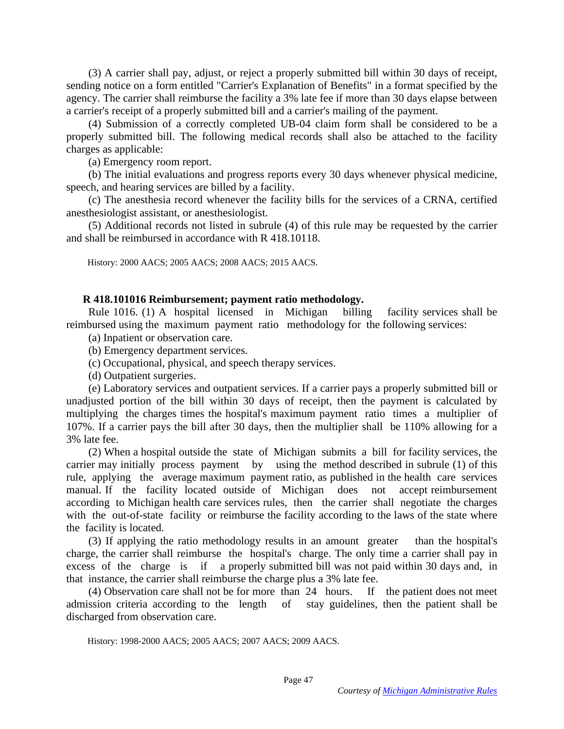(3) A carrier shall pay, adjust, or reject a properly submitted bill within 30 days of receipt, sending notice on a form entitled "Carrier's Explanation of Benefits" in a format specified by the agency. The carrier shall reimburse the facility a 3% late fee if more than 30 days elapse between a carrier's receipt of a properly submitted bill and a carrier's mailing of the payment.

(4) Submission of a correctly completed UB-04 claim form shall be considered to be a properly submitted bill. The following medical records shall also be attached to the facility charges as applicable:

(a) Emergency room report.

(b) The initial evaluations and progress reports every 30 days whenever physical medicine, speech, and hearing services are billed by a facility.

(c) The anesthesia record whenever the facility bills for the services of a CRNA, certified anesthesiologist assistant, or anesthesiologist.

(5) Additional records not listed in subrule (4) of this rule may be requested by the carrier and shall be reimbursed in accordance with R 418.10118.

History: 2000 AACS; 2005 AACS; 2008 AACS; 2015 AACS.

**R 418.101016 Reimbursement; payment ratio methodology.**

Rule 1016. (1) A hospital licensed in Michigan billing facility services shall be reimbursed using the maximum payment ratio methodology for the following services:

(a) Inpatient or observation care.

(b) Emergency department services.

(c) Occupational, physical, and speech therapy services.

(d) Outpatient surgeries.

(e) Laboratory services and outpatient services. If a carrier pays a properly submitted bill or unadjusted portion of the bill within 30 days of receipt, then the payment is calculated by multiplying the charges times the hospital's maximum payment ratio times a multiplier of 107%. If a carrier pays the bill after 30 days, then the multiplier shall be 110% allowing for a 3% late fee.

(2) When a hospital outside the state of Michigan submits a bill for facility services, the carrier may initially process payment by using the method described in subrule (1) of this rule, applying the average maximum payment ratio, as published in the health care services manual. If the facility located outside of Michigan does not accept reimbursement according to Michigan health care services rules, then the carrier shall negotiate the charges with the out-of-state facility or reimburse the facility according to the laws of the state where the facility is located.

(3) If applying the ratio methodology results in an amount greater than the hospital's charge, the carrier shall reimburse the hospital's charge. The only time a carrier shall pay in excess of the charge is if a properly submitted bill was not paid within 30 days and, in that instance, the carrier shall reimburse the charge plus a 3% late fee.

(4) Observation care shall not be for more than 24 hours. If the patient does not meet admission criteria according to the length of stay guidelines, then the patient shall be discharged from observation care.

History: 1998-2000 AACS; 2005 AACS; 2007 AACS; 2009 AACS.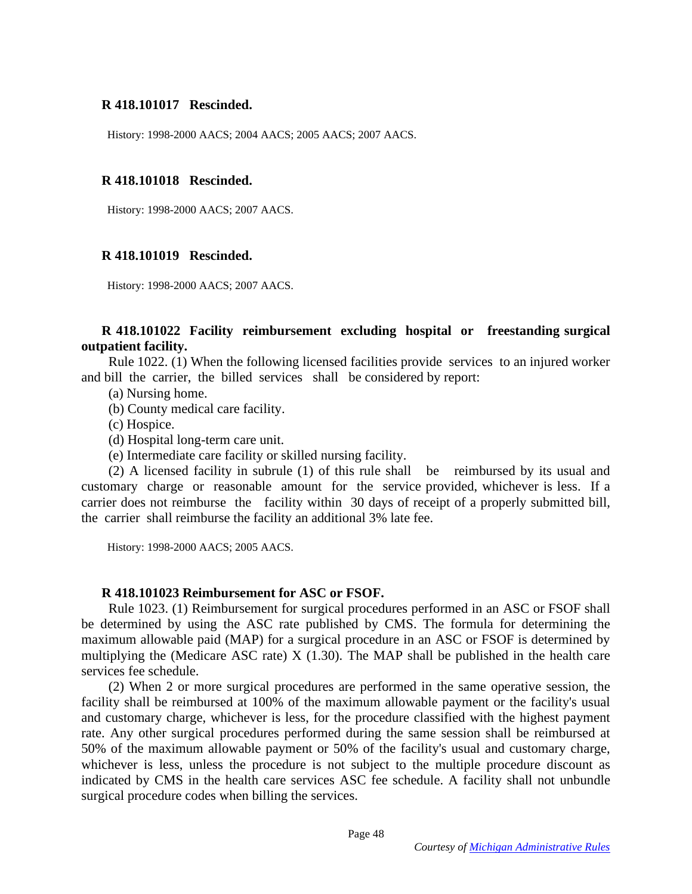**R 418.101017 Rescinded.**

History: 1998-2000 AACS; 2004 AACS; 2005 AACS; 2007 AACS.

**R 418.101018 Rescinded.**

History: 1998-2000 AACS; 2007 AACS.

**R 418.101019 Rescinded.**

History: 1998-2000 AACS; 2007 AACS.

**R 418.101022 Facility reimbursement excluding hospital or freestanding surgical outpatient facility.**

Rule 1022. (1) When the following licensed facilities provide services to an injured worker and bill the carrier, the billed services shall be considered by report:

(a) Nursing home.

(b) County medical care facility.

(c) Hospice.

(d) Hospital long-term care unit.

(e) Intermediate care facility or skilled nursing facility.

(2) A licensed facility in subrule (1) of this rule shall be reimbursed by its usual and customary charge or reasonable amount for the service provided, whichever is less. If a carrier does not reimburse the facility within 30 days of receipt of a properly submitted bill, the carrier shall reimburse the facility an additional 3% late fee.

History: 1998-2000 AACS; 2005 AACS.

**R 418.101023 Reimbursement for ASC or FSOF.**

Rule 1023. (1) Reimbursement for surgical procedures performed in an ASC or FSOF shall be determined by using the ASC rate published by CMS. The formula for determining the maximum allowable paid (MAP) for a surgical procedure in an ASC or FSOF is determined by multiplying the (Medicare ASC rate) X (1.30). The MAP shall be published in the health care services fee schedule.

(2) When 2 or more surgical procedures are performed in the same operative session, the facility shall be reimbursed at 100% of the maximum allowable payment or the facility's usual and customary charge, whichever is less, for the procedure classified with the highest payment rate. Any other surgical procedures performed during the same session shall be reimbursed at 50% of the maximum allowable payment or 50% of the facility's usual and customary charge, whichever is less, unless the procedure is not subject to the multiple procedure discount as indicated by CMS in the health care services ASC fee schedule. A facility shall not unbundle surgical procedure codes when billing the services.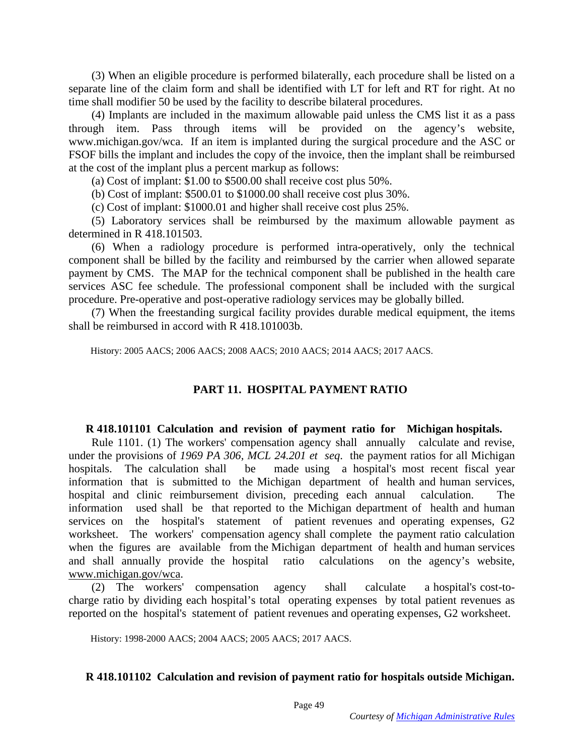(3) When an eligible procedure is performed bilaterally, each procedure shall be listed on a separate line of the claim form and shall be identified with LT for left and RT for right. At no time shall modifier 50 be used by the facility to describe bilateral procedures.

(4) Implants are included in the maximum allowable paid unless the CMS list it as a pass through item. Pass through items will be provided on the agency's website, www.michigan.gov/wca. If an item is implanted during the surgical procedure and the ASC or FSOF bills the implant and includes the copy of the invoice, then the implant shall be reimbursed at the cost of the implant plus a percent markup as follows:

(a) Cost of implant: $1.00 to $500.00 shall receive cost plus 50%.

(b) Cost of implant: $500.01 to $1000.00 shall receive cost plus 30%.

(c) Cost of implant: $1000.01 and higher shall receive cost plus 25%.

(5) Laboratory services shall be reimbursed by the maximum allowable payment as determined in R 418.101503.

(6) When a radiology procedure is performed intra-operatively, only the technical component shall be billed by the facility and reimbursed by the carrier when allowed separate payment by CMS. The MAP for the technical component shall be published in the health care services ASC fee schedule. The professional component shall be included with the surgical procedure. Pre-operative and post-operative radiology services may be globally billed.

(7) When the freestanding surgical facility provides durable medical equipment, the items shall be reimbursed in accord with R 418.101003b.

History: 2005 AACS; 2006 AACS; 2008 AACS; 2010 AACS; 2014 AACS; 2017 AACS.

## PART 11. HOSPITAL PAYMENT RATIO

### R 418.101101 Calculation and revision of payment ratio for Michigan hospitals.

Rule 1101. (1) The workers' compensation agency shall annually calculate and revise, under the provisions of *1969 PA 306, MCL 24.201 et seq*. the payment ratios for all Michigan hospitals. The calculation shall be made using a hospital's most recent fiscal year information that is submitted to the Michigan department of health and human services, hospital and clinic reimbursement division, preceding each annual calculation. The information used shall be that reported to the Michigan department of health and human services on the hospital's statement of patient revenues and operating expenses, G2 worksheet. The workers' compensation agency shall complete the payment ratio calculation when the figures are available from the Michigan department of health and human services and shall annually provide the hospital ratio calculations on the agency's website, www.michigan.gov/wca.

(2) The workers' compensation agency shall calculate a hospital's cost-to-charge ratio by dividing each hospital's total operating expenses by total patient revenues as reported on the hospital's statement of patient revenues and operating expenses, G2 worksheet.

History: 1998-2000 AACS; 2004 AACS; 2005 AACS; 2017 AACS.

### R 418.101102 Calculation and revision of payment ratio for hospitals outside Michigan.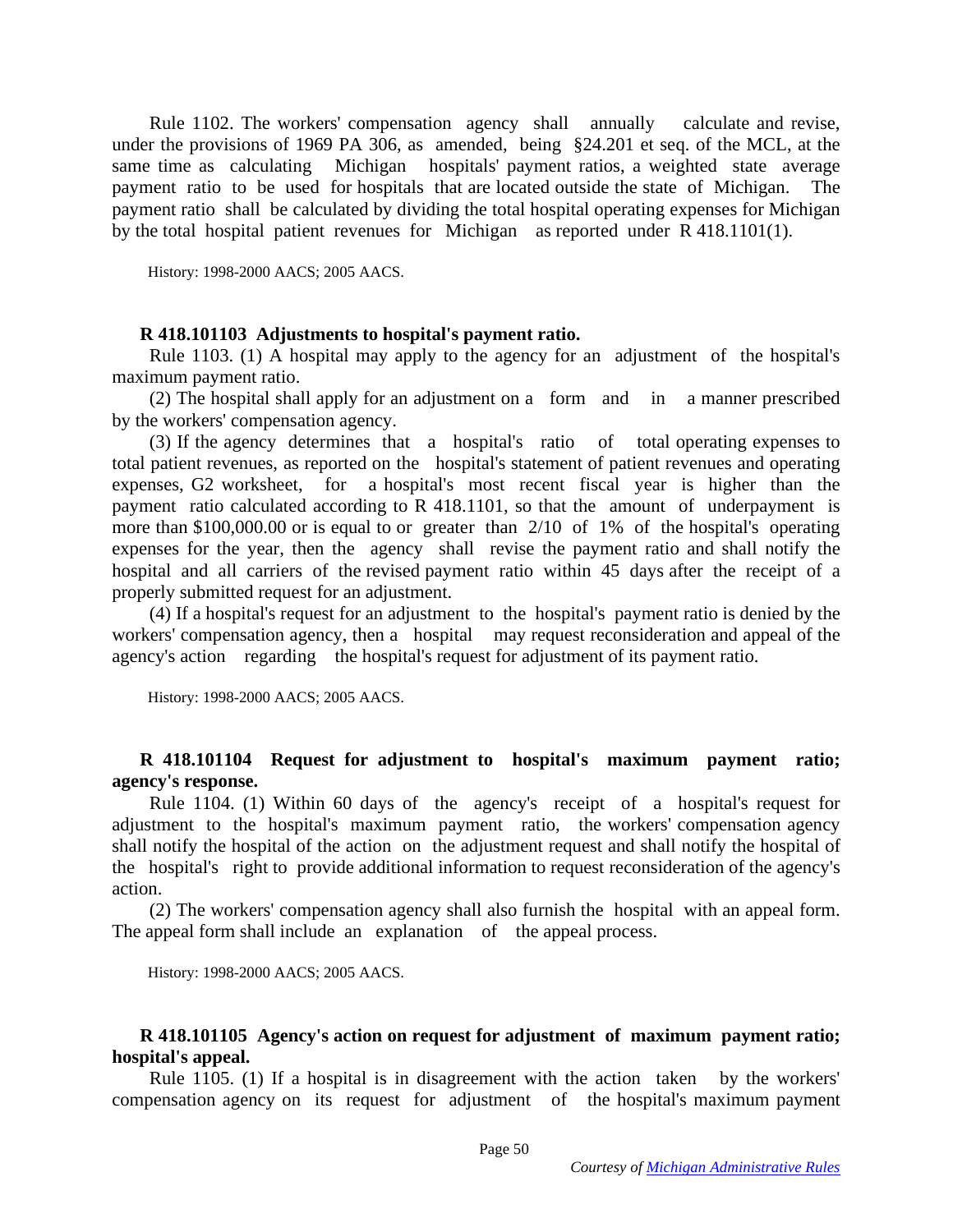Rule 1102. The workers' compensation agency shall annually calculate and revise, under the provisions of 1969 PA 306, as amended, being §24.201 et seq. of the MCL, at the same time as calculating Michigan hospitals' payment ratios, a weighted state average payment ratio to be used for hospitals that are located outside the state of Michigan. The payment ratio shall be calculated by dividing the total hospital operating expenses for Michigan by the total hospital patient revenues for Michigan as reported under R 418.1101(1).

History: 1998-2000 AACS; 2005 AACS.

**R 418.101103 Adjustments to hospital's payment ratio.**

Rule 1103. (1) A hospital may apply to the agency for an adjustment of the hospital's maximum payment ratio.

(2) The hospital shall apply for an adjustment on a form and in a manner prescribed by the workers' compensation agency.

(3) If the agency determines that a hospital's ratio of total operating expenses to total patient revenues, as reported on the hospital's statement of patient revenues and operating expenses, G2 worksheet, for a hospital's most recent fiscal year is higher than the payment ratio calculated according to R 418.1101, so that the amount of underpayment is more than $100,000.00 or is equal to or greater than 2/10 of 1% of the hospital's operating expenses for the year, then the agency shall revise the payment ratio and shall notify the hospital and all carriers of the revised payment ratio within 45 days after the receipt of a properly submitted request for an adjustment.

(4) If a hospital's request for an adjustment to the hospital's payment ratio is denied by the workers' compensation agency, then a hospital may request reconsideration and appeal of the agency's action regarding the hospital's request for adjustment of its payment ratio.

History: 1998-2000 AACS; 2005 AACS.

**R 418.101104 Request for adjustment to hospital's maximum payment ratio; agency's response.**

Rule 1104. (1) Within 60 days of the agency's receipt of a hospital's request for adjustment to the hospital's maximum payment ratio, the workers' compensation agency shall notify the hospital of the action on the adjustment request and shall notify the hospital of the hospital's right to provide additional information to request reconsideration of the agency's action.

(2) The workers' compensation agency shall also furnish the hospital with an appeal form. The appeal form shall include an explanation of the appeal process.

History: 1998-2000 AACS; 2005 AACS.

**R 418.101105 Agency's action on request for adjustment of maximum payment ratio; hospital's appeal.**

Rule 1105. (1) If a hospital is in disagreement with the action taken by the workers' compensation agency on its request for adjustment of the hospital's maximum payment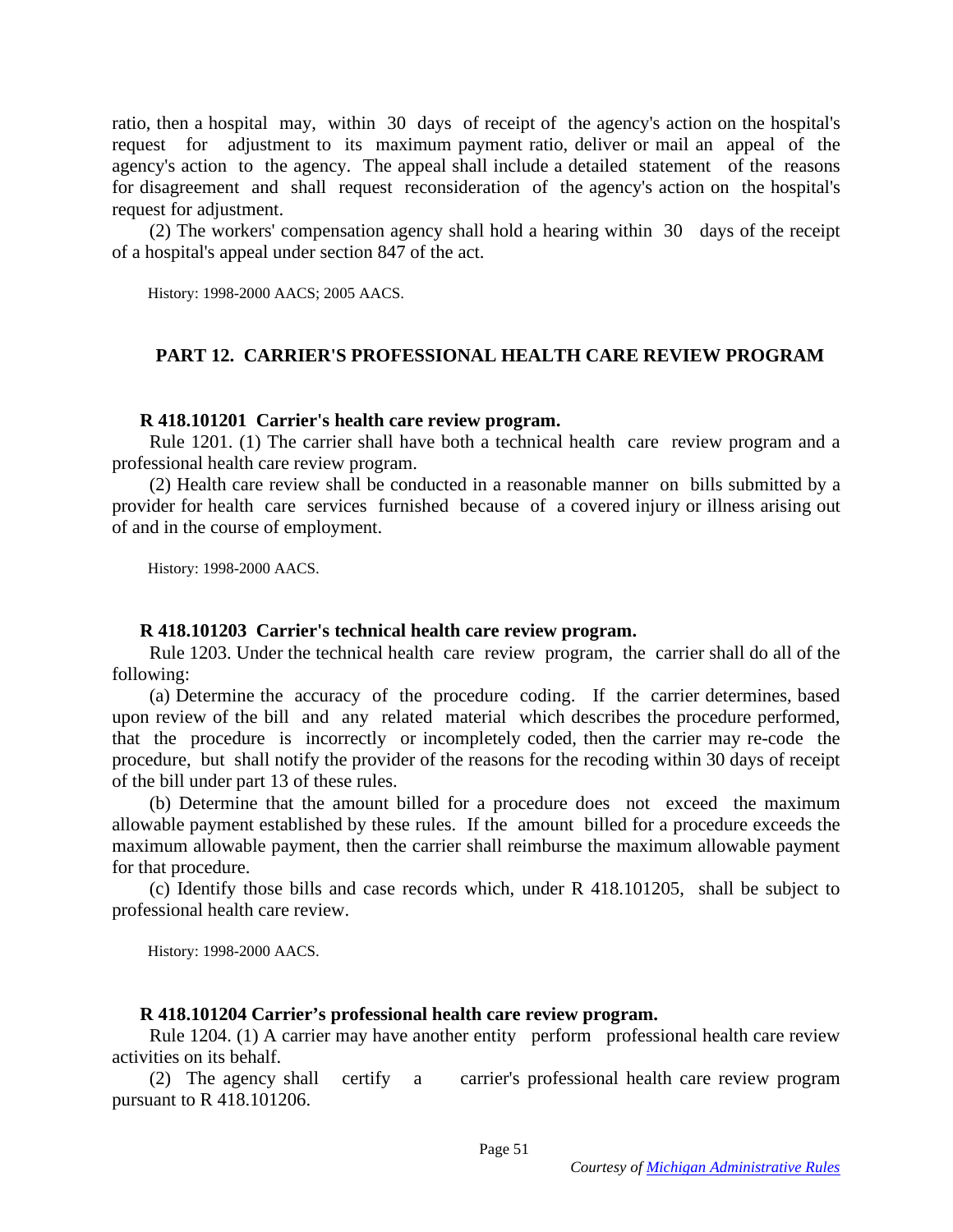ratio, then a hospital may, within 30 days of receipt of the agency's action on the hospital's request for adjustment to its maximum payment ratio, deliver or mail an appeal of the agency's action to the agency. The appeal shall include a detailed statement of the reasons for disagreement and shall request reconsideration of the agency's action on the hospital's request for adjustment.

(2) The workers' compensation agency shall hold a hearing within 30 days of the receipt of a hospital's appeal under section 847 of the act.

History: 1998-2000 AACS; 2005 AACS.

## PART 12. CARRIER'S PROFESSIONAL HEALTH CARE REVIEW PROGRAM

### R 418.101201 Carrier's health care review program.

Rule 1201. (1) The carrier shall have both a technical health care review program and a professional health care review program.

(2) Health care review shall be conducted in a reasonable manner on bills submitted by a provider for health care services furnished because of a covered injury or illness arising out of and in the course of employment.

History: 1998-2000 AACS.

### R 418.101203 Carrier's technical health care review program.

Rule 1203. Under the technical health care review program, the carrier shall do all of the following:

(a) Determine the accuracy of the procedure coding. If the carrier determines, based upon review of the bill and any related material which describes the procedure performed, that the procedure is incorrectly or incompletely coded, then the carrier may re-code the procedure, but shall notify the provider of the reasons for the recoding within 30 days of receipt of the bill under part 13 of these rules.

(b) Determine that the amount billed for a procedure does not exceed the maximum allowable payment established by these rules. If the amount billed for a procedure exceeds the maximum allowable payment, then the carrier shall reimburse the maximum allowable payment for that procedure.

(c) Identify those bills and case records which, under R 418.101205, shall be subject to professional health care review.

History: 1998-2000 AACS.

### R 418.101204 Carrier's professional health care review program.

Rule 1204. (1) A carrier may have another entity perform professional health care review activities on its behalf.

(2) The agency shall certify a carrier's professional health care review program pursuant to R 418.101206.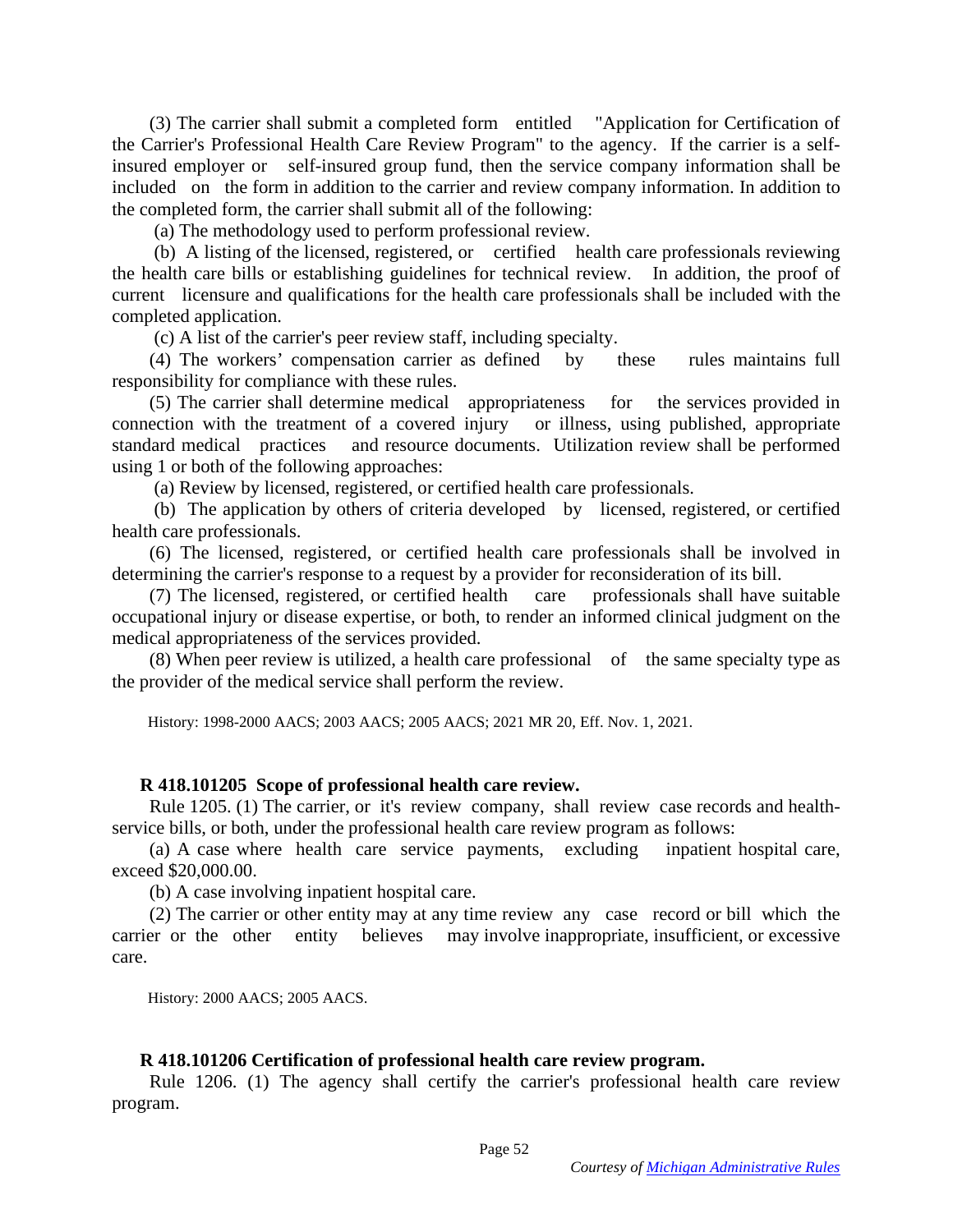(3) The carrier shall submit a completed form entitled "Application for Certification of the Carrier's Professional Health Care Review Program" to the agency. If the carrier is a self-insured employer or self-insured group fund, then the service company information shall be included on the form in addition to the carrier and review company information. In addition to the completed form, the carrier shall submit all of the following:

(a) The methodology used to perform professional review.

(b) A listing of the licensed, registered, or certified health care professionals reviewing the health care bills or establishing guidelines for technical review. In addition, the proof of current licensure and qualifications for the health care professionals shall be included with the completed application.

(c) A list of the carrier's peer review staff, including specialty.

(4) The workers' compensation carrier as defined by these rules maintains full responsibility for compliance with these rules.

(5) The carrier shall determine medical appropriateness for the services provided in connection with the treatment of a covered injury or illness, using published, appropriate standard medical practices and resource documents. Utilization review shall be performed using 1 or both of the following approaches:

(a) Review by licensed, registered, or certified health care professionals.

(b) The application by others of criteria developed by licensed, registered, or certified health care professionals.

(6) The licensed, registered, or certified health care professionals shall be involved in determining the carrier's response to a request by a provider for reconsideration of its bill.

(7) The licensed, registered, or certified health care professionals shall have suitable occupational injury or disease expertise, or both, to render an informed clinical judgment on the medical appropriateness of the services provided.

(8) When peer review is utilized, a health care professional of the same specialty type as the provider of the medical service shall perform the review.

History: 1998-2000 AACS; 2003 AACS; 2005 AACS; 2021 MR 20, Eff. Nov. 1, 2021.

**R 418.101205 Scope of professional health care review.**

Rule 1205. (1) The carrier, or it's review company, shall review case records and health-service bills, or both, under the professional health care review program as follows:

(a) A case where health care service payments, excluding inpatient hospital care, exceed $20,000.00.

(b) A case involving inpatient hospital care.

(2) The carrier or other entity may at any time review any case record or bill which the carrier or the other entity believes may involve inappropriate, insufficient, or excessive care.

History: 2000 AACS; 2005 AACS.

**R 418.101206 Certification of professional health care review program.**

Rule 1206. (1) The agency shall certify the carrier's professional health care review program.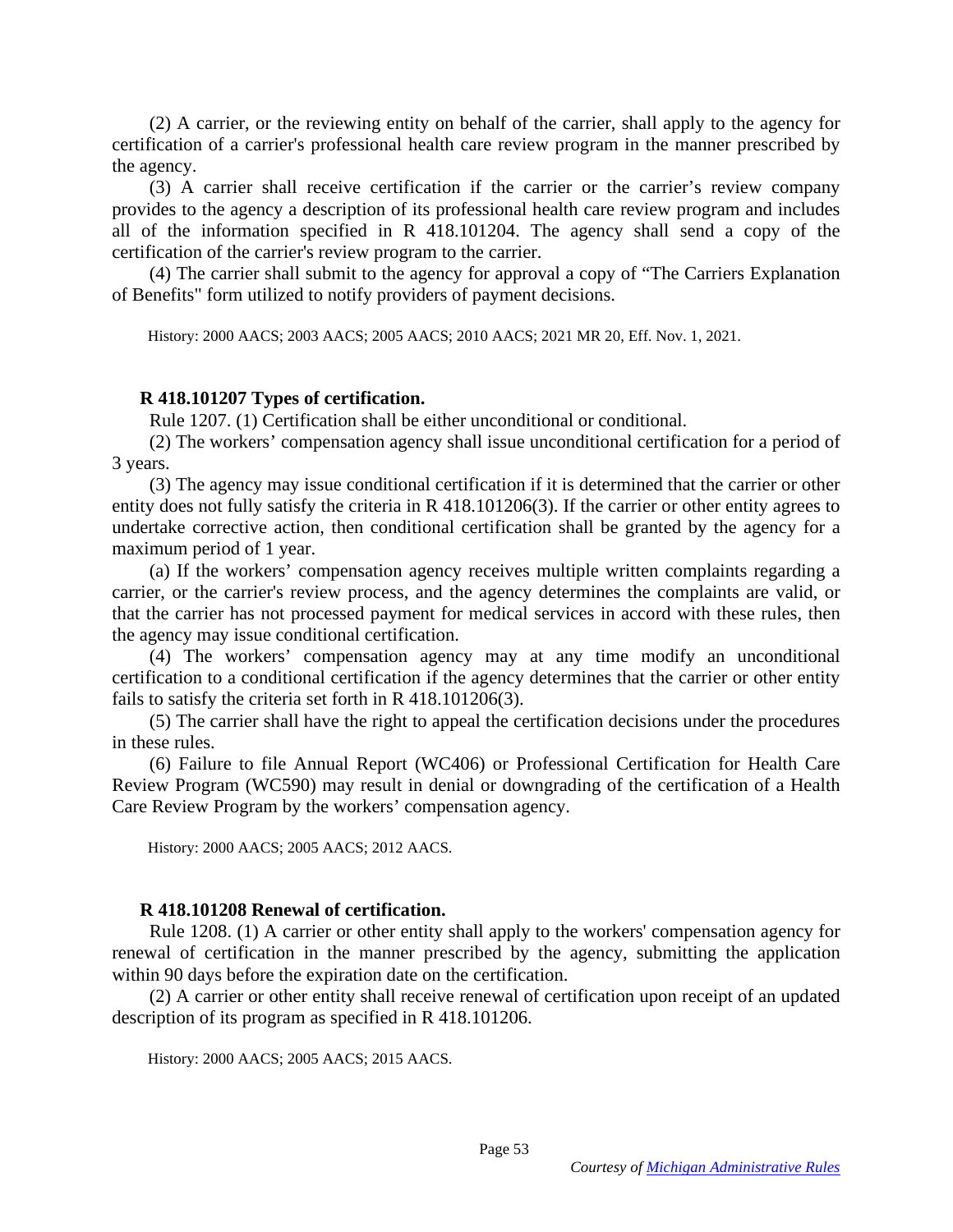(2) A carrier, or the reviewing entity on behalf of the carrier, shall apply to the agency for certification of a carrier's professional health care review program in the manner prescribed by the agency.

(3) A carrier shall receive certification if the carrier or the carrier's review company provides to the agency a description of its professional health care review program and includes all of the information specified in R 418.101204. The agency shall send a copy of the certification of the carrier's review program to the carrier.

(4) The carrier shall submit to the agency for approval a copy of "The Carriers Explanation of Benefits" form utilized to notify providers of payment decisions.

History: 2000 AACS; 2003 AACS; 2005 AACS; 2010 AACS; 2021 MR 20, Eff. Nov. 1, 2021.

**R 418.101207 Types of certification.**

Rule 1207. (1) Certification shall be either unconditional or conditional.

(2) The workers' compensation agency shall issue unconditional certification for a period of 3 years.

(3) The agency may issue conditional certification if it is determined that the carrier or other entity does not fully satisfy the criteria in R 418.101206(3). If the carrier or other entity agrees to undertake corrective action, then conditional certification shall be granted by the agency for a maximum period of 1 year.

(a) If the workers' compensation agency receives multiple written complaints regarding a carrier, or the carrier's review process, and the agency determines the complaints are valid, or that the carrier has not processed payment for medical services in accord with these rules, then the agency may issue conditional certification.

(4) The workers' compensation agency may at any time modify an unconditional certification to a conditional certification if the agency determines that the carrier or other entity fails to satisfy the criteria set forth in R 418.101206(3).

(5) The carrier shall have the right to appeal the certification decisions under the procedures in these rules.

(6) Failure to file Annual Report (WC406) or Professional Certification for Health Care Review Program (WC590) may result in denial or downgrading of the certification of a Health Care Review Program by the workers' compensation agency.

History: 2000 AACS; 2005 AACS; 2012 AACS.

**R 418.101208 Renewal of certification.**

Rule 1208. (1) A carrier or other entity shall apply to the workers' compensation agency for renewal of certification in the manner prescribed by the agency, submitting the application within 90 days before the expiration date on the certification.

(2) A carrier or other entity shall receive renewal of certification upon receipt of an updated description of its program as specified in R 418.101206.

History: 2000 AACS; 2005 AACS; 2015 AACS.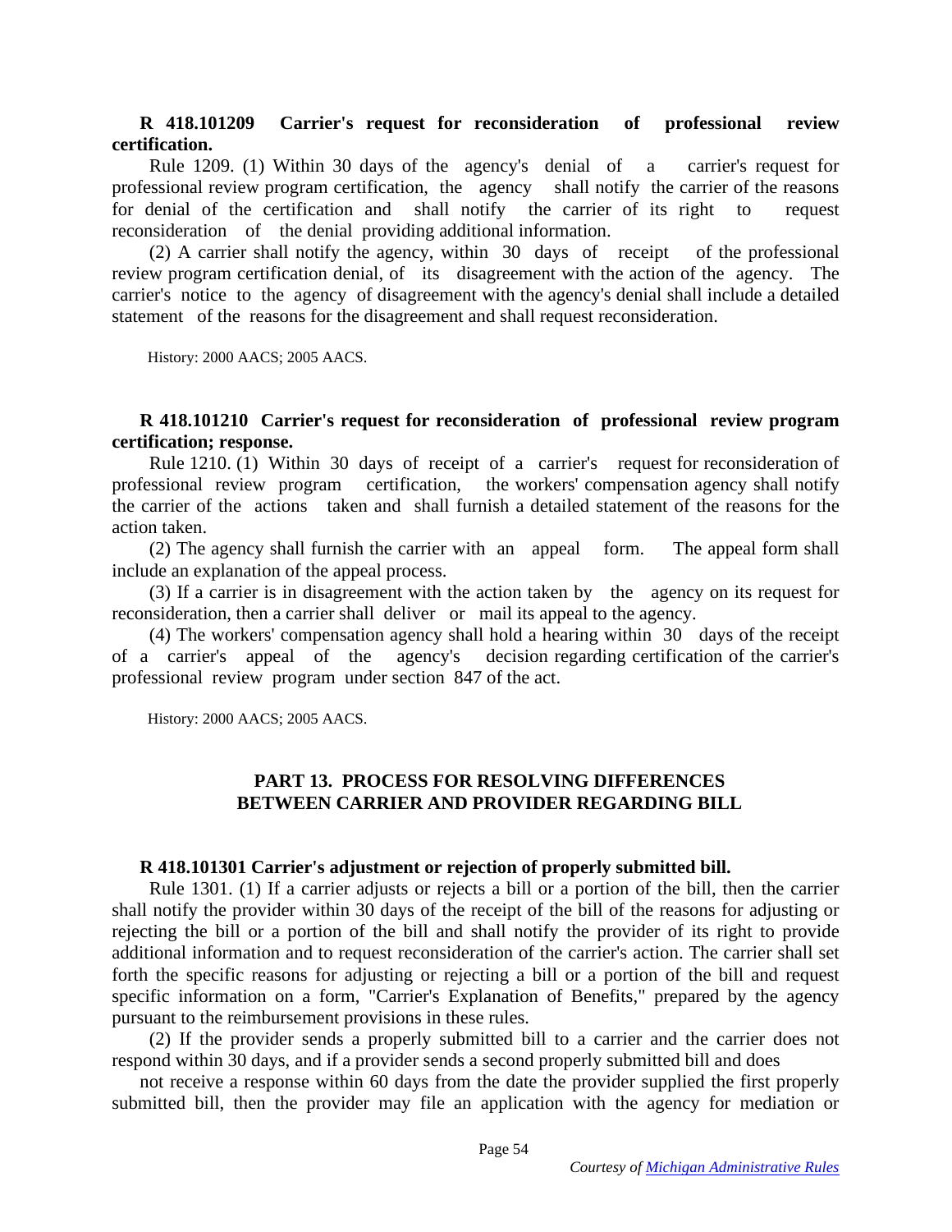**R 418.101209 Carrier's request for reconsideration of professional review certification.**

Rule 1209. (1) Within 30 days of the agency's denial of a carrier's request for professional review program certification, the agency shall notify the carrier of the reasons for denial of the certification and shall notify the carrier of its right to request reconsideration of the denial providing additional information.

(2) A carrier shall notify the agency, within 30 days of receipt of the professional review program certification denial, of its disagreement with the action of the agency. The carrier's notice to the agency of disagreement with the agency's denial shall include a detailed statement of the reasons for the disagreement and shall request reconsideration.

History: 2000 AACS; 2005 AACS.

**R 418.101210 Carrier's request for reconsideration of professional review program certification; response.**

Rule 1210. (1) Within 30 days of receipt of a carrier's request for reconsideration of professional review program certification, the workers' compensation agency shall notify the carrier of the actions taken and shall furnish a detailed statement of the reasons for the action taken.

(2) The agency shall furnish the carrier with an appeal form. The appeal form shall include an explanation of the appeal process.

(3) If a carrier is in disagreement with the action taken by the agency on its request for reconsideration, then a carrier shall deliver or mail its appeal to the agency.

(4) The workers' compensation agency shall hold a hearing within 30 days of the receipt of a carrier's appeal of the agency's decision regarding certification of the carrier's professional review program under section 847 of the act.

History: 2000 AACS; 2005 AACS.

## PART 13. PROCESS FOR RESOLVING DIFFERENCES BETWEEN CARRIER AND PROVIDER REGARDING BILL

**R 418.101301 Carrier's adjustment or rejection of properly submitted bill.**

Rule 1301. (1) If a carrier adjusts or rejects a bill or a portion of the bill, then the carrier shall notify the provider within 30 days of the receipt of the bill of the reasons for adjusting or rejecting the bill or a portion of the bill and shall notify the provider of its right to provide additional information and to request reconsideration of the carrier's action. The carrier shall set forth the specific reasons for adjusting or rejecting a bill or a portion of the bill and request specific information on a form, "Carrier's Explanation of Benefits," prepared by the agency pursuant to the reimbursement provisions in these rules.

(2) If the provider sends a properly submitted bill to a carrier and the carrier does not respond within 30 days, and if a provider sends a second properly submitted bill and does not receive a response within 60 days from the date the provider supplied the first properly submitted bill, then the provider may file an application with the agency for mediation or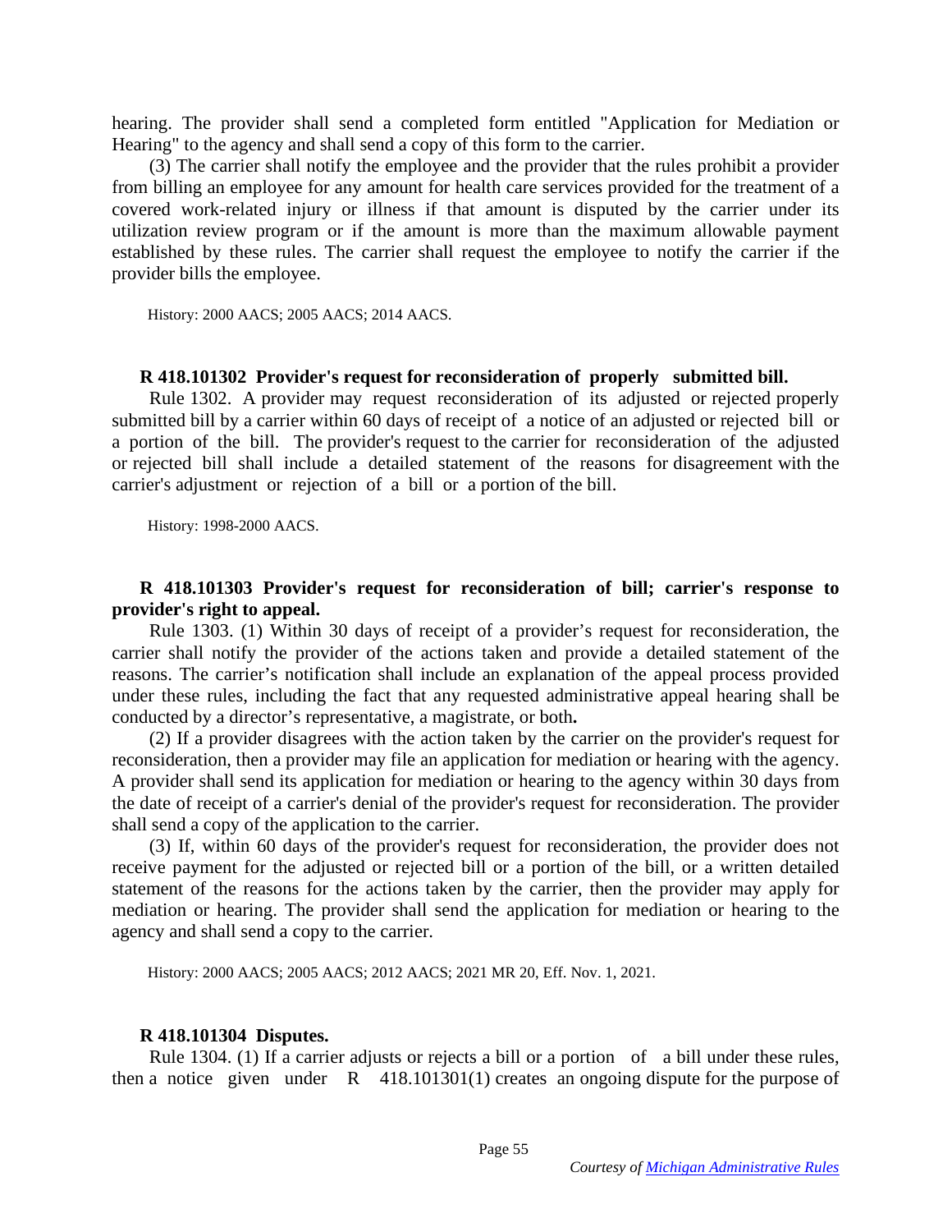hearing. The provider shall send a completed form entitled "Application for Mediation or Hearing" to the agency and shall send a copy of this form to the carrier.

(3) The carrier shall notify the employee and the provider that the rules prohibit a provider from billing an employee for any amount for health care services provided for the treatment of a covered work-related injury or illness if that amount is disputed by the carrier under its utilization review program or if the amount is more than the maximum allowable payment established by these rules. The carrier shall request the employee to notify the carrier if the provider bills the employee.

History: 2000 AACS; 2005 AACS; 2014 AACS.

**R 418.101302 Provider's request for reconsideration of properly submitted bill.**

Rule 1302. A provider may request reconsideration of its adjusted or rejected properly submitted bill by a carrier within 60 days of receipt of a notice of an adjusted or rejected bill or a portion of the bill. The provider's request to the carrier for reconsideration of the adjusted or rejected bill shall include a detailed statement of the reasons for disagreement with the carrier's adjustment or rejection of a bill or a portion of the bill.

History: 1998-2000 AACS.

**R 418.101303 Provider's request for reconsideration of bill; carrier's response to provider's right to appeal.**

Rule 1303. (1) Within 30 days of receipt of a provider's request for reconsideration, the carrier shall notify the provider of the actions taken and provide a detailed statement of the reasons. The carrier's notification shall include an explanation of the appeal process provided under these rules, including the fact that any requested administrative appeal hearing shall be conducted by a director's representative, a magistrate, or both**.**

(2) If a provider disagrees with the action taken by the carrier on the provider's request for reconsideration, then a provider may file an application for mediation or hearing with the agency. A provider shall send its application for mediation or hearing to the agency within 30 days from the date of receipt of a carrier's denial of the provider's request for reconsideration. The provider shall send a copy of the application to the carrier.

(3) If, within 60 days of the provider's request for reconsideration, the provider does not receive payment for the adjusted or rejected bill or a portion of the bill, or a written detailed statement of the reasons for the actions taken by the carrier, then the provider may apply for mediation or hearing. The provider shall send the application for mediation or hearing to the agency and shall send a copy to the carrier.

History: 2000 AACS; 2005 AACS; 2012 AACS; 2021 MR 20, Eff. Nov. 1, 2021.

**R 418.101304 Disputes.**

Rule 1304. (1) If a carrier adjusts or rejects a bill or a portion of a bill under these rules, then a notice given under R 418.101301(1) creates an ongoing dispute for the purpose of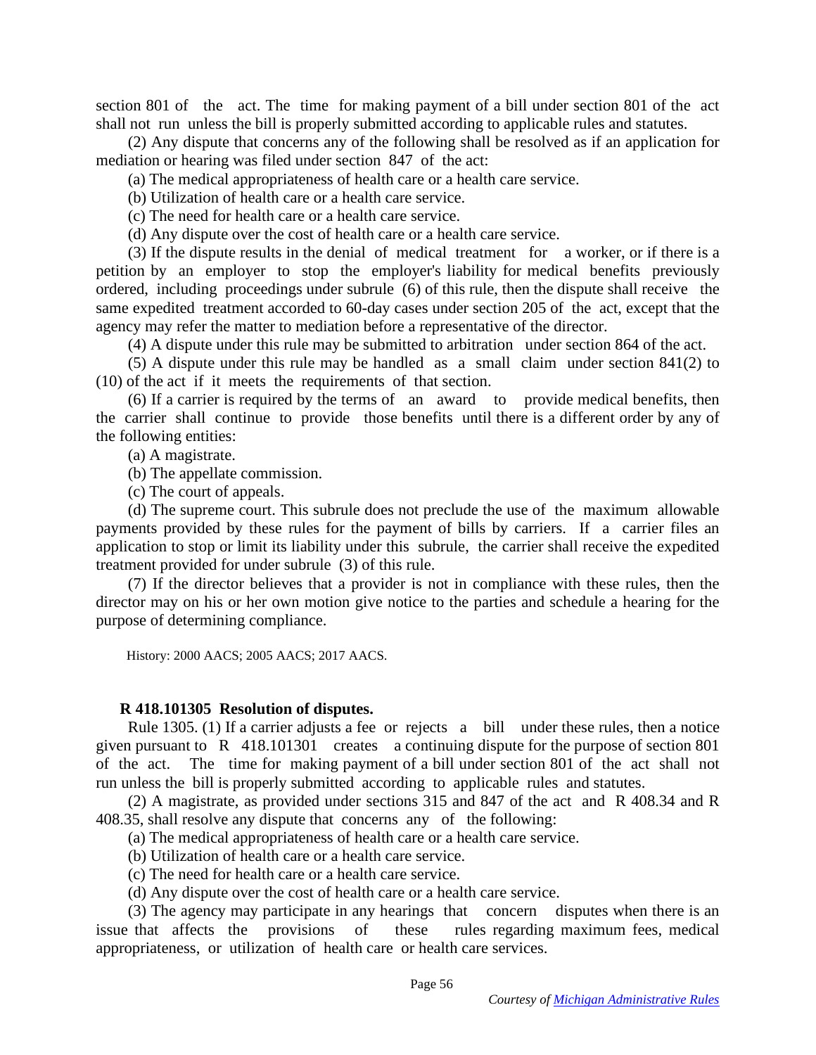section 801 of the act. The time for making payment of a bill under section 801 of the act shall not run unless the bill is properly submitted according to applicable rules and statutes.

(2) Any dispute that concerns any of the following shall be resolved as if an application for mediation or hearing was filed under section 847 of the act:

(a) The medical appropriateness of health care or a health care service.

(b) Utilization of health care or a health care service.

(c) The need for health care or a health care service.

(d) Any dispute over the cost of health care or a health care service.

(3) If the dispute results in the denial of medical treatment for a worker, or if there is a petition by an employer to stop the employer's liability for medical benefits previously ordered, including proceedings under subrule (6) of this rule, then the dispute shall receive the same expedited treatment accorded to 60-day cases under section 205 of the act, except that the agency may refer the matter to mediation before a representative of the director.

(4) A dispute under this rule may be submitted to arbitration under section 864 of the act.

(5) A dispute under this rule may be handled as a small claim under section 841(2) to (10) of the act if it meets the requirements of that section.

(6) If a carrier is required by the terms of an award to provide medical benefits, then the carrier shall continue to provide those benefits until there is a different order by any of the following entities:

(a) A magistrate.

(b) The appellate commission.

(c) The court of appeals.

(d) The supreme court. This subrule does not preclude the use of the maximum allowable payments provided by these rules for the payment of bills by carriers. If a carrier files an application to stop or limit its liability under this subrule, the carrier shall receive the expedited treatment provided for under subrule (3) of this rule.

(7) If the director believes that a provider is not in compliance with these rules, then the director may on his or her own motion give notice to the parties and schedule a hearing for the purpose of determining compliance.

History: 2000 AACS; 2005 AACS; 2017 AACS.

**R 418.101305 Resolution of disputes.**

Rule 1305. (1) If a carrier adjusts a fee or rejects a bill under these rules, then a notice given pursuant to R 418.101301 creates a continuing dispute for the purpose of section 801 of the act. The time for making payment of a bill under section 801 of the act shall not run unless the bill is properly submitted according to applicable rules and statutes.

(2) A magistrate, as provided under sections 315 and 847 of the act and R 408.34 and R 408.35, shall resolve any dispute that concerns any of the following:

(a) The medical appropriateness of health care or a health care service.

(b) Utilization of health care or a health care service.

(c) The need for health care or a health care service.

(d) Any dispute over the cost of health care or a health care service.

(3) The agency may participate in any hearings that concern disputes when there is an issue that affects the provisions of these rules regarding maximum fees, medical appropriateness, or utilization of health care or health care services.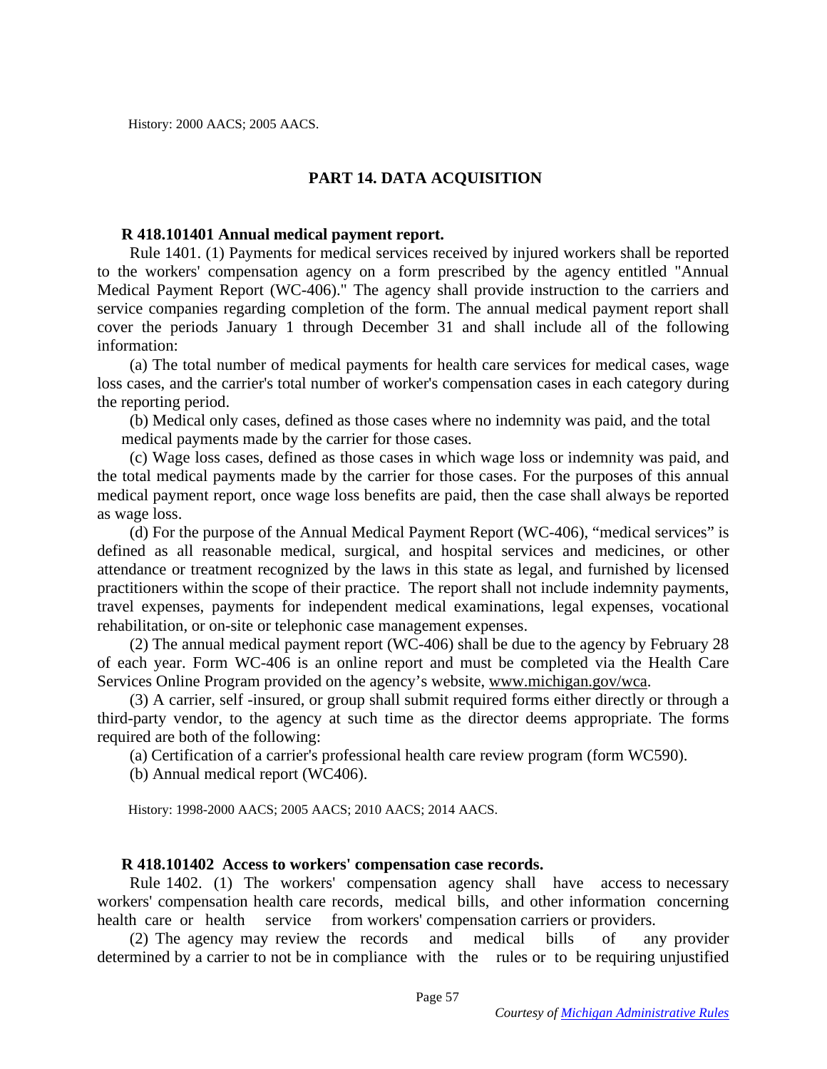History: 2000 AACS; 2005 AACS.

## PART 14. DATA ACQUISITION

**R 418.101401 Annual medical payment report.**

Rule 1401. (1) Payments for medical services received by injured workers shall be reported to the workers' compensation agency on a form prescribed by the agency entitled "Annual Medical Payment Report (WC-406)." The agency shall provide instruction to the carriers and service companies regarding completion of the form. The annual medical payment report shall cover the periods January 1 through December 31 and shall include all of the following information:

(a) The total number of medical payments for health care services for medical cases, wage loss cases, and the carrier's total number of worker's compensation cases in each category during the reporting period.

(b) Medical only cases, defined as those cases where no indemnity was paid, and the total medical payments made by the carrier for those cases.

(c) Wage loss cases, defined as those cases in which wage loss or indemnity was paid, and the total medical payments made by the carrier for those cases. For the purposes of this annual medical payment report, once wage loss benefits are paid, then the case shall always be reported as wage loss.

(d) For the purpose of the Annual Medical Payment Report (WC-406), "medical services" is defined as all reasonable medical, surgical, and hospital services and medicines, or other attendance or treatment recognized by the laws in this state as legal, and furnished by licensed practitioners within the scope of their practice. The report shall not include indemnity payments, travel expenses, payments for independent medical examinations, legal expenses, vocational rehabilitation, or on-site or telephonic case management expenses.

(2) The annual medical payment report (WC-406) shall be due to the agency by February 28 of each year. Form WC-406 is an online report and must be completed via the Health Care Services Online Program provided on the agency's website, www.michigan.gov/wca.

(3) A carrier, self -insured, or group shall submit required forms either directly or through a third-party vendor, to the agency at such time as the director deems appropriate. The forms required are both of the following:

(a) Certification of a carrier's professional health care review program (form WC590).

(b) Annual medical report (WC406).

History: 1998-2000 AACS; 2005 AACS; 2010 AACS; 2014 AACS.

**R 418.101402 Access to workers' compensation case records.**

Rule 1402. (1) The workers' compensation agency shall have access to necessary workers' compensation health care records, medical bills, and other information concerning health care or health service from workers' compensation carriers or providers.

(2) The agency may review the records and medical bills of any provider determined by a carrier to not be in compliance with the rules or to be requiring unjustified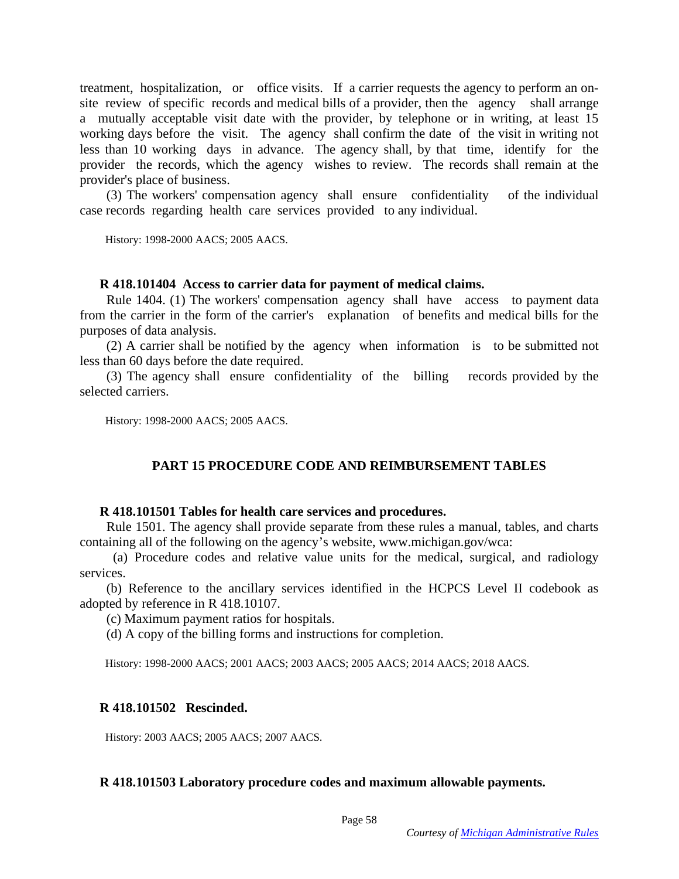treatment, hospitalization, or office visits. If a carrier requests the agency to perform an on-site review of specific records and medical bills of a provider, then the agency shall arrange a mutually acceptable visit date with the provider, by telephone or in writing, at least 15 working days before the visit. The agency shall confirm the date of the visit in writing not less than 10 working days in advance. The agency shall, by that time, identify for the provider the records, which the agency wishes to review. The records shall remain at the provider's place of business.

(3) The workers' compensation agency shall ensure confidentiality of the individual case records regarding health care services provided to any individual.

History: 1998-2000 AACS; 2005 AACS.

**R 418.101404 Access to carrier data for payment of medical claims.**

Rule 1404. (1) The workers' compensation agency shall have access to payment data from the carrier in the form of the carrier's explanation of benefits and medical bills for the purposes of data analysis.

(2) A carrier shall be notified by the agency when information is to be submitted not less than 60 days before the date required.

(3) The agency shall ensure confidentiality of the billing records provided by the selected carriers.

History: 1998-2000 AACS; 2005 AACS.

## PART 15 PROCEDURE CODE AND REIMBURSEMENT TABLES

**R 418.101501 Tables for health care services and procedures.**

Rule 1501. The agency shall provide separate from these rules a manual, tables, and charts containing all of the following on the agency's website, www.michigan.gov/wca:

(a) Procedure codes and relative value units for the medical, surgical, and radiology services.

(b) Reference to the ancillary services identified in the HCPCS Level II codebook as adopted by reference in R 418.10107.

(c) Maximum payment ratios for hospitals.

(d) A copy of the billing forms and instructions for completion.

History: 1998-2000 AACS; 2001 AACS; 2003 AACS; 2005 AACS; 2014 AACS; 2018 AACS.

**R 418.101502 Rescinded.**

History: 2003 AACS; 2005 AACS; 2007 AACS.

**R 418.101503 Laboratory procedure codes and maximum allowable payments.**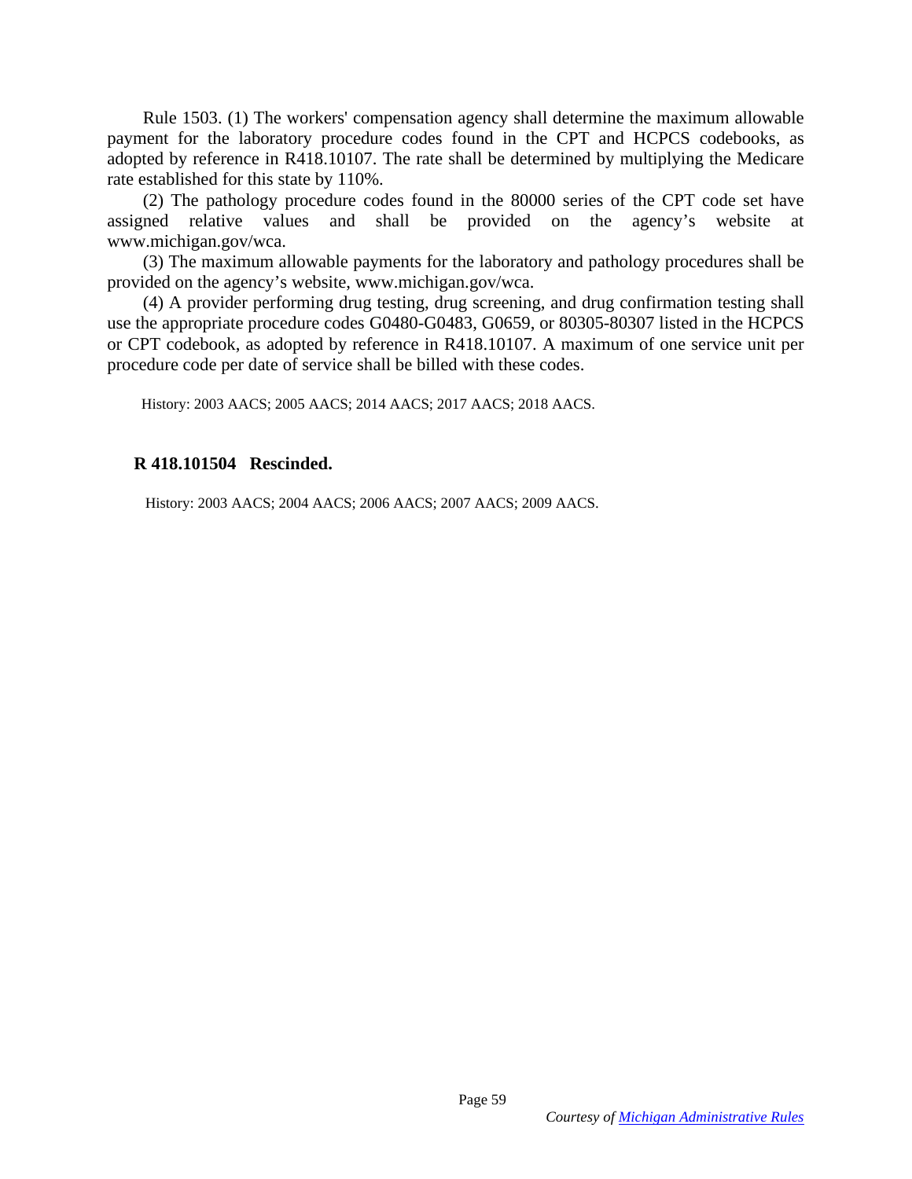Rule 1503. (1) The workers' compensation agency shall determine the maximum allowable payment for the laboratory procedure codes found in the CPT and HCPCS codebooks, as adopted by reference in R418.10107. The rate shall be determined by multiplying the Medicare rate established for this state by 110%.

(2) The pathology procedure codes found in the 80000 series of the CPT code set have assigned relative values and shall be provided on the agency's website at www.michigan.gov/wca.

(3) The maximum allowable payments for the laboratory and pathology procedures shall be provided on the agency's website, www.michigan.gov/wca.

(4) A provider performing drug testing, drug screening, and drug confirmation testing shall use the appropriate procedure codes G0480-G0483, G0659, or 80305-80307 listed in the HCPCS or CPT codebook, as adopted by reference in R418.10107. A maximum of one service unit per procedure code per date of service shall be billed with these codes.

History: 2003 AACS; 2005 AACS; 2014 AACS; 2017 AACS; 2018 AACS.

**R 418.101504 Rescinded.**

History: 2003 AACS; 2004 AACS; 2006 AACS; 2007 AACS; 2009 AACS.

*Courtesy of Michigan Administrative Rules*